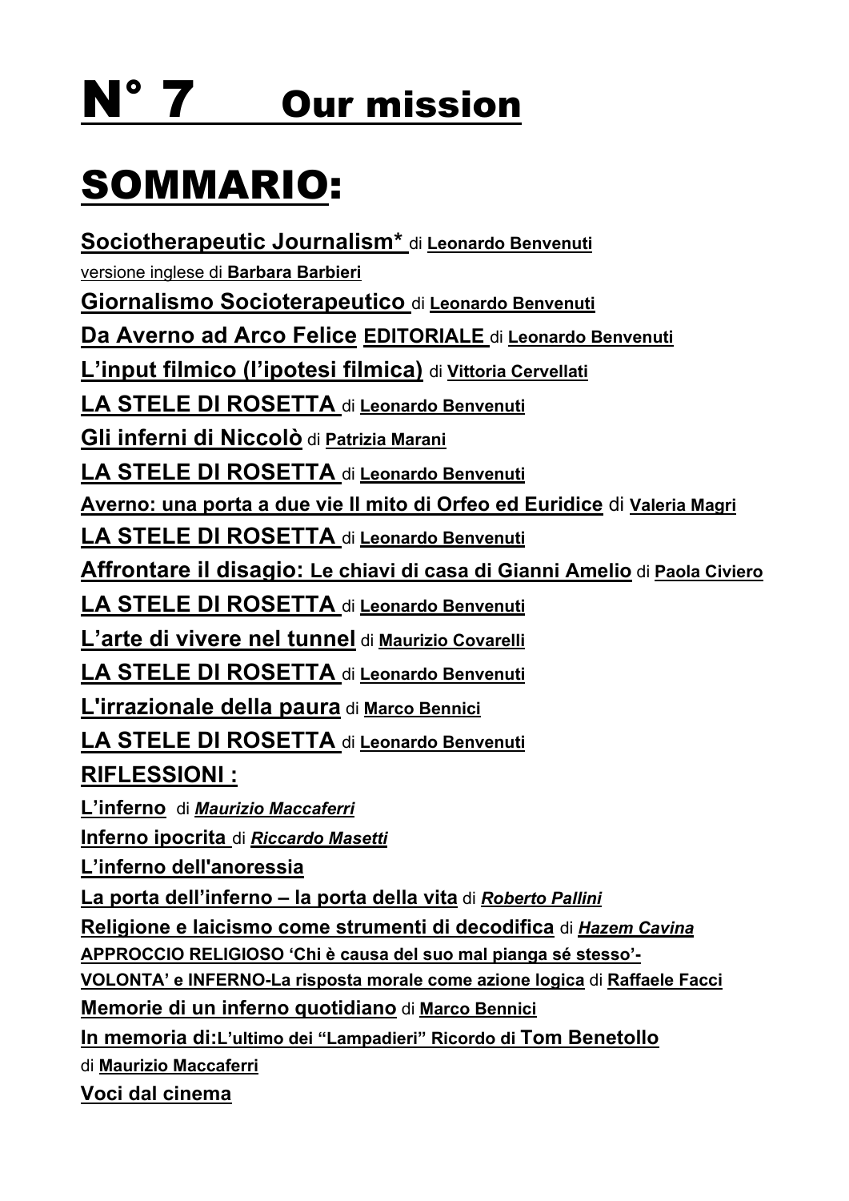# N° 7 Our mission

# SOMMARIO:

**Sociotherapeutic Journalism*** di **Leonardo Benvenuti**

versione inglese di **Barbara Barbieri**

**Giornalismo Socioterapeutico** di **Leonardo Benvenuti**

**Da Averno ad Arco Felice** **EDITORIALE** di **Leonardo Benvenuti**

**L'input filmico (l'ipotesi filmica)** di **Vittoria Cervellati**

**LA STELE DI ROSETTA** di **Leonardo Benvenuti**

**Gli inferni di Niccolò** di **Patrizia Marani**

**LA STELE DI ROSETTA** di **Leonardo Benvenuti**

**Averno: una porta a due vie Il mito di Orfeo ed Euridice** di **Valeria Magri**

**LA STELE DI ROSETTA** di **Leonardo Benvenuti**

**Affrontare il disagio: Le chiavi di casa di Gianni Amelio** di **Paola Civiero**

**LA STELE DI ROSETTA** di **Leonardo Benvenuti**

**L'arte di vivere nel tunnel** di **Maurizio Covarelli**

**LA STELE DI ROSETTA** di **Leonardo Benvenuti**

**L'irrazionale della paura** di **Marco Bennici**

**LA STELE DI ROSETTA** di **Leonardo Benvenuti**

**RIFLESSIONI :**

**L'inferno** di ***Maurizio Maccaferri***

**Inferno ipocrita** di ***Riccardo Masetti***

**L'inferno dell'anoressia**

**La porta dell'inferno – la porta della vita** di ***Roberto Pallini***

**Religione e laicismo come strumenti di decodifica** di ***Hazem Cavina***

**APPROCCIO RELIGIOSO 'Chi è causa del suo mal pianga sé stesso'-**

**VOLONTA' e INFERNO-La risposta morale come azione logica** di **Raffaele Facci**

**Memorie di un inferno quotidiano** di **Marco Bennici**

**In memoria di:L'ultimo dei "Lampadieri" Ricordo di Tom Benetollo**

di **Maurizio Maccaferri**

**Voci dal cinema**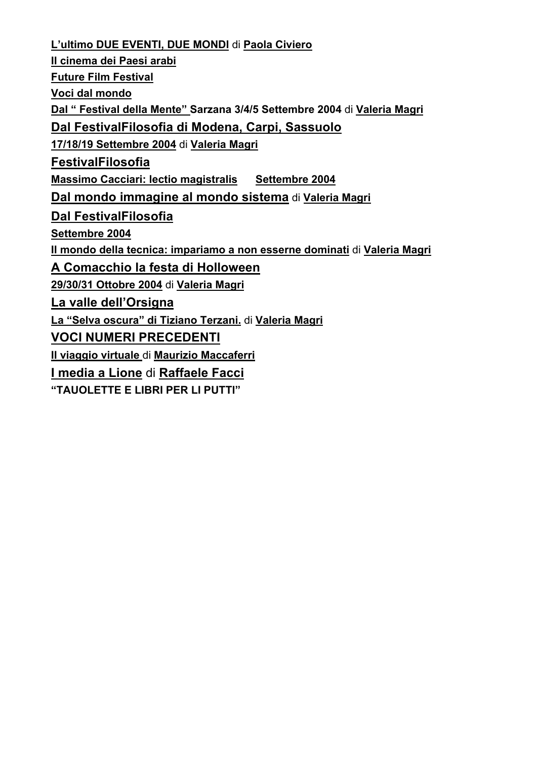**L'ultimo DUE EVENTI, DUE MONDI** di **Paola Civiero**

**Il cinema dei Paesi arabi**

**Future Film Festival**

**Voci dal mondo**

**Dal " Festival della Mente" Sarzana 3/4/5 Settembre 2004** di **Valeria Magri**

**Dal FestivalFilosofia di Modena, Carpi, Sassuolo**

**17/18/19 Settembre 2004** di **Valeria Magri**

**FestivalFilosofia**

**Massimo Cacciari: lectio magistralis Settembre 2004**

**Dal mondo immagine al mondo sistema** di **Valeria Magri**

**Dal FestivalFilosofia**

**Settembre 2004**

**Il mondo della tecnica: impariamo a non esserne dominati** di **Valeria Magri**

**A Comacchio la festa di Holloween**

**29/30/31 Ottobre 2004** di **Valeria Magri**

**La valle dell'Orsigna**

**La "Selva oscura" di Tiziano Terzani.** di **Valeria Magri**

**VOCI NUMERI PRECEDENTI**

**Il viaggio virtuale** di **Maurizio Maccaferri**

**I media a Lione** di **Raffaele Facci**

**"TAUOLETTE E LIBRI PER LI PUTTI"**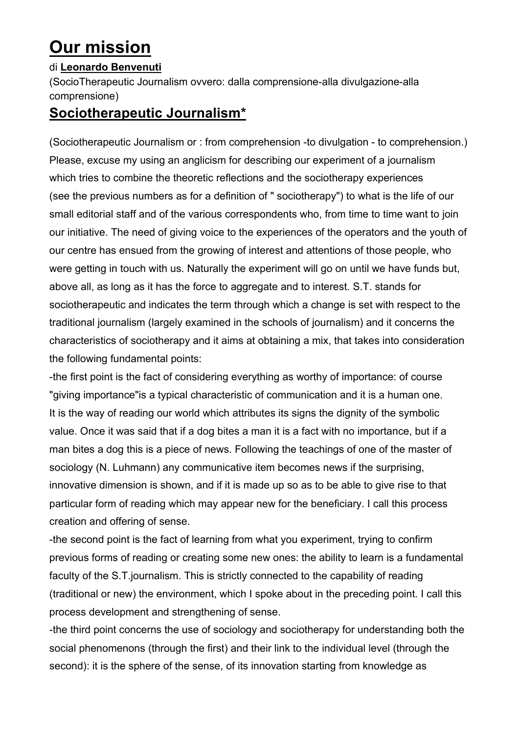# Our mission

di **Leonardo Benvenuti**

(SocioTherapeutic Journalism ovvero: dalla comprensione-alla divulgazione-alla comprensione)

## Sociotherapeutic Journalism*

(Sociotherapeutic Journalism or : from comprehension -to divulgation - to comprehension.) Please, excuse my using an anglicism for describing our experiment of a journalism which tries to combine the theoretic reflections and the sociotherapy experiences (see the previous numbers as for a definition of " sociotherapy") to what is the life of our small editorial staff and of the various correspondents who, from time to time want to join our initiative. The need of giving voice to the experiences of the operators and the youth of our centre has ensued from the growing of interest and attentions of those people, who were getting in touch with us. Naturally the experiment will go on until we have funds but, above all, as long as it has the force to aggregate and to interest. S.T. stands for sociotherapeutic and indicates the term through which a change is set with respect to the traditional journalism (largely examined in the schools of journalism) and it concerns the characteristics of sociotherapy and it aims at obtaining a mix, that takes into consideration the following fundamental points:

-the first point is the fact of considering everything as worthy of importance: of course "giving importance"is a typical characteristic of communication and it is a human one. It is the way of reading our world which attributes its signs the dignity of the symbolic value. Once it was said that if a dog bites a man it is a fact with no importance, but if a man bites a dog this is a piece of news. Following the teachings of one of the master of sociology (N. Luhmann) any communicative item becomes news if the surprising, innovative dimension is shown, and if it is made up so as to be able to give rise to that particular form of reading which may appear new for the beneficiary. I call this process creation and offering of sense.

-the second point is the fact of learning from what you experiment, trying to confirm previous forms of reading or creating some new ones: the ability to learn is a fundamental faculty of the S.T.journalism. This is strictly connected to the capability of reading (traditional or new) the environment, which I spoke about in the preceding point. I call this process development and strengthening of sense.

-the third point concerns the use of sociology and sociotherapy for understanding both the social phenomenons (through the first) and their link to the individual level (through the second): it is the sphere of the sense, of its innovation starting from knowledge as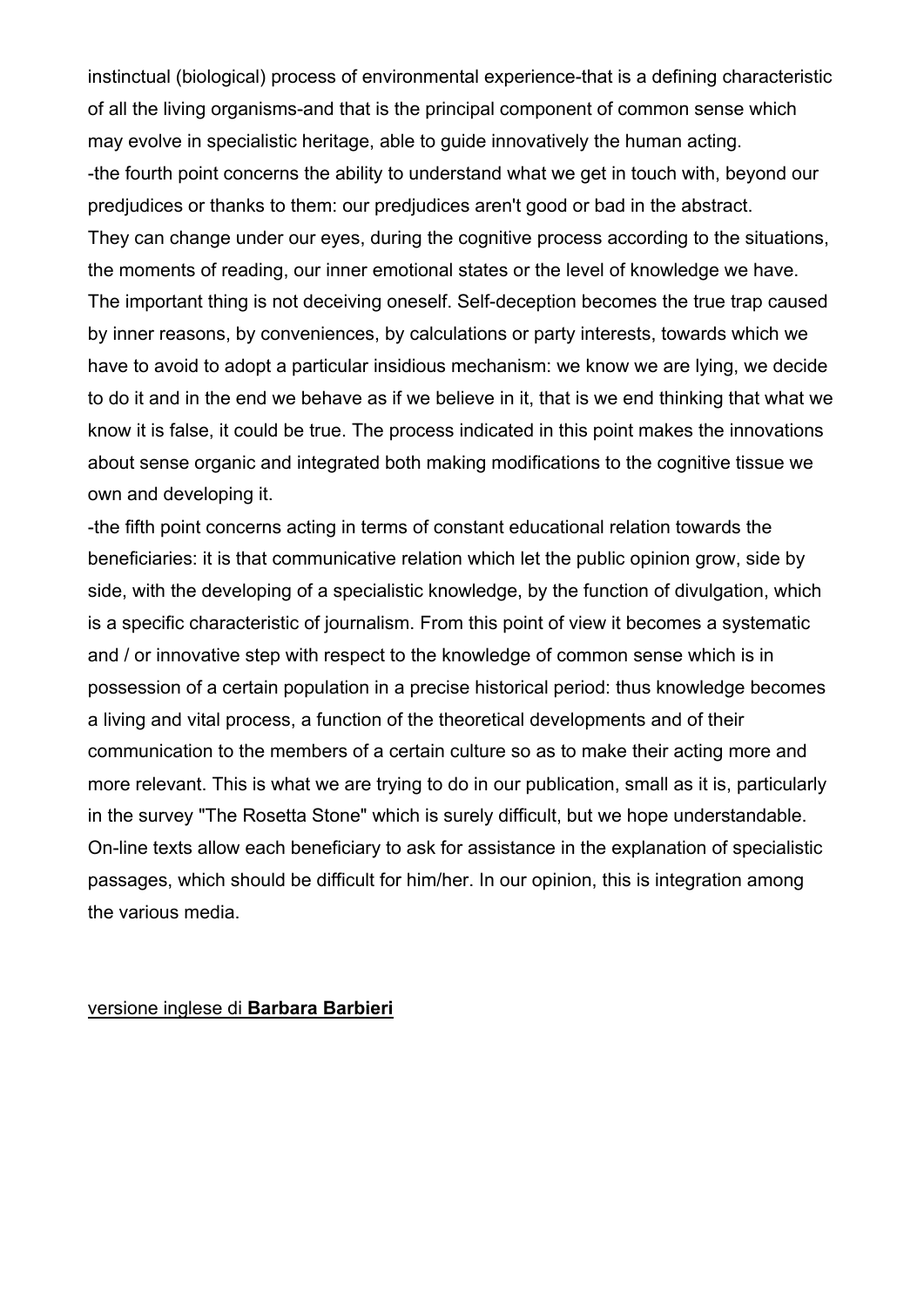instinctual (biological) process of environmental experience-that is a defining characteristic of all the living organisms-and that is the principal component of common sense which may evolve in specialistic heritage, able to guide innovatively the human acting.

-the fourth point concerns the ability to understand what we get in touch with, beyond our predjudices or thanks to them: our predjudices aren't good or bad in the abstract. They can change under our eyes, during the cognitive process according to the situations, the moments of reading, our inner emotional states or the level of knowledge we have. The important thing is not deceiving oneself. Self-deception becomes the true trap caused by inner reasons, by conveniences, by calculations or party interests, towards which we have to avoid to adopt a particular insidious mechanism: we know we are lying, we decide to do it and in the end we behave as if we believe in it, that is we end thinking that what we know it is false, it could be true. The process indicated in this point makes the innovations about sense organic and integrated both making modifications to the cognitive tissue we own and developing it.

-the fifth point concerns acting in terms of constant educational relation towards the beneficiaries: it is that communicative relation which let the public opinion grow, side by side, with the developing of a specialistic knowledge, by the function of divulgation, which is a specific characteristic of journalism. From this point of view it becomes a systematic and / or innovative step with respect to the knowledge of common sense which is in possession of a certain population in a precise historical period: thus knowledge becomes a living and vital process, a function of the theoretical developments and of their communication to the members of a certain culture so as to make their acting more and more relevant. This is what we are trying to do in our publication, small as it is, particularly in the survey "The Rosetta Stone" which is surely difficult, but we hope understandable. On-line texts allow each beneficiary to ask for assistance in the explanation of specialistic passages, which should be difficult for him/her. In our opinion, this is integration among the various media.

versione inglese di **Barbara Barbieri**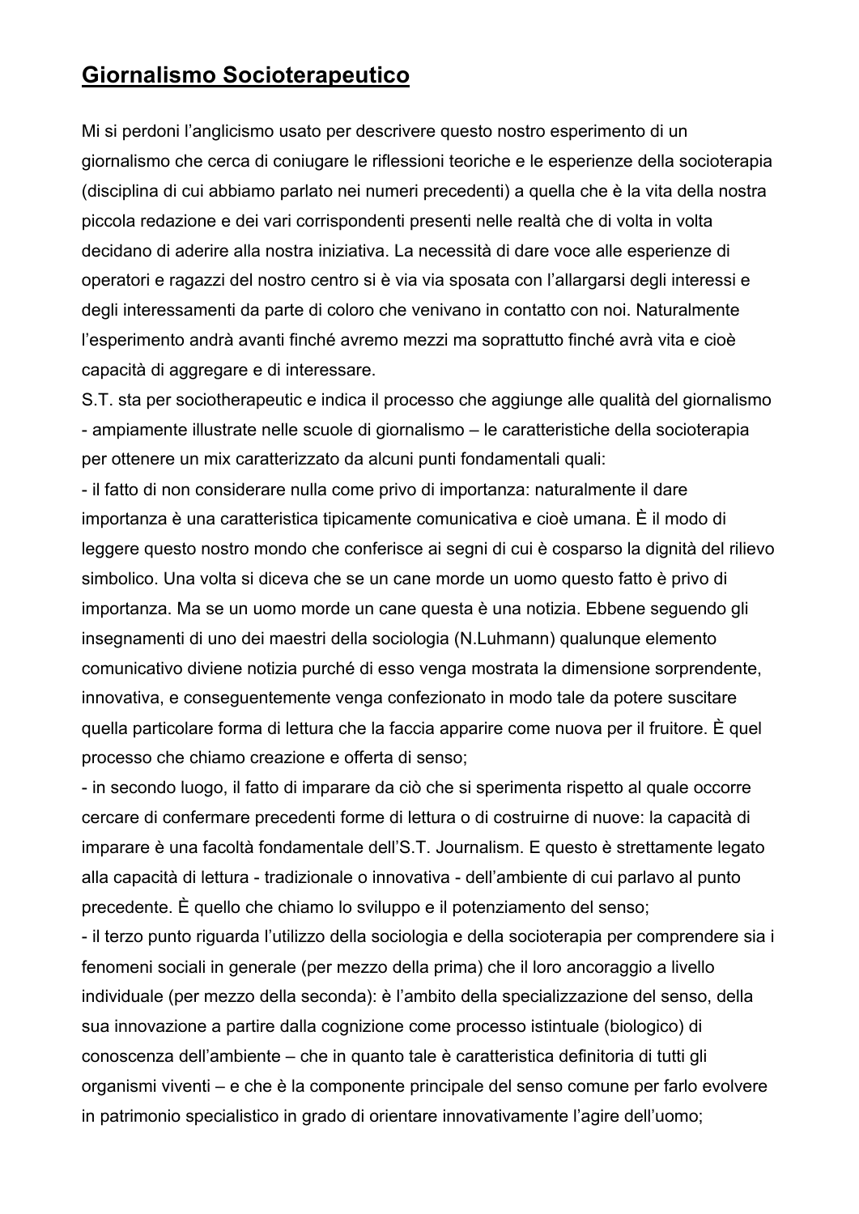## Giornalismo Socioterapeutico

Mi si perdoni l'anglicismo usato per descrivere questo nostro esperimento di un giornalismo che cerca di coniugare le riflessioni teoriche e le esperienze della socioterapia (disciplina di cui abbiamo parlato nei numeri precedenti) a quella che è la vita della nostra piccola redazione e dei vari corrispondenti presenti nelle realtà che di volta in volta decidano di aderire alla nostra iniziativa. La necessità di dare voce alle esperienze di operatori e ragazzi del nostro centro si è via via sposata con l'allargarsi degli interessi e degli interessamenti da parte di coloro che venivano in contatto con noi. Naturalmente l'esperimento andrà avanti finché avremo mezzi ma soprattutto finché avrà vita e cioè capacità di aggregare e di interessare.

S.T. sta per sociotherapeutic e indica il processo che aggiunge alle qualità del giornalismo - ampiamente illustrate nelle scuole di giornalismo – le caratteristiche della socioterapia per ottenere un mix caratterizzato da alcuni punti fondamentali quali:

- il fatto di non considerare nulla come privo di importanza: naturalmente il dare importanza è una caratteristica tipicamente comunicativa e cioè umana. È il modo di leggere questo nostro mondo che conferisce ai segni di cui è cosparso la dignità del rilievo simbolico. Una volta si diceva che se un cane morde un uomo questo fatto è privo di importanza. Ma se un uomo morde un cane questa è una notizia. Ebbene seguendo gli insegnamenti di uno dei maestri della sociologia (N.Luhmann) qualunque elemento comunicativo diviene notizia purché di esso venga mostrata la dimensione sorprendente, innovativa, e conseguentemente venga confezionato in modo tale da potere suscitare quella particolare forma di lettura che la faccia apparire come nuova per il fruitore. È quel processo che chiamo creazione e offerta di senso;
- in secondo luogo, il fatto di imparare da ciò che si sperimenta rispetto al quale occorre cercare di confermare precedenti forme di lettura o di costruirne di nuove: la capacità di imparare è una facoltà fondamentale dell'S.T. Journalism. E questo è strettamente legato alla capacità di lettura - tradizionale o innovativa - dell'ambiente di cui parlavo al punto precedente. È quello che chiamo lo sviluppo e il potenziamento del senso;
- il terzo punto riguarda l'utilizzo della sociologia e della socioterapia per comprendere sia i fenomeni sociali in generale (per mezzo della prima) che il loro ancoraggio a livello individuale (per mezzo della seconda): è l'ambito della specializzazione del senso, della sua innovazione a partire dalla cognizione come processo istintuale (biologico) di conoscenza dell'ambiente – che in quanto tale è caratteristica definitoria di tutti gli organismi viventi – e che è la componente principale del senso comune per farlo evolvere in patrimonio specialistico in grado di orientare innovativamente l'agire dell'uomo;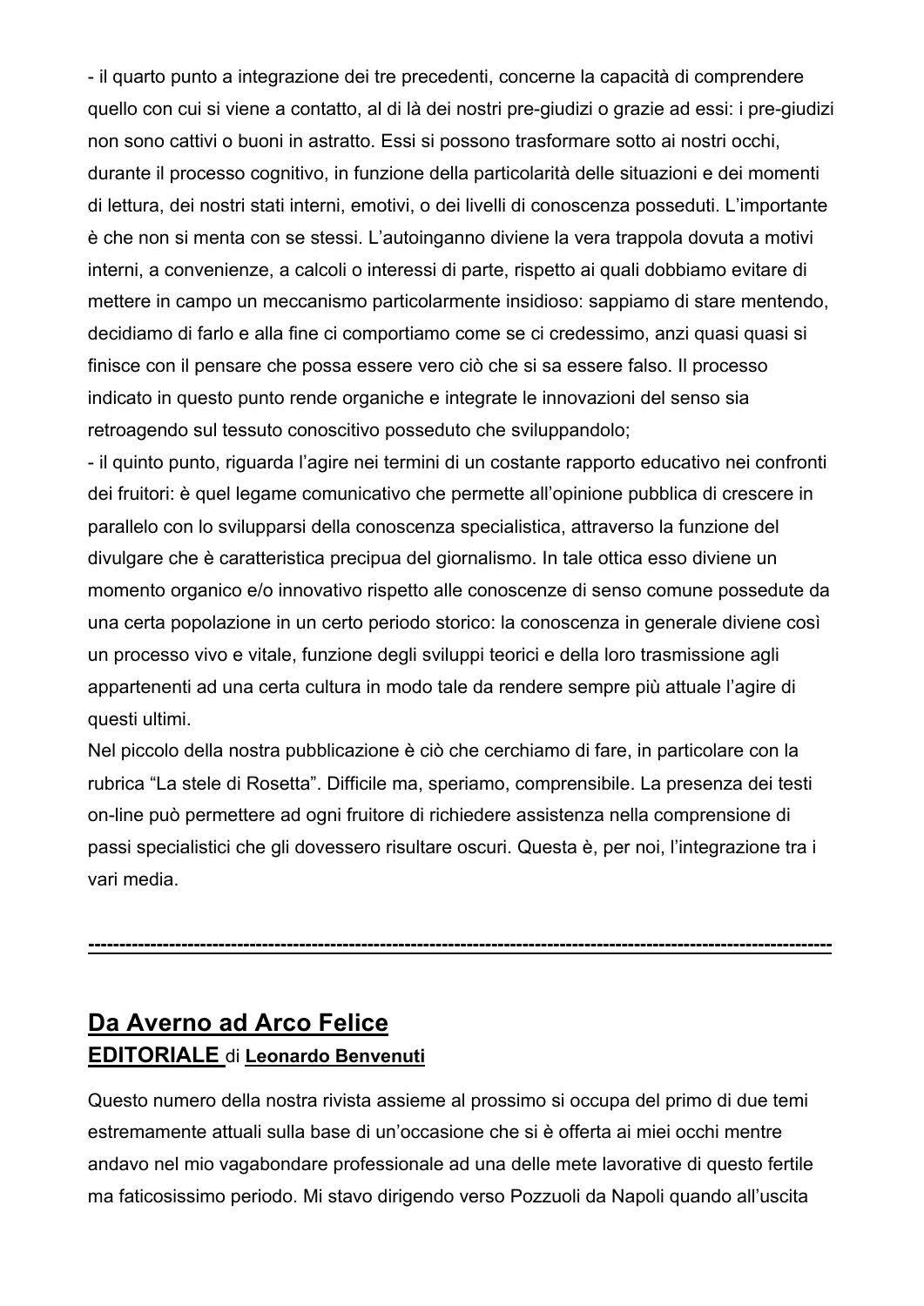- il quarto punto a integrazione dei tre precedenti, concerne la capacità di comprendere quello con cui si viene a contatto, al di là dei nostri pre-giudizi o grazie ad essi: i pre-giudizi non sono cattivi o buoni in astratto. Essi si possono trasformare sotto ai nostri occhi, durante il processo cognitivo, in funzione della particolarità delle situazioni e dei momenti di lettura, dei nostri stati interni, emotivi, o dei livelli di conoscenza posseduti. L'importante è che non si menta con se stessi. L'autoinganno diviene la vera trappola dovuta a motivi interni, a convenienze, a calcoli o interessi di parte, rispetto ai quali dobbiamo evitare di mettere in campo un meccanismo particolarmente insidioso: sappiamo di stare mentendo, decidiamo di farlo e alla fine ci comportiamo come se ci credessimo, anzi quasi quasi si finisce con il pensare che possa essere vero ciò che si sa essere falso. Il processo indicato in questo punto rende organiche e integrate le innovazioni del senso sia retroagendo sul tessuto conoscitivo posseduto che sviluppandolo;
- il quinto punto, riguarda l'agire nei termini di un costante rapporto educativo nei confronti dei fruitori: è quel legame comunicativo che permette all'opinione pubblica di crescere in parallelo con lo svilupparsi della conoscenza specialistica, attraverso la funzione del divulgare che è caratteristica precipua del giornalismo. In tale ottica esso diviene un momento organico e/o innovativo rispetto alle conoscenze di senso comune possedute da una certa popolazione in un certo periodo storico: la conoscenza in generale diviene così un processo vivo e vitale, funzione degli sviluppi teorici e della loro trasmissione agli appartenenti ad una certa cultura in modo tale da rendere sempre più attuale l'agire di questi ultimi.

Nel piccolo della nostra pubblicazione è ciò che cerchiamo di fare, in particolare con la rubrica "La stele di Rosetta". Difficile ma, speriamo, comprensibile. La presenza dei testi on-line può permettere ad ogni fruitore di richiedere assistenza nella comprensione di passi specialistici che gli dovessero risultare oscuri. Questa è, per noi, l'integrazione tra i vari media.

---

## Da Averno ad Arco Felice

**EDITORIALE** di **Leonardo Benvenuti**

Questo numero della nostra rivista assieme al prossimo si occupa del primo di due temi estremamente attuali sulla base di un'occasione che si è offerta ai miei occhi mentre andavo nel mio vagabondare professionale ad una delle mete lavorative di questo fertile ma faticosissimo periodo. Mi stavo dirigendo verso Pozzuoli da Napoli quando all'uscita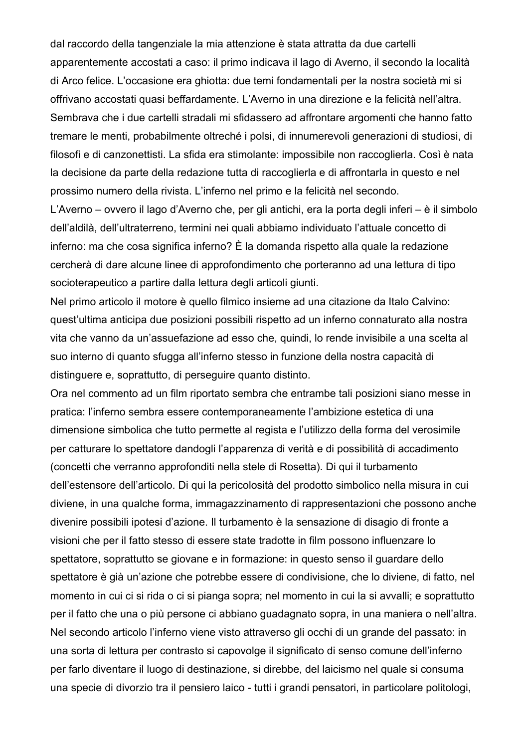dal raccordo della tangenziale la mia attenzione è stata attratta da due cartelli apparentemente accostati a caso: il primo indicava il lago di Averno, il secondo la località di Arco felice. L'occasione era ghiotta: due temi fondamentali per la nostra società mi si offrivano accostati quasi beffardamente. L'Averno in una direzione e la felicità nell'altra. Sembrava che i due cartelli stradali mi sfidassero ad affrontare argomenti che hanno fatto tremare le menti, probabilmente oltreché i polsi, di innumerevoli generazioni di studiosi, di filosofi e di canzonettisti. La sfida era stimolante: impossibile non raccoglierla. Così è nata la decisione da parte della redazione tutta di raccoglierla e di affrontarla in questo e nel prossimo numero della rivista. L'inferno nel primo e la felicità nel secondo.

L'Averno – ovvero il lago d'Averno che, per gli antichi, era la porta degli inferi – è il simbolo dell'aldilà, dell'ultraterreno, termini nei quali abbiamo individuato l'attuale concetto di inferno: ma che cosa significa inferno? È la domanda rispetto alla quale la redazione cercherà di dare alcune linee di approfondimento che porteranno ad una lettura di tipo socioterapeutico a partire dalla lettura degli articoli giunti.

Nel primo articolo il motore è quello filmico insieme ad una citazione da Italo Calvino: quest'ultima anticipa due posizioni possibili rispetto ad un inferno connaturato alla nostra vita che vanno da un'assuefazione ad esso che, quindi, lo rende invisibile a una scelta al suo interno di quanto sfugga all'inferno stesso in funzione della nostra capacità di distinguere e, soprattutto, di perseguire quanto distinto.

Ora nel commento ad un film riportato sembra che entrambe tali posizioni siano messe in pratica: l'inferno sembra essere contemporaneamente l'ambizione estetica di una dimensione simbolica che tutto permette al regista e l'utilizzo della forma del verosimile per catturare lo spettatore dandogli l'apparenza di verità e di possibilità di accadimento (concetti che verranno approfonditi nella stele di Rosetta). Di qui il turbamento dell'estensore dell'articolo. Di qui la pericolosità del prodotto simbolico nella misura in cui diviene, in una qualche forma, immagazzinamento di rappresentazioni che possono anche divenire possibili ipotesi d'azione. Il turbamento è la sensazione di disagio di fronte a visioni che per il fatto stesso di essere state tradotte in film possono influenzare lo spettatore, soprattutto se giovane e in formazione: in questo senso il guardare dello spettatore è già un'azione che potrebbe essere di condivisione, che lo diviene, di fatto, nel momento in cui ci si rida o ci si pianga sopra; nel momento in cui la si avvalli; e soprattutto per il fatto che una o più persone ci abbiano guadagnato sopra, in una maniera o nell'altra.

Nel secondo articolo l'inferno viene visto attraverso gli occhi di un grande del passato: in una sorta di lettura per contrasto si capovolge il significato di senso comune dell'inferno per farlo diventare il luogo di destinazione, si direbbe, del laicismo nel quale si consuma una specie di divorzio tra il pensiero laico - tutti i grandi pensatori, in particolare politologi,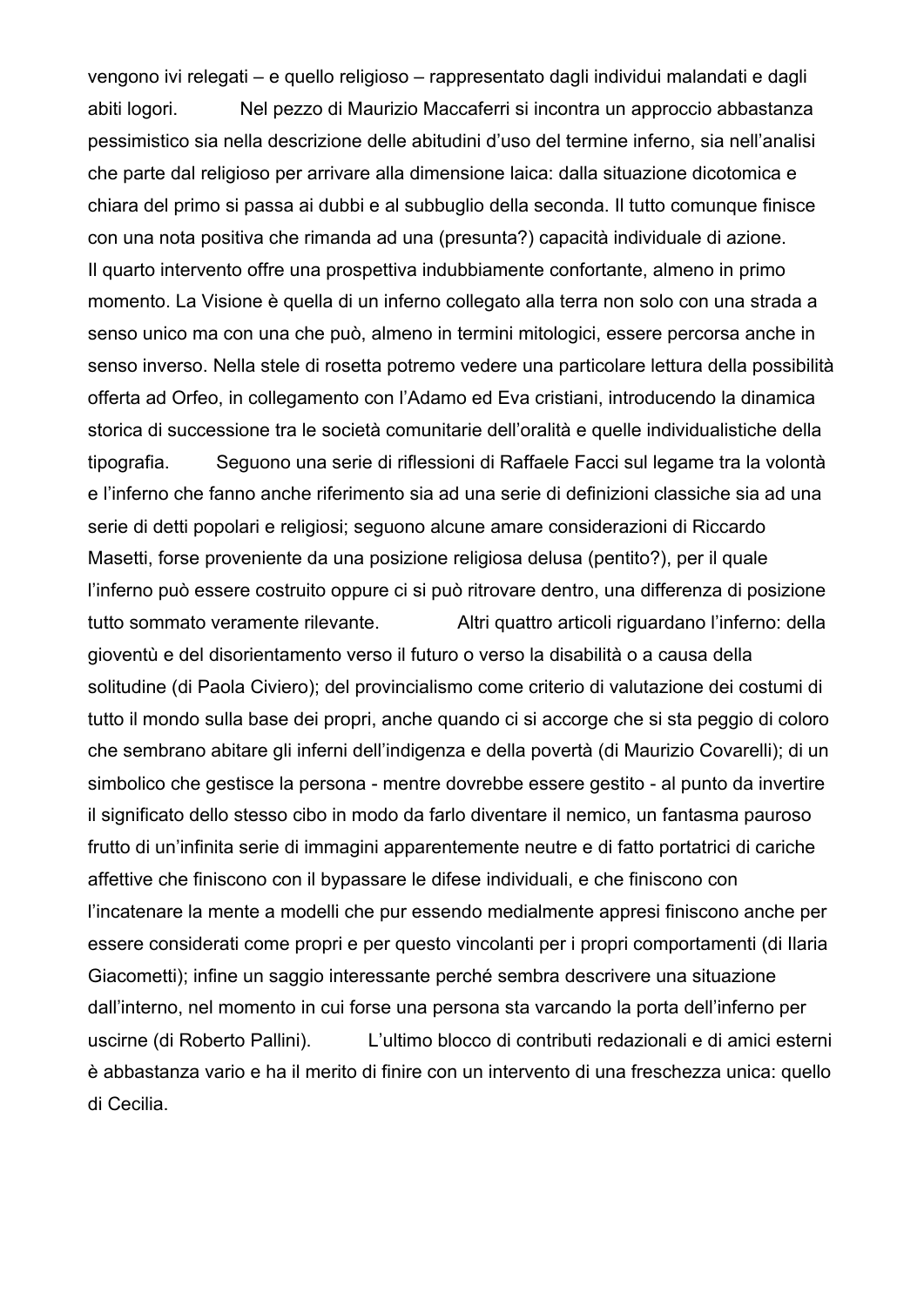vengono ivi relegati – e quello religioso – rappresentato dagli individui malandati e dagli abiti logori. Nel pezzo di Maurizio Maccaferri si incontra un approccio abbastanza pessimistico sia nella descrizione delle abitudini d'uso del termine inferno, sia nell'analisi che parte dal religioso per arrivare alla dimensione laica: dalla situazione dicotomica e chiara del primo si passa ai dubbi e al subbuglio della seconda. Il tutto comunque finisce con una nota positiva che rimanda ad una (presunta?) capacità individuale di azione.

Il quarto intervento offre una prospettiva indubbiamente confortante, almeno in primo momento. La Visione è quella di un inferno collegato alla terra non solo con una strada a senso unico ma con una che può, almeno in termini mitologici, essere percorsa anche in senso inverso. Nella stele di rosetta potremo vedere una particolare lettura della possibilità offerta ad Orfeo, in collegamento con l'Adamo ed Eva cristiani, introducendo la dinamica storica di successione tra le società comunitarie dell'oralità e quelle individualistiche della tipografia. Seguono una serie di riflessioni di Raffaele Facci sul legame tra la volontà e l'inferno che fanno anche riferimento sia ad una serie di definizioni classiche sia ad una serie di detti popolari e religiosi; seguono alcune amare considerazioni di Riccardo Masetti, forse proveniente da una posizione religiosa delusa (pentito?), per il quale l'inferno può essere costruito oppure ci si può ritrovare dentro, una differenza di posizione tutto sommato veramente rilevante. Altri quattro articoli riguardano l'inferno: della gioventù e del disorientamento verso il futuro o verso la disabilità o a causa della solitudine (di Paola Civiero); del provincialismo come criterio di valutazione dei costumi di tutto il mondo sulla base dei propri, anche quando ci si accorge che si sta peggio di coloro che sembrano abitare gli inferni dell'indigenza e della povertà (di Maurizio Covarelli); di un simbolico che gestisce la persona - mentre dovrebbe essere gestito - al punto da invertire il significato dello stesso cibo in modo da farlo diventare il nemico, un fantasma pauroso frutto di un'infinita serie di immagini apparentemente neutre e di fatto portatrici di cariche affettive che finiscono con il bypassare le difese individuali, e che finiscono con l'incatenare la mente a modelli che pur essendo medialmente appresi finiscono anche per essere considerati come propri e per questo vincolanti per i propri comportamenti (di Ilaria Giacometti); infine un saggio interessante perché sembra descrivere una situazione dall'interno, nel momento in cui forse una persona sta varcando la porta dell'inferno per uscirne (di Roberto Pallini). L'ultimo blocco di contributi redazionali e di amici esterni è abbastanza vario e ha il merito di finire con un intervento di una freschezza unica: quello di Cecilia.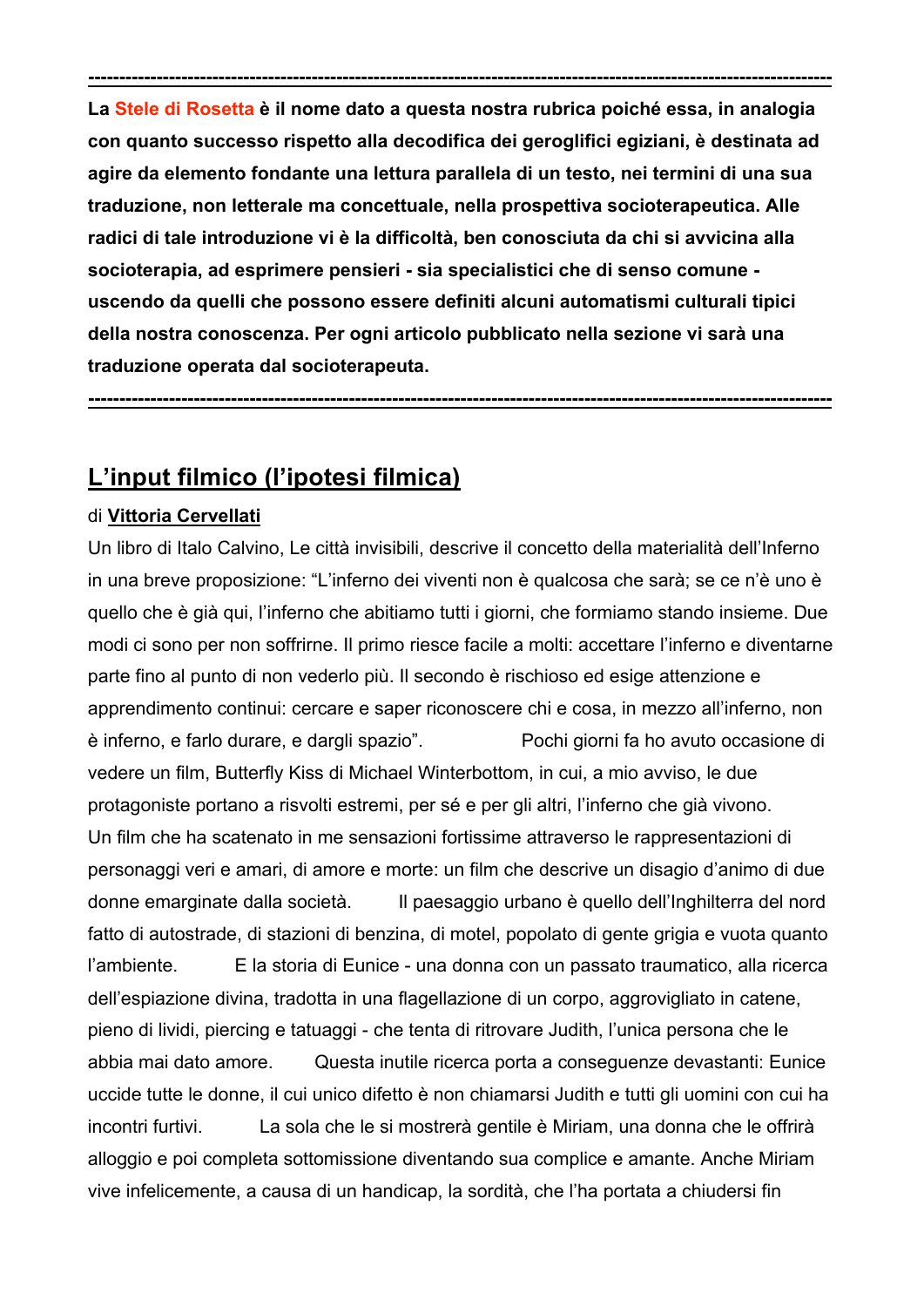---

**La Stele di Rosetta è il nome dato a questa nostra rubrica poiché essa, in analogia con quanto successo rispetto alla decodifica dei geroglifici egiziani, è destinata ad agire da elemento fondante una lettura parallela di un testo, nei termini di una sua traduzione, non letterale ma concettuale, nella prospettiva socioterapeutica. Alle radici di tale introduzione vi è la difficoltà, ben conosciuta da chi si avvicina alla socioterapia, ad esprimere pensieri - sia specialistici che di senso comune - uscendo da quelli che possono essere definiti alcuni automatismi culturali tipici della nostra conoscenza. Per ogni articolo pubblicato nella sezione vi sarà una traduzione operata dal socioterapeuta.**

---

## L'input filmico (l'ipotesi filmica)

di **Vittoria Cervellati**

Un libro di Italo Calvino, Le città invisibili, descrive il concetto della materialità dell'Inferno in una breve proposizione: "L'inferno dei viventi non è qualcosa che sarà; se ce n'è uno è quello che è già qui, l'inferno che abitiamo tutti i giorni, che formiamo stando insieme. Due modi ci sono per non soffrirne. Il primo riesce facile a molti: accettare l'inferno e diventarne parte fino al punto di non vederlo più. Il secondo è rischioso ed esige attenzione e apprendimento continui: cercare e saper riconoscere chi e cosa, in mezzo all'inferno, non è inferno, e farlo durare, e dargli spazio". Pochi giorni fa ho avuto occasione di vedere un film, Butterfly Kiss di Michael Winterbottom, in cui, a mio avviso, le due protagoniste portano a risvolti estremi, per sé e per gli altri, l'inferno che già vivono. Un film che ha scatenato in me sensazioni fortissime attraverso le rappresentazioni di personaggi veri e amari, di amore e morte: un film che descrive un disagio d'animo di due donne emarginate dalla società. Il paesaggio urbano è quello dell'Inghilterra del nord fatto di autostrade, di stazioni di benzina, di motel, popolato di gente grigia e vuota quanto l'ambiente. E la storia di Eunice - una donna con un passato traumatico, alla ricerca dell'espiazione divina, tradotta in una flagellazione di un corpo, aggrovigliato in catene, pieno di lividi, piercing e tatuaggi - che tenta di ritrovare Judith, l'unica persona che le abbia mai dato amore. Questa inutile ricerca porta a conseguenze devastanti: Eunice uccide tutte le donne, il cui unico difetto è non chiamarsi Judith e tutti gli uomini con cui ha incontri furtivi. La sola che le si mostrerà gentile è Miriam, una donna che le offrirà alloggio e poi completa sottomissione diventando sua complice e amante. Anche Miriam vive infelicemente, a causa di un handicap, la sordità, che l'ha portata a chiudersi fin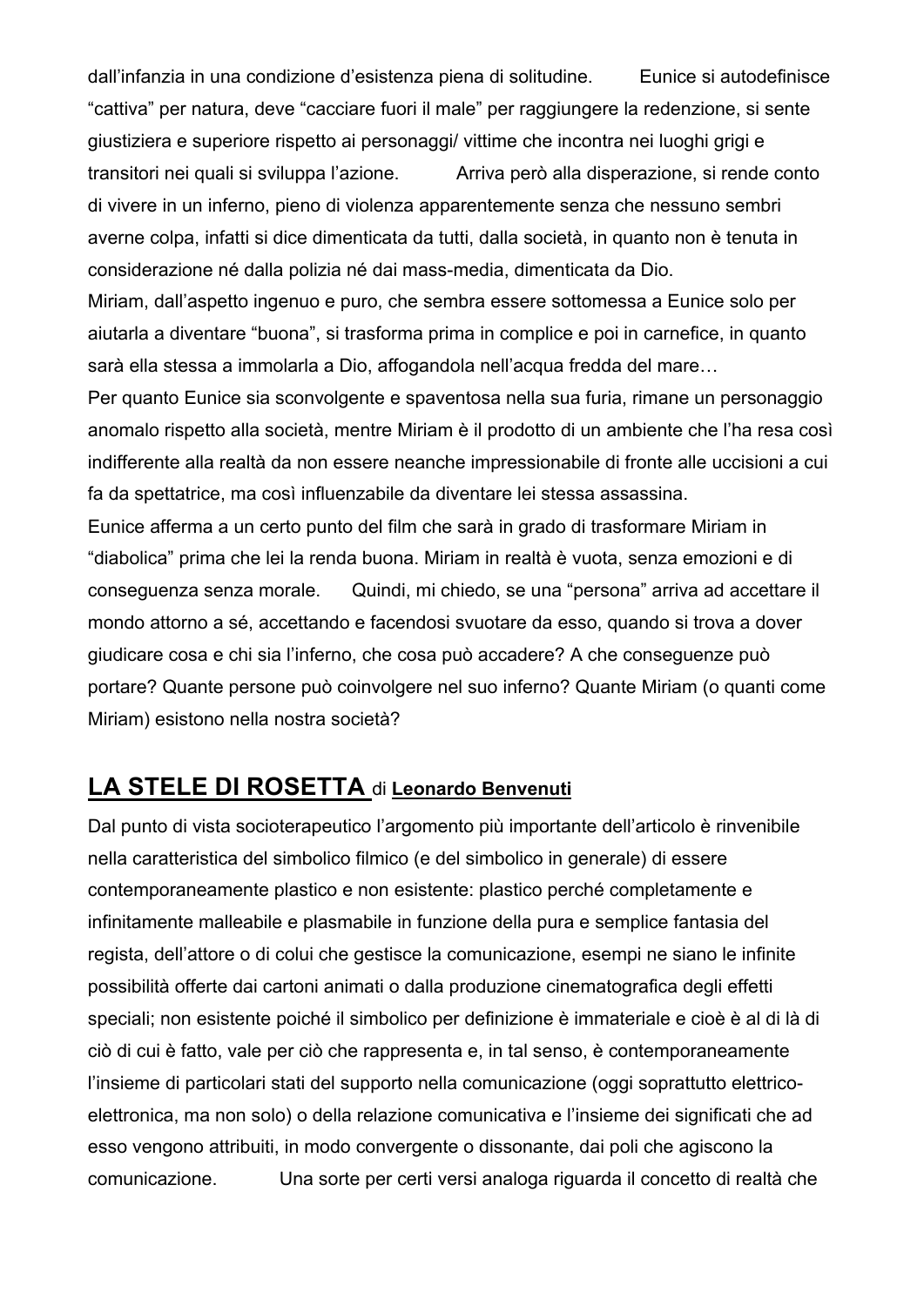dall'infanzia in una condizione d'esistenza piena di solitudine. Eunice si autodefinisce "cattiva" per natura, deve "cacciare fuori il male" per raggiungere la redenzione, si sente giustiziera e superiore rispetto ai personaggi/ vittime che incontra nei luoghi grigi e transitori nei quali si sviluppa l'azione. Arriva però alla disperazione, si rende conto di vivere in un inferno, pieno di violenza apparentemente senza che nessuno sembri averne colpa, infatti si dice dimenticata da tutti, dalla società, in quanto non è tenuta in considerazione né dalla polizia né dai mass-media, dimenticata da Dio.

Miriam, dall'aspetto ingenuo e puro, che sembra essere sottomessa a Eunice solo per aiutarla a diventare "buona", si trasforma prima in complice e poi in carnefice, in quanto sarà ella stessa a immolarla a Dio, affogandola nell'acqua fredda del mare…

Per quanto Eunice sia sconvolgente e spaventosa nella sua furia, rimane un personaggio anomalo rispetto alla società, mentre Miriam è il prodotto di un ambiente che l'ha resa così indifferente alla realtà da non essere neanche impressionabile di fronte alle uccisioni a cui fa da spettatrice, ma così influenzabile da diventare lei stessa assassina.

Eunice afferma a un certo punto del film che sarà in grado di trasformare Miriam in "diabolica" prima che lei la renda buona. Miriam in realtà è vuota, senza emozioni e di conseguenza senza morale. Quindi, mi chiedo, se una "persona" arriva ad accettare il mondo attorno a sé, accettando e facendosi svuotare da esso, quando si trova a dover giudicare cosa e chi sia l'inferno, che cosa può accadere? A che conseguenze può portare? Quante persone può coinvolgere nel suo inferno? Quante Miriam (o quanti come Miriam) esistono nella nostra società?

## **LA STELE DI ROSETTA** di **Leonardo Benvenuti**

Dal punto di vista socioterapeutico l'argomento più importante dell'articolo è rinvenibile nella caratteristica del simbolico filmico (e del simbolico in generale) di essere contemporaneamente plastico e non esistente: plastico perché completamente e infinitamente malleabile e plasmabile in funzione della pura e semplice fantasia del regista, dell'attore o di colui che gestisce la comunicazione, esempi ne siano le infinite possibilità offerte dai cartoni animati o dalla produzione cinematografica degli effetti speciali; non esistente poiché il simbolico per definizione è immateriale e cioè è al di là di ciò di cui è fatto, vale per ciò che rappresenta e, in tal senso, è contemporaneamente l'insieme di particolari stati del supporto nella comunicazione (oggi soprattutto elettrico-elettronica, ma non solo) o della relazione comunicativa e l'insieme dei significati che ad esso vengono attribuiti, in modo convergente o dissonante, dai poli che agiscono la comunicazione. Una sorte per certi versi analoga riguarda il concetto di realtà che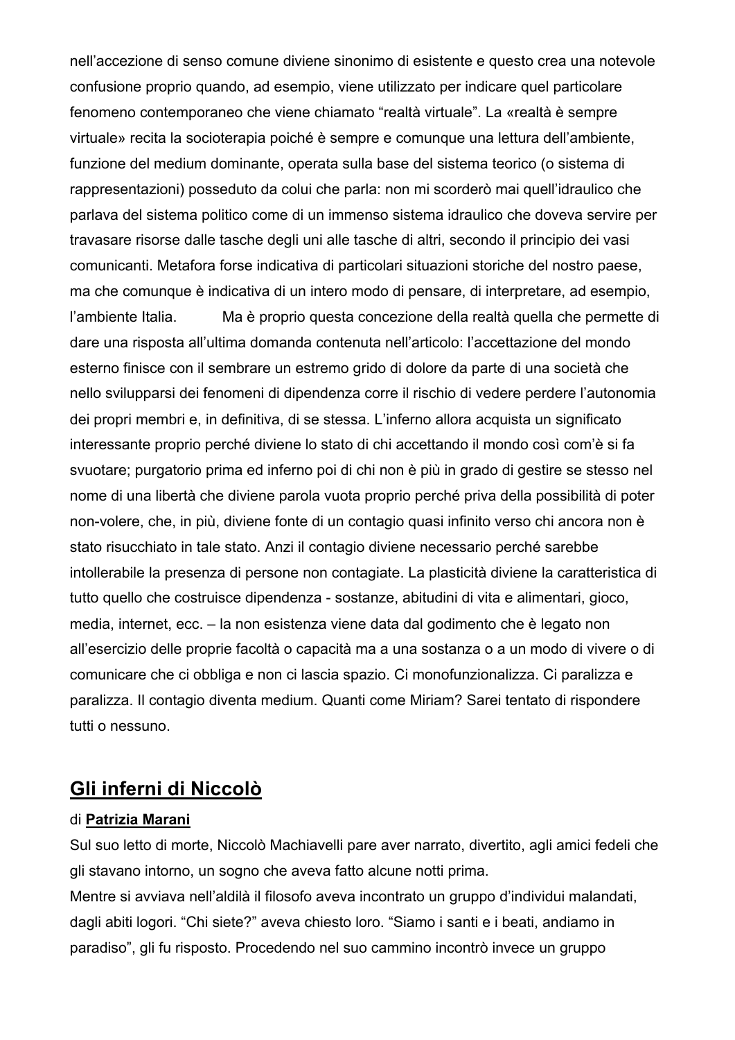nell'accezione di senso comune diviene sinonimo di esistente e questo crea una notevole confusione proprio quando, ad esempio, viene utilizzato per indicare quel particolare fenomeno contemporaneo che viene chiamato "realtà virtuale". La «realtà è sempre virtuale» recita la socioterapia poiché è sempre e comunque una lettura dell'ambiente, funzione del medium dominante, operata sulla base del sistema teorico (o sistema di rappresentazioni) posseduto da colui che parla: non mi scorderò mai quell'idraulico che parlava del sistema politico come di un immenso sistema idraulico che doveva servire per travasare risorse dalle tasche degli uni alle tasche di altri, secondo il principio dei vasi comunicanti. Metafora forse indicativa di particolari situazioni storiche del nostro paese, ma che comunque è indicativa di un intero modo di pensare, di interpretare, ad esempio, l'ambiente Italia. Ma è proprio questa concezione della realtà quella che permette di dare una risposta all'ultima domanda contenuta nell'articolo: l'accettazione del mondo esterno finisce con il sembrare un estremo grido di dolore da parte di una società che nello svilupparsi dei fenomeni di dipendenza corre il rischio di vedere perdere l'autonomia dei propri membri e, in definitiva, di se stessa. L'inferno allora acquista un significato interessante proprio perché diviene lo stato di chi accettando il mondo così com'è si fa svuotare; purgatorio prima ed inferno poi di chi non è più in grado di gestire se stesso nel nome di una libertà che diviene parola vuota proprio perché priva della possibilità di poter non-volere, che, in più, diviene fonte di un contagio quasi infinito verso chi ancora non è stato risucchiato in tale stato. Anzi il contagio diviene necessario perché sarebbe intollerabile la presenza di persone non contagiate. La plasticità diviene la caratteristica di tutto quello che costruisce dipendenza - sostanze, abitudini di vita e alimentari, gioco, media, internet, ecc. – la non esistenza viene data dal godimento che è legato non all'esercizio delle proprie facoltà o capacità ma a una sostanza o a un modo di vivere o di comunicare che ci obbliga e non ci lascia spazio. Ci monofunzionalizza. Ci paralizza e paralizza. Il contagio diventa medium. Quanti come Miriam? Sarei tentato di rispondere tutti o nessuno.

## Gli inferni di Niccolò

di **Patrizia Marani**

Sul suo letto di morte, Niccolò Machiavelli pare aver narrato, divertito, agli amici fedeli che gli stavano intorno, un sogno che aveva fatto alcune notti prima.

Mentre si avviava nell'aldilà il filosofo aveva incontrato un gruppo d'individui malandati, dagli abiti logori. "Chi siete?" aveva chiesto loro. "Siamo i santi e i beati, andiamo in paradiso", gli fu risposto. Procedendo nel suo cammino incontrò invece un gruppo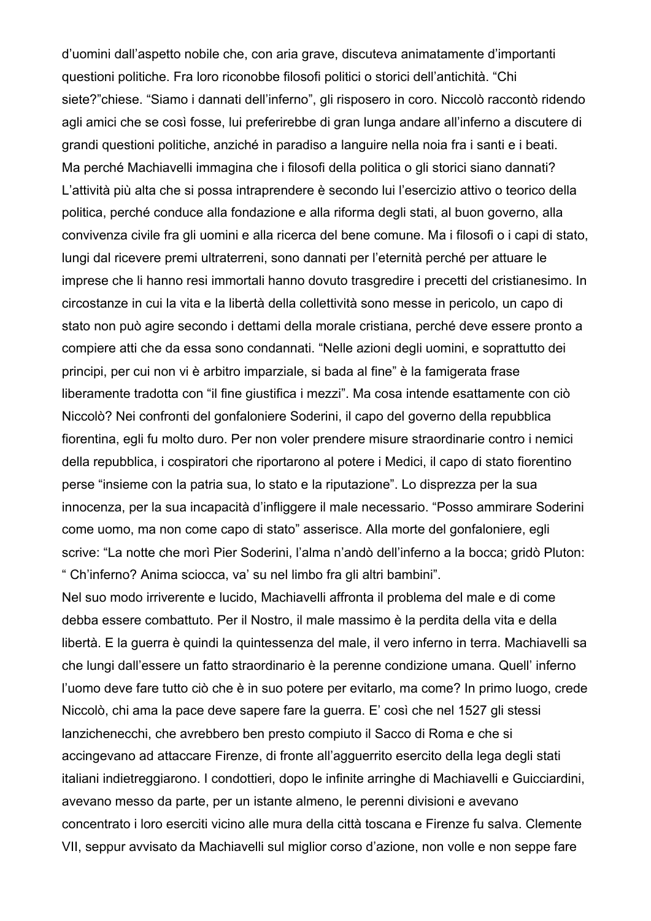d'uomini dall'aspetto nobile che, con aria grave, discuteva animatamente d'importanti questioni politiche. Fra loro riconobbe filosofi politici o storici dell'antichità. "Chi siete?"chiese. "Siamo i dannati dell'inferno", gli risposero in coro. Niccolò raccontò ridendo agli amici che se così fosse, lui preferirebbe di gran lunga andare all'inferno a discutere di grandi questioni politiche, anziché in paradiso a languire nella noia fra i santi e i beati.
Ma perché Machiavelli immagina che i filosofi della politica o gli storici siano dannati? L'attività più alta che si possa intraprendere è secondo lui l'esercizio attivo o teorico della politica, perché conduce alla fondazione e alla riforma degli stati, al buon governo, alla convivenza civile fra gli uomini e alla ricerca del bene comune. Ma i filosofi o i capi di stato, lungi dal ricevere premi ultraterreni, sono dannati per l'eternità perché per attuare le imprese che li hanno resi immortali hanno dovuto trasgredire i precetti del cristianesimo. In circostanze in cui la vita e la libertà della collettività sono messe in pericolo, un capo di stato non può agire secondo i dettami della morale cristiana, perché deve essere pronto a compiere atti che da essa sono condannati. "Nelle azioni degli uomini, e soprattutto dei principi, per cui non vi è arbitro imparziale, si bada al fine" è la famigerata frase liberamente tradotta con "il fine giustifica i mezzi". Ma cosa intende esattamente con ciò Niccolò? Nei confronti del gonfaloniere Soderini, il capo del governo della repubblica fiorentina, egli fu molto duro. Per non voler prendere misure straordinarie contro i nemici della repubblica, i cospiratori che riportarono al potere i Medici, il capo di stato fiorentino perse "insieme con la patria sua, lo stato e la riputazione". Lo disprezza per la sua innocenza, per la sua incapacità d'infliggere il male necessario. "Posso ammirare Soderini come uomo, ma non come capo di stato" asserisce. Alla morte del gonfaloniere, egli scrive: "La notte che morì Pier Soderini, l'alma n'andò dell'inferno a la bocca; gridò Pluton: " Ch'inferno? Anima sciocca, va' su nel limbo fra gli altri bambini".
Nel suo modo irriverente e lucido, Machiavelli affronta il problema del male e di come debba essere combattuto. Per il Nostro, il male massimo è la perdita della vita e della libertà. E la guerra è quindi la quintessenza del male, il vero inferno in terra. Machiavelli sa che lungi dall'essere un fatto straordinario è la perenne condizione umana. Quell' inferno l'uomo deve fare tutto ciò che è in suo potere per evitarlo, ma come? In primo luogo, crede Niccolò, chi ama la pace deve sapere fare la guerra. E' così che nel 1527 gli stessi lanzichenecchi, che avrebbero ben presto compiuto il Sacco di Roma e che si accingevano ad attaccare Firenze, di fronte all'agguerrito esercito della lega degli stati italiani indietreggiarono. I condottieri, dopo le infinite arringhe di Machiavelli e Guicciardini, avevano messo da parte, per un istante almeno, le perenni divisioni e avevano concentrato i loro eserciti vicino alle mura della città toscana e Firenze fu salva. Clemente VII, seppur avvisato da Machiavelli sul miglior corso d'azione, non volle e non seppe fare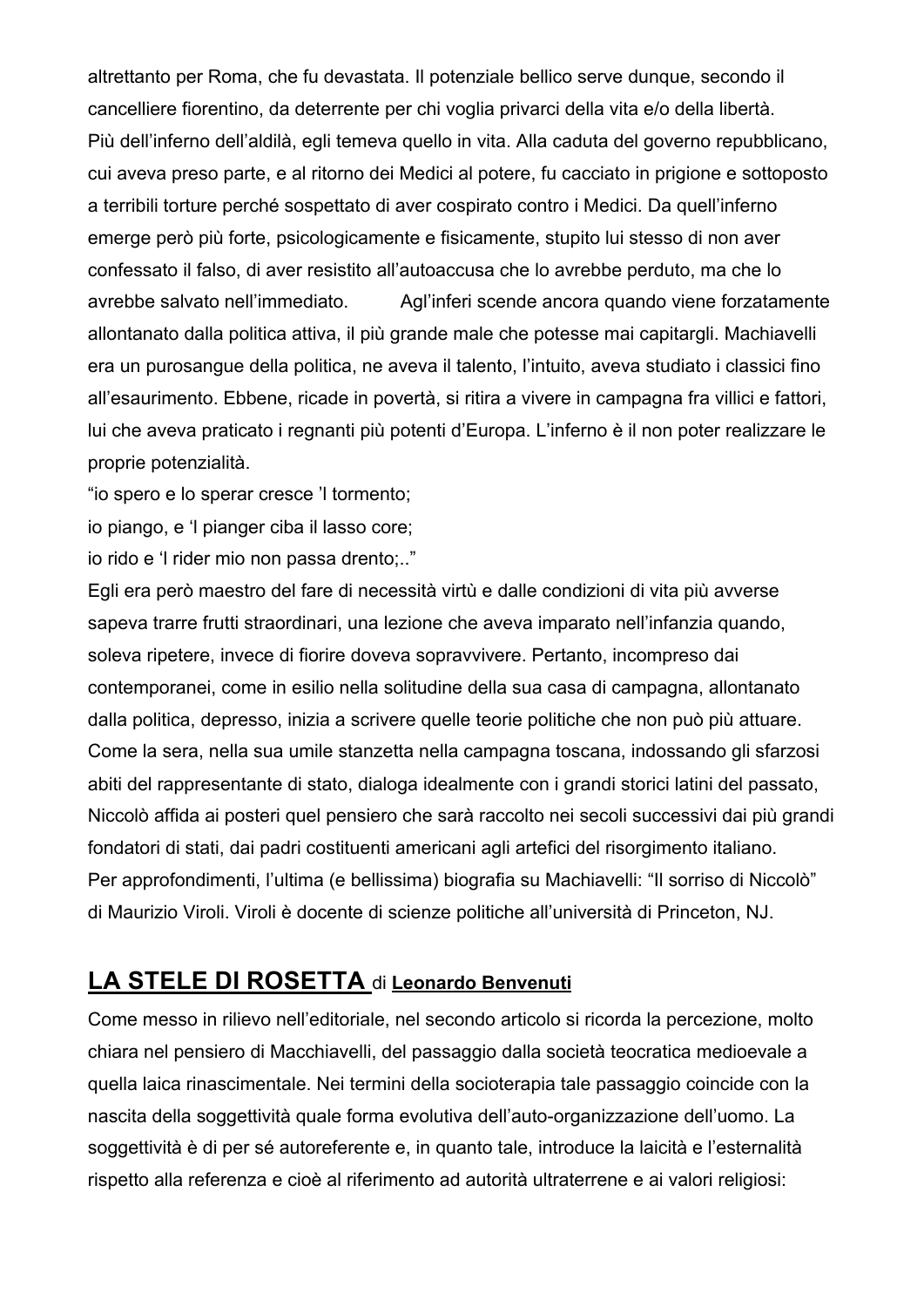altrettanto per Roma, che fu devastata. Il potenziale bellico serve dunque, secondo il cancelliere fiorentino, da deterrente per chi voglia privarci della vita e/o della libertà.
Più dell'inferno dell'aldilà, egli temeva quello in vita. Alla caduta del governo repubblicano, cui aveva preso parte, e al ritorno dei Medici al potere, fu cacciato in prigione e sottoposto a terribili torture perché sospettato di aver cospirato contro i Medici. Da quell'inferno emerge però più forte, psicologicamente e fisicamente, stupito lui stesso di non aver confessato il falso, di aver resistito all'autoaccusa che lo avrebbe perduto, ma che lo avrebbe salvato nell'immediato. Agl'inferi scende ancora quando viene forzatamente allontanato dalla politica attiva, il più grande male che potesse mai capitargli. Machiavelli era un purosangue della politica, ne aveva il talento, l'intuito, aveva studiato i classici fino all'esaurimento. Ebbene, ricade in povertà, si ritira a vivere in campagna fra villici e fattori, lui che aveva praticato i regnanti più potenti d'Europa. L'inferno è il non poter realizzare le proprie potenzialità.

"io spero e lo sperar cresce 'l tormento;
io piango, e 'l pianger ciba il lasso core;
io rido e 'l rider mio non passa drento;.."

Egli era però maestro del fare di necessità virtù e dalle condizioni di vita più avverse sapeva trarre frutti straordinari, una lezione che aveva imparato nell'infanzia quando, soleva ripetere, invece di fiorire doveva sopravvivere. Pertanto, incompreso dai contemporanei, come in esilio nella solitudine della sua casa di campagna, allontanato dalla politica, depresso, inizia a scrivere quelle teorie politiche che non può più attuare. Come la sera, nella sua umile stanzetta nella campagna toscana, indossando gli sfarzosi abiti del rappresentante di stato, dialoga idealmente con i grandi storici latini del passato, Niccolò affida ai posteri quel pensiero che sarà raccolto nei secoli successivi dai più grandi fondatori di stati, dai padri costituenti americani agli artefici del risorgimento italiano.
Per approfondimenti, l'ultima (e bellissima) biografia su Machiavelli: "Il sorriso di Niccolò" di Maurizio Viroli. Viroli è docente di scienze politiche all'università di Princeton, NJ.

## **LA STELE DI ROSETTA** di **Leonardo Benvenuti**

Come messo in rilievo nell'editoriale, nel secondo articolo si ricorda la percezione, molto chiara nel pensiero di Macchiavelli, del passaggio dalla società teocratica medioevale a quella laica rinascimentale. Nei termini della socioterapia tale passaggio coincide con la nascita della soggettività quale forma evolutiva dell'auto-organizzazione dell'uomo. La soggettività è di per sé autoreferente e, in quanto tale, introduce la laicità e l'esternalità rispetto alla referenza e cioè al riferimento ad autorità ultraterrene e ai valori religiosi: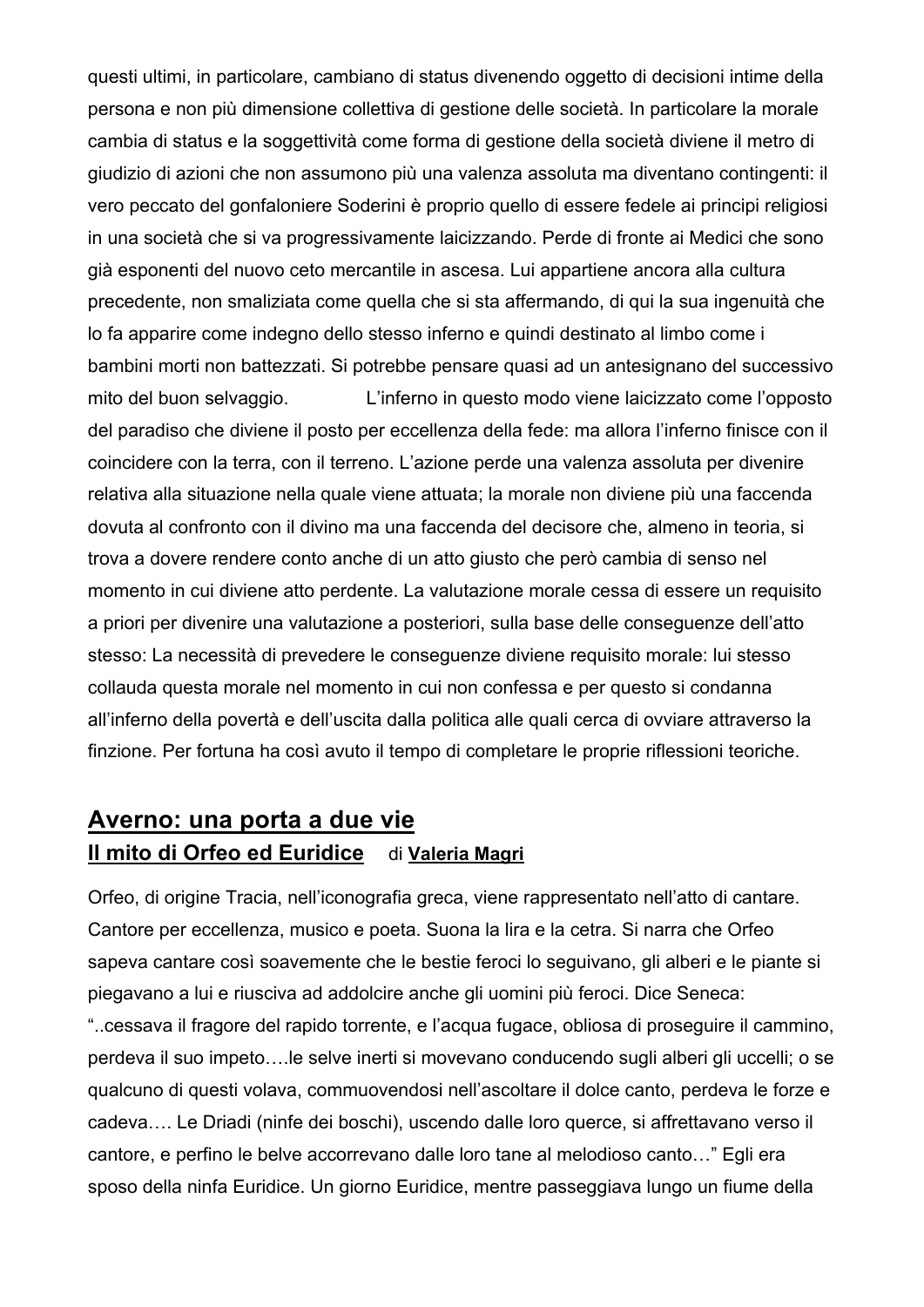questi ultimi, in particolare, cambiano di status divenendo oggetto di decisioni intime della persona e non più dimensione collettiva di gestione delle società. In particolare la morale cambia di status e la soggettività come forma di gestione della società diviene il metro di giudizio di azioni che non assumono più una valenza assoluta ma diventano contingenti: il vero peccato del gonfaloniere Soderini è proprio quello di essere fedele ai principi religiosi in una società che si va progressivamente laicizzando. Perde di fronte ai Medici che sono già esponenti del nuovo ceto mercantile in ascesa. Lui appartiene ancora alla cultura precedente, non smaliziata come quella che si sta affermando, di qui la sua ingenuità che lo fa apparire come indegno dello stesso inferno e quindi destinato al limbo come i bambini morti non battezzati. Si potrebbe pensare quasi ad un antesignano del successivo mito del buon selvaggio. L'inferno in questo modo viene laicizzato come l'opposto del paradiso che diviene il posto per eccellenza della fede: ma allora l'inferno finisce con il coincidere con la terra, con il terreno. L'azione perde una valenza assoluta per divenire relativa alla situazione nella quale viene attuata; la morale non diviene più una faccenda dovuta al confronto con il divino ma una faccenda del decisore che, almeno in teoria, si trova a dovere rendere conto anche di un atto giusto che però cambia di senso nel momento in cui diviene atto perdente. La valutazione morale cessa di essere un requisito a priori per divenire una valutazione a posteriori, sulla base delle conseguenze dell'atto stesso: La necessità di prevedere le conseguenze diviene requisito morale: lui stesso collauda questa morale nel momento in cui non confessa e per questo si condanna all'inferno della povertà e dell'uscita dalla politica alle quali cerca di ovviare attraverso la finzione. Per fortuna ha così avuto il tempo di completare le proprie riflessioni teoriche.

## Averno: una porta a due vie

### Il mito di Orfeo ed Euridice di **Valeria Magri**

Orfeo, di origine Tracia, nell'iconografia greca, viene rappresentato nell'atto di cantare. Cantore per eccellenza, musico e poeta. Suona la lira e la cetra. Si narra che Orfeo sapeva cantare così soavemente che le bestie feroci lo seguivano, gli alberi e le piante si piegavano a lui e riusciva ad addolcire anche gli uomini più feroci. Dice Seneca: "..cessava il fragore del rapido torrente, e l'acqua fugace, obliosa di proseguire il cammino, perdeva il suo impeto….le selve inerti si movevano conducendo sugli alberi gli uccelli; o se qualcuno di questi volava, commuovendosi nell'ascoltare il dolce canto, perdeva le forze e cadeva…. Le Driadi (ninfe dei boschi), uscendo dalle loro querce, si affrettavano verso il cantore, e perfino le belve accorrevano dalle loro tane al melodioso canto…" Egli era sposo della ninfa Euridice. Un giorno Euridice, mentre passeggiava lungo un fiume della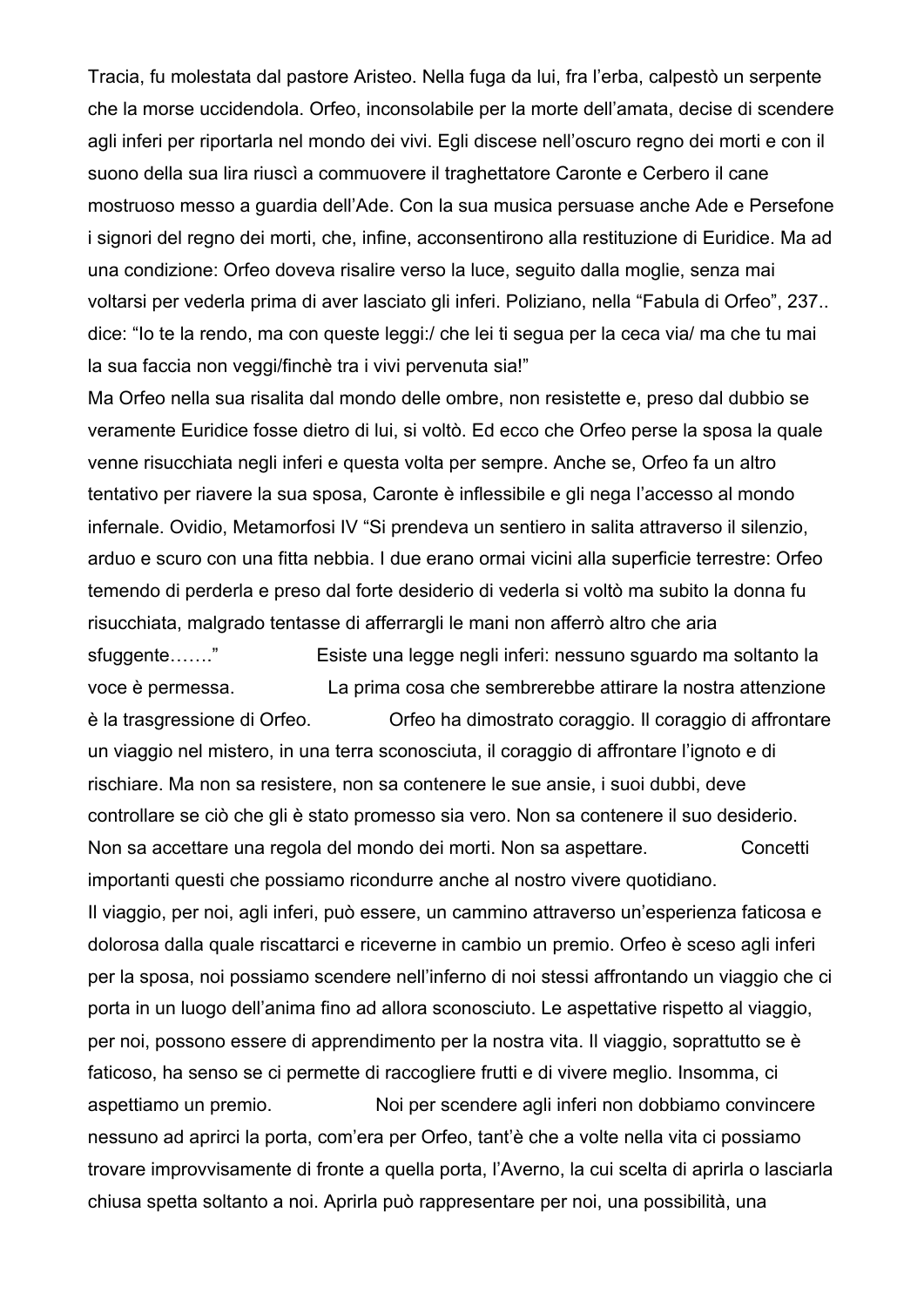Tracia, fu molestata dal pastore Aristeo. Nella fuga da lui, fra l'erba, calpestò un serpente che la morse uccidendola. Orfeo, inconsolabile per la morte dell'amata, decise di scendere agli inferi per riportarla nel mondo dei vivi. Egli discese nell'oscuro regno dei morti e con il suono della sua lira riuscì a commuovere il traghettatore Caronte e Cerbero il cane mostruoso messo a guardia dell'Ade. Con la sua musica persuase anche Ade e Persefone i signori del regno dei morti, che, infine, acconsentirono alla restituzione di Euridice. Ma ad una condizione: Orfeo doveva risalire verso la luce, seguito dalla moglie, senza mai voltarsi per vederla prima di aver lasciato gli inferi. Poliziano, nella "Fabula di Orfeo", 237.. dice: "Io te la rendo, ma con queste leggi:/ che lei ti segua per la ceca via/ ma che tu mai la sua faccia non veggi/finchè tra i vivi pervenuta sia!"

Ma Orfeo nella sua risalita dal mondo delle ombre, non resistette e, preso dal dubbio se veramente Euridice fosse dietro di lui, si voltò. Ed ecco che Orfeo perse la sposa la quale venne risucchiata negli inferi e questa volta per sempre. Anche se, Orfeo fa un altro tentativo per riavere la sua sposa, Caronte è inflessibile e gli nega l'accesso al mondo infernale. Ovidio, Metamorfosi IV "Si prendeva un sentiero in salita attraverso il silenzio, arduo e scuro con una fitta nebbia. I due erano ormai vicini alla superficie terrestre: Orfeo temendo di perderla e preso dal forte desiderio di vederla si voltò ma subito la donna fu risucchiata, malgrado tentasse di afferrargli le mani non afferrò altro che aria sfuggente……." Esiste una legge negli inferi: nessuno sguardo ma soltanto la voce è permessa. La prima cosa che sembrerebbe attirare la nostra attenzione è la trasgressione di Orfeo. Orfeo ha dimostrato coraggio. Il coraggio di affrontare un viaggio nel mistero, in una terra sconosciuta, il coraggio di affrontare l'ignoto e di rischiare. Ma non sa resistere, non sa contenere le sue ansie, i suoi dubbi, deve controllare se ciò che gli è stato promesso sia vero. Non sa contenere il suo desiderio. Non sa accettare una regola del mondo dei morti. Non sa aspettare. Concetti importanti questi che possiamo ricondurre anche al nostro vivere quotidiano.

Il viaggio, per noi, agli inferi, può essere, un cammino attraverso un'esperienza faticosa e dolorosa dalla quale riscattarci e riceverne in cambio un premio. Orfeo è sceso agli inferi per la sposa, noi possiamo scendere nell'inferno di noi stessi affrontando un viaggio che ci porta in un luogo dell'anima fino ad allora sconosciuto. Le aspettative rispetto al viaggio, per noi, possono essere di apprendimento per la nostra vita. Il viaggio, soprattutto se è faticoso, ha senso se ci permette di raccogliere frutti e di vivere meglio. Insomma, ci aspettiamo un premio. Noi per scendere agli inferi non dobbiamo convincere nessuno ad aprirci la porta, com'era per Orfeo, tant'è che a volte nella vita ci possiamo trovare improvvisamente di fronte a quella porta, l'Averno, la cui scelta di aprirla o lasciarla chiusa spetta soltanto a noi. Aprirla può rappresentare per noi, una possibilità, una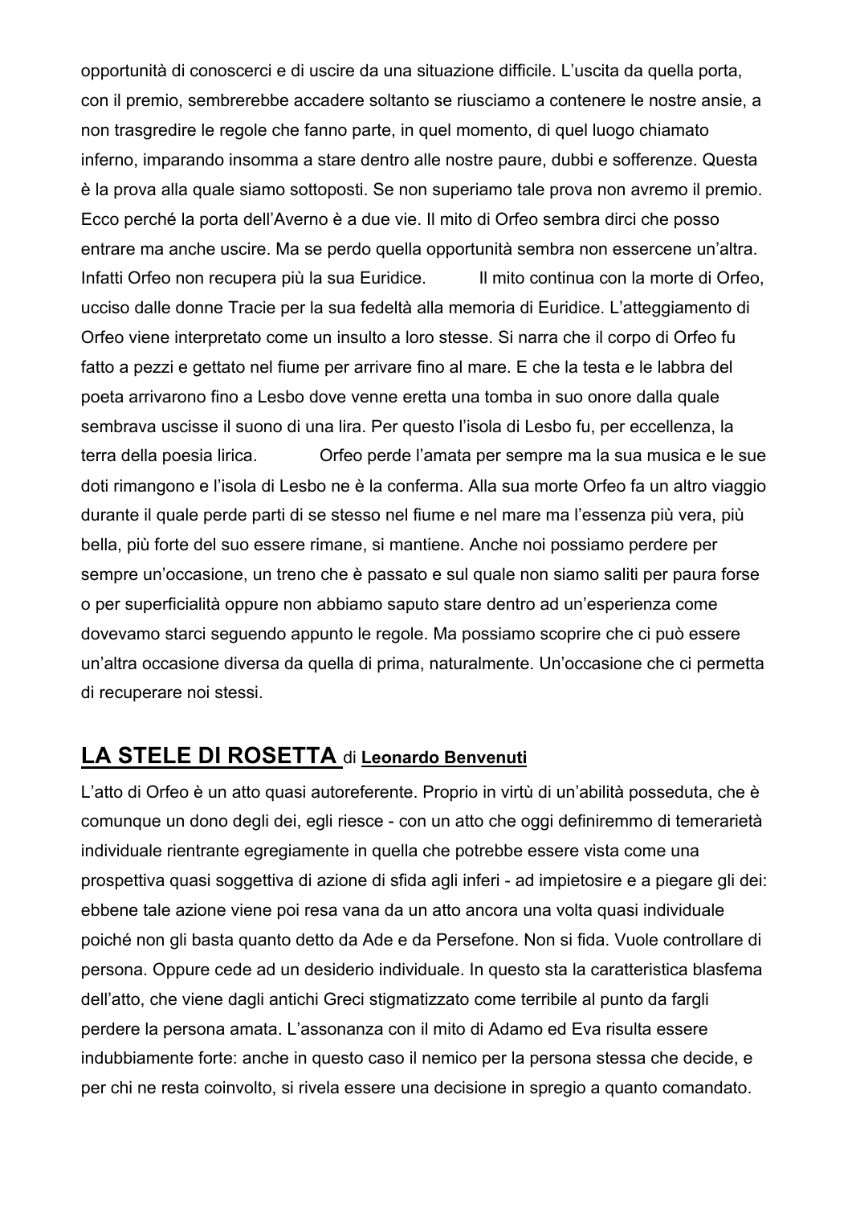opportunità di conoscerci e di uscire da una situazione difficile. L'uscita da quella porta, con il premio, sembrerebbe accadere soltanto se riusciamo a contenere le nostre ansie, a non trasgredire le regole che fanno parte, in quel momento, di quel luogo chiamato inferno, imparando insomma a stare dentro alle nostre paure, dubbi e sofferenze. Questa è la prova alla quale siamo sottoposti. Se non superiamo tale prova non avremo il premio. Ecco perché la porta dell'Averno è a due vie. Il mito di Orfeo sembra dirci che posso entrare ma anche uscire. Ma se perdo quella opportunità sembra non essercene un'altra. Infatti Orfeo non recupera più la sua Euridice. Il mito continua con la morte di Orfeo, ucciso dalle donne Tracie per la sua fedeltà alla memoria di Euridice. L'atteggiamento di Orfeo viene interpretato come un insulto a loro stesse. Si narra che il corpo di Orfeo fu fatto a pezzi e gettato nel fiume per arrivare fino al mare. E che la testa e le labbra del poeta arrivarono fino a Lesbo dove venne eretta una tomba in suo onore dalla quale sembrava uscisse il suono di una lira. Per questo l'isola di Lesbo fu, per eccellenza, la terra della poesia lirica. Orfeo perde l'amata per sempre ma la sua musica e le sue doti rimangono e l'isola di Lesbo ne è la conferma. Alla sua morte Orfeo fa un altro viaggio durante il quale perde parti di se stesso nel fiume e nel mare ma l'essenza più vera, più bella, più forte del suo essere rimane, si mantiene. Anche noi possiamo perdere per sempre un'occasione, un treno che è passato e sul quale non siamo saliti per paura forse o per superficialità oppure non abbiamo saputo stare dentro ad un'esperienza come dovevamo starci seguendo appunto le regole. Ma possiamo scoprire che ci può essere un'altra occasione diversa da quella di prima, naturalmente. Un'occasione che ci permetta di recuperare noi stessi.

## LA STELE DI ROSETTA di **Leonardo Benvenuti**

L'atto di Orfeo è un atto quasi autoreferente. Proprio in virtù di un'abilità posseduta, che è comunque un dono degli dei, egli riesce - con un atto che oggi definiremmo di temerarietà individuale rientrante egregiamente in quella che potrebbe essere vista come una prospettiva quasi soggettiva di azione di sfida agli inferi - ad impietosire e a piegare gli dei: ebbene tale azione viene poi resa vana da un atto ancora una volta quasi individuale poiché non gli basta quanto detto da Ade e da Persefone. Non si fida. Vuole controllare di persona. Oppure cede ad un desiderio individuale. In questo sta la caratteristica blasfema dell'atto, che viene dagli antichi Greci stigmatizzato come terribile al punto da fargli perdere la persona amata. L'assonanza con il mito di Adamo ed Eva risulta essere indubbiamente forte: anche in questo caso il nemico per la persona stessa che decide, e per chi ne resta coinvolto, si rivela essere una decisione in spregio a quanto comandato.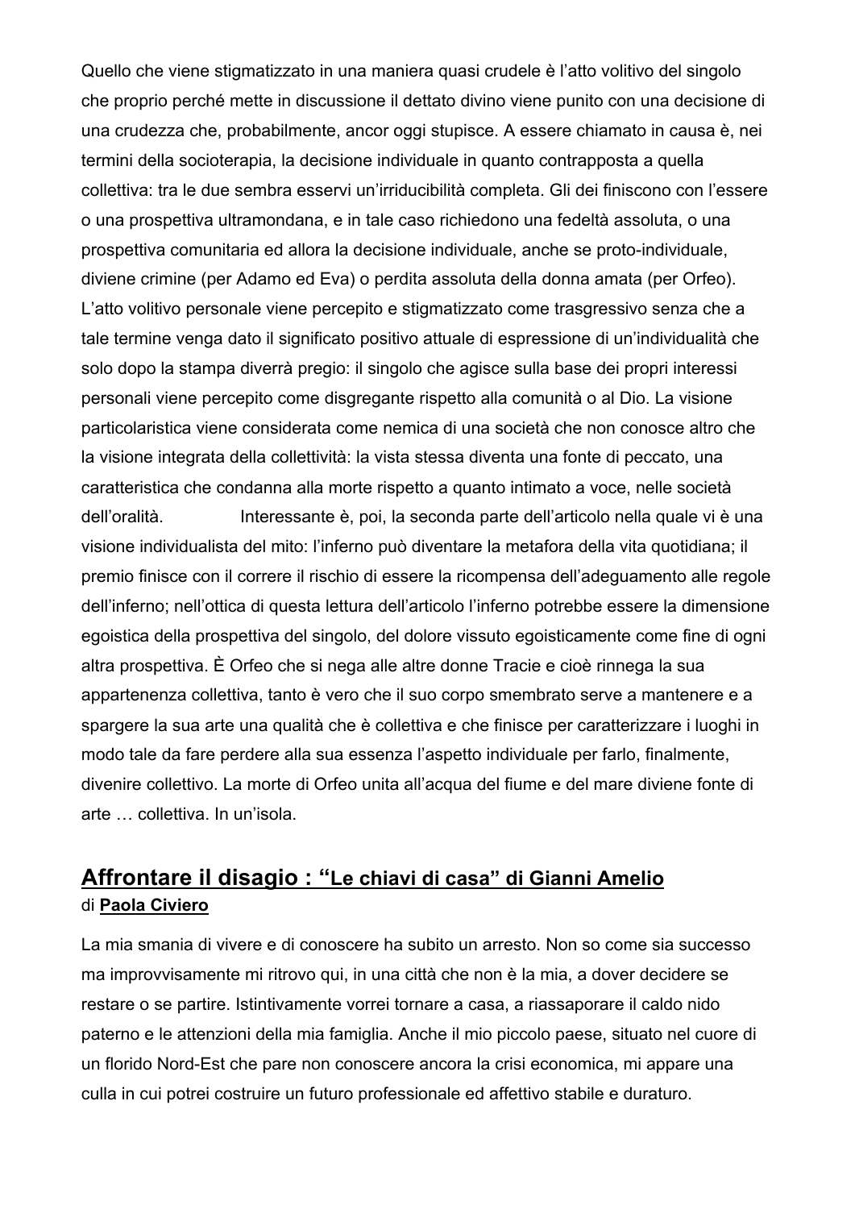Quello che viene stigmatizzato in una maniera quasi crudele è l'atto volitivo del singolo che proprio perché mette in discussione il dettato divino viene punito con una decisione di una crudezza che, probabilmente, ancor oggi stupisce. A essere chiamato in causa è, nei termini della socioterapia, la decisione individuale in quanto contrapposta a quella collettiva: tra le due sembra esservi un'irriducibilità completa. Gli dei finiscono con l'essere o una prospettiva ultramondana, e in tale caso richiedono una fedeltà assoluta, o una prospettiva comunitaria ed allora la decisione individuale, anche se proto-individuale, diviene crimine (per Adamo ed Eva) o perdita assoluta della donna amata (per Orfeo). L'atto volitivo personale viene percepito e stigmatizzato come trasgressivo senza che a tale termine venga dato il significato positivo attuale di espressione di un'individualità che solo dopo la stampa diverrà pregio: il singolo che agisce sulla base dei propri interessi personali viene percepito come disgregante rispetto alla comunità o al Dio. La visione particolaristica viene considerata come nemica di una società che non conosce altro che la visione integrata della collettività: la vista stessa diventa una fonte di peccato, una caratteristica che condanna alla morte rispetto a quanto intimato a voce, nelle società dell'oralità. Interessante è, poi, la seconda parte dell'articolo nella quale vi è una visione individualista del mito: l'inferno può diventare la metafora della vita quotidiana; il premio finisce con il correre il rischio di essere la ricompensa dell'adeguamento alle regole dell'inferno; nell'ottica di questa lettura dell'articolo l'inferno potrebbe essere la dimensione egoistica della prospettiva del singolo, del dolore vissuto egoisticamente come fine di ogni altra prospettiva. È Orfeo che si nega alle altre donne Tracie e cioè rinnega la sua appartenenza collettiva, tanto è vero che il suo corpo smembrato serve a mantenere e a spargere la sua arte una qualità che è collettiva e che finisce per caratterizzare i luoghi in modo tale da fare perdere alla sua essenza l'aspetto individuale per farlo, finalmente, divenire collettivo. La morte di Orfeo unita all'acqua del fiume e del mare diviene fonte di arte … collettiva. In un'isola.

## **Affrontare il disagio : "Le chiavi di casa" di Gianni Amelio**

di **Paola Civiero**

La mia smania di vivere e di conoscere ha subito un arresto. Non so come sia successo ma improvvisamente mi ritrovo qui, in una città che non è la mia, a dover decidere se restare o se partire. Istintivamente vorrei tornare a casa, a riassaporare il caldo nido paterno e le attenzioni della mia famiglia. Anche il mio piccolo paese, situato nel cuore di un florido Nord-Est che pare non conoscere ancora la crisi economica, mi appare una culla in cui potrei costruire un futuro professionale ed affettivo stabile e duraturo.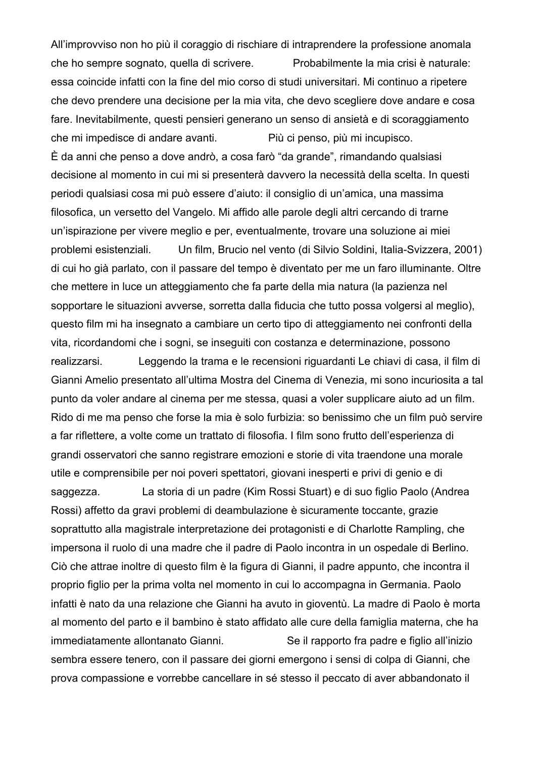All'improvviso non ho più il coraggio di rischiare di intraprendere la professione anomala che ho sempre sognato, quella di scrivere. Probabilmente la mia crisi è naturale: essa coincide infatti con la fine del mio corso di studi universitari. Mi continuo a ripetere che devo prendere una decisione per la mia vita, che devo scegliere dove andare e cosa fare. Inevitabilmente, questi pensieri generano un senso di ansietà e di scoraggiamento che mi impedisce di andare avanti. Più ci penso, più mi incupisco.

È da anni che penso a dove andrò, a cosa farò "da grande", rimandando qualsiasi decisione al momento in cui mi si presenterà davvero la necessità della scelta. In questi periodi qualsiasi cosa mi può essere d'aiuto: il consiglio di un'amica, una massima filosofica, un versetto del Vangelo. Mi affido alle parole degli altri cercando di trarne un'ispirazione per vivere meglio e per, eventualmente, trovare una soluzione ai miei problemi esistenziali. Un film, Brucio nel vento (di Silvio Soldini, Italia-Svizzera, 2001) di cui ho già parlato, con il passare del tempo è diventato per me un faro illuminante. Oltre che mettere in luce un atteggiamento che fa parte della mia natura (la pazienza nel sopportare le situazioni avverse, sorretta dalla fiducia che tutto possa volgersi al meglio), questo film mi ha insegnato a cambiare un certo tipo di atteggiamento nei confronti della vita, ricordandomi che i sogni, se inseguiti con costanza e determinazione, possono realizzarsi. Leggendo la trama e le recensioni riguardanti Le chiavi di casa, il film di Gianni Amelio presentato all'ultima Mostra del Cinema di Venezia, mi sono incuriosita a tal punto da voler andare al cinema per me stessa, quasi a voler supplicare aiuto ad un film. Rido di me ma penso che forse la mia è solo furbizia: so benissimo che un film può servire a far riflettere, a volte come un trattato di filosofia. I film sono frutto dell'esperienza di grandi osservatori che sanno registrare emozioni e storie di vita traendone una morale utile e comprensibile per noi poveri spettatori, giovani inesperti e privi di genio e di saggezza. La storia di un padre (Kim Rossi Stuart) e di suo figlio Paolo (Andrea Rossi) affetto da gravi problemi di deambulazione è sicuramente toccante, grazie soprattutto alla magistrale interpretazione dei protagonisti e di Charlotte Rampling, che impersona il ruolo di una madre che il padre di Paolo incontra in un ospedale di Berlino. Ciò che attrae inoltre di questo film è la figura di Gianni, il padre appunto, che incontra il proprio figlio per la prima volta nel momento in cui lo accompagna in Germania. Paolo infatti è nato da una relazione che Gianni ha avuto in gioventù. La madre di Paolo è morta al momento del parto e il bambino è stato affidato alle cure della famiglia materna, che ha immediatamente allontanato Gianni. Se il rapporto fra padre e figlio all'inizio sembra essere tenero, con il passare dei giorni emergono i sensi di colpa di Gianni, che prova compassione e vorrebbe cancellare in sé stesso il peccato di aver abbandonato il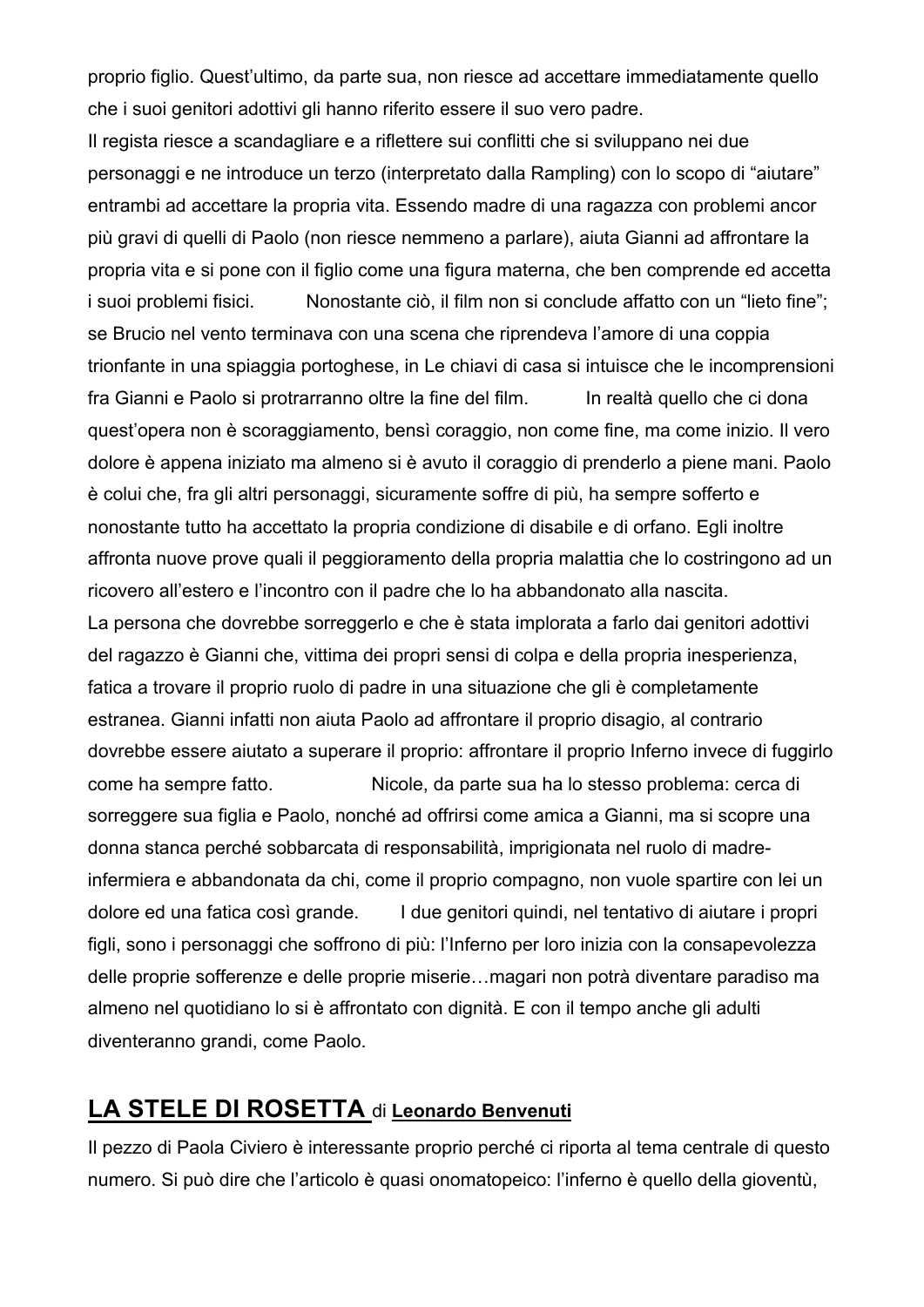proprio figlio. Quest'ultimo, da parte sua, non riesce ad accettare immediatamente quello che i suoi genitori adottivi gli hanno riferito essere il suo vero padre.

Il regista riesce a scandagliare e a riflettere sui conflitti che si sviluppano nei due personaggi e ne introduce un terzo (interpretato dalla Rampling) con lo scopo di "aiutare" entrambi ad accettare la propria vita. Essendo madre di una ragazza con problemi ancor più gravi di quelli di Paolo (non riesce nemmeno a parlare), aiuta Gianni ad affrontare la propria vita e si pone con il figlio come una figura materna, che ben comprende ed accetta i suoi problemi fisici. Nonostante ciò, il film non si conclude affatto con un "lieto fine"; se Brucio nel vento terminava con una scena che riprendeva l'amore di una coppia trionfante in una spiaggia portoghese, in Le chiavi di casa si intuisce che le incomprensioni fra Gianni e Paolo si protrarranno oltre la fine del film. In realtà quello che ci dona quest'opera non è scoraggiamento, bensì coraggio, non come fine, ma come inizio. Il vero dolore è appena iniziato ma almeno si è avuto il coraggio di prenderlo a piene mani. Paolo è colui che, fra gli altri personaggi, sicuramente soffre di più, ha sempre sofferto e nonostante tutto ha accettato la propria condizione di disabile e di orfano. Egli inoltre affronta nuove prove quali il peggioramento della propria malattia che lo costringono ad un ricovero all'estero e l'incontro con il padre che lo ha abbandonato alla nascita.

La persona che dovrebbe sorreggerlo e che è stata implorata a farlo dai genitori adottivi del ragazzo è Gianni che, vittima dei propri sensi di colpa e della propria inesperienza, fatica a trovare il proprio ruolo di padre in una situazione che gli è completamente estranea. Gianni infatti non aiuta Paolo ad affrontare il proprio disagio, al contrario dovrebbe essere aiutato a superare il proprio: affrontare il proprio Inferno invece di fuggirlo come ha sempre fatto. Nicole, da parte sua ha lo stesso problema: cerca di sorreggere sua figlia e Paolo, nonché ad offrirsi come amica a Gianni, ma si scopre una donna stanca perché sobbarcata di responsabilità, imprigionata nel ruolo di madre-infermiera e abbandonata da chi, come il proprio compagno, non vuole spartire con lei un dolore ed una fatica così grande. I due genitori quindi, nel tentativo di aiutare i propri figli, sono i personaggi che soffrono di più: l'Inferno per loro inizia con la consapevolezza delle proprie sofferenze e delle proprie miserie…magari non potrà diventare paradiso ma almeno nel quotidiano lo si è affrontato con dignità. E con il tempo anche gli adulti diventeranno grandi, come Paolo.

## **LA STELE DI ROSETTA** di **Leonardo Benvenuti**

Il pezzo di Paola Civiero è interessante proprio perché ci riporta al tema centrale di questo numero. Si può dire che l'articolo è quasi onomatopeico: l'inferno è quello della gioventù,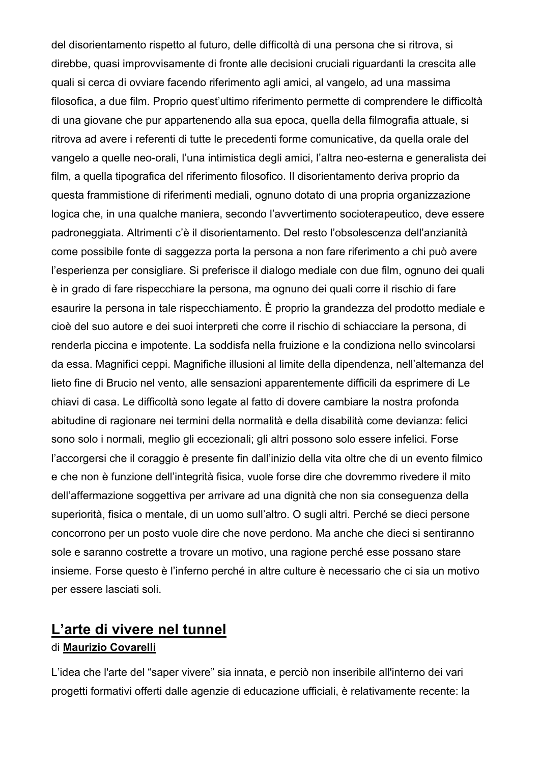del disorientamento rispetto al futuro, delle difficoltà di una persona che si ritrova, si direbbe, quasi improvvisamente di fronte alle decisioni cruciali riguardanti la crescita alle quali si cerca di ovviare facendo riferimento agli amici, al vangelo, ad una massima filosofica, a due film. Proprio quest'ultimo riferimento permette di comprendere le difficoltà di una giovane che pur appartenendo alla sua epoca, quella della filmografia attuale, si ritrova ad avere i referenti di tutte le precedenti forme comunicative, da quella orale del vangelo a quelle neo-orali, l'una intimistica degli amici, l'altra neo-esterna e generalista dei film, a quella tipografica del riferimento filosofico. Il disorientamento deriva proprio da questa frammistione di riferimenti mediali, ognuno dotato di una propria organizzazione logica che, in una qualche maniera, secondo l'avvertimento socioterapeutico, deve essere padroneggiata. Altrimenti c'è il disorientamento. Del resto l'obsolescenza dell'anzianità come possibile fonte di saggezza porta la persona a non fare riferimento a chi può avere l'esperienza per consigliare. Si preferisce il dialogo mediale con due film, ognuno dei quali è in grado di fare rispecchiare la persona, ma ognuno dei quali corre il rischio di fare esaurire la persona in tale rispecchiamento. È proprio la grandezza del prodotto mediale e cioè del suo autore e dei suoi interpreti che corre il rischio di schiacciare la persona, di renderla piccina e impotente. La soddisfa nella fruizione e la condiziona nello svincolarsi da essa. Magnifici ceppi. Magnifiche illusioni al limite della dipendenza, nell'alternanza del lieto fine di Brucio nel vento, alle sensazioni apparentemente difficili da esprimere di Le chiavi di casa. Le difficoltà sono legate al fatto di dovere cambiare la nostra profonda abitudine di ragionare nei termini della normalità e della disabilità come devianza: felici sono solo i normali, meglio gli eccezionali; gli altri possono solo essere infelici. Forse l'accorgersi che il coraggio è presente fin dall'inizio della vita oltre che di un evento filmico e che non è funzione dell'integrità fisica, vuole forse dire che dovremmo rivedere il mito dell'affermazione soggettiva per arrivare ad una dignità che non sia conseguenza della superiorità, fisica o mentale, di un uomo sull'altro. O sugli altri. Perché se dieci persone concorrono per un posto vuole dire che nove perdono. Ma anche che dieci si sentiranno sole e saranno costrette a trovare un motivo, una ragione perché esse possano stare insieme. Forse questo è l'inferno perché in altre culture è necessario che ci sia un motivo per essere lasciati soli.

## L'arte di vivere nel tunnel

di **Maurizio Covarelli**

L'idea che l'arte del "saper vivere" sia innata, e perciò non inseribile all'interno dei vari progetti formativi offerti dalle agenzie di educazione ufficiali, è relativamente recente: la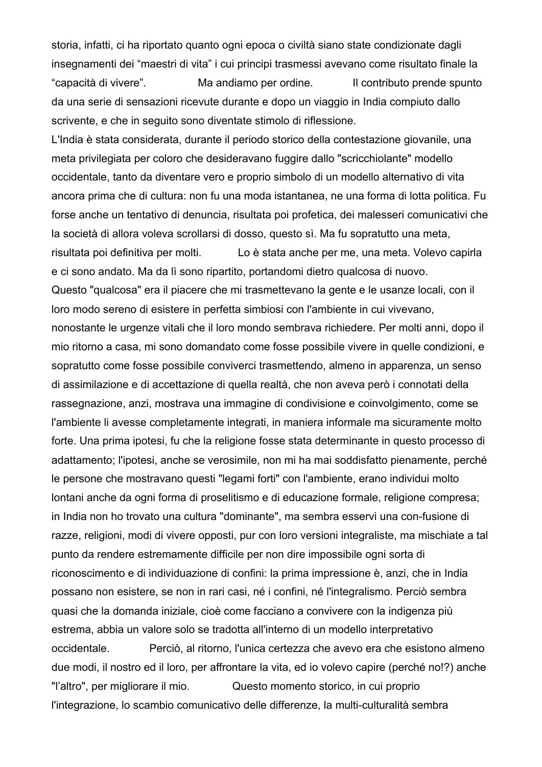storia, infatti, ci ha riportato quanto ogni epoca o civiltà siano state condizionate dagli insegnamenti dei "maestri di vita" i cui principi trasmessi avevano come risultato finale la "capacità di vivere". Ma andiamo per ordine. Il contributo prende spunto da una serie di sensazioni ricevute durante e dopo un viaggio in India compiuto dallo scrivente, e che in seguito sono diventate stimolo di riflessione.

L'India è stata considerata, durante il periodo storico della contestazione giovanile, una meta privilegiata per coloro che desideravano fuggire dallo "scricchiolante" modello occidentale, tanto da diventare vero e proprio simbolo di un modello alternativo di vita ancora prima che di cultura: non fu una moda istantanea, ne una forma di lotta politica. Fu forse anche un tentativo di denuncia, risultata poi profetica, dei malesseri comunicativi che la società di allora voleva scrollarsi di dosso, questo sì. Ma fu sopratutto una meta, risultata poi definitiva per molti. Lo è stata anche per me, una meta. Volevo capirla e ci sono andato. Ma da lì sono ripartito, portandomi dietro qualcosa di nuovo.

Questo "qualcosa" era il piacere che mi trasmettevano la gente e le usanze locali, con il loro modo sereno di esistere in perfetta simbiosi con l'ambiente in cui vivevano, nonostante le urgenze vitali che il loro mondo sembrava richiedere. Per molti anni, dopo il mio ritorno a casa, mi sono domandato come fosse possibile vivere in quelle condizioni, e sopratutto come fosse possibile conviverci trasmettendo, almeno in apparenza, un senso di assimilazione e di accettazione di quella realtà, che non aveva però i connotati della rassegnazione, anzi, mostrava una immagine di condivisione e coinvolgimento, come se l'ambiente li avesse completamente integrati, in maniera informale ma sicuramente molto forte. Una prima ipotesi, fu che la religione fosse stata determinante in questo processo di adattamento; l'ipotesi, anche se verosimile, non mi ha mai soddisfatto pienamente, perché le persone che mostravano questi "legami forti" con l'ambiente, erano individui molto lontani anche da ogni forma di proselitismo e di educazione formale, religione compresa; in India non ho trovato una cultura "dominante", ma sembra esservi una con-fusione di razze, religioni, modi di vivere opposti, pur con loro versioni integraliste, ma mischiate a tal punto da rendere estremamente difficile per non dire impossibile ogni sorta di riconoscimento e di individuazione di confini: la prima impressione è, anzi, che in India possano non esistere, se non in rari casi, né i confini, né l'integralismo. Perciò sembra quasi che la domanda iniziale, cioè come facciano a convivere con la indigenza più estrema, abbia un valore solo se tradotta all'interno di un modello interpretativo occidentale. Perciò, al ritorno, l'unica certezza che avevo era che esistono almeno due modi, il nostro ed il loro, per affrontare la vita, ed io volevo capire (perché no!?) anche "l'altro", per migliorare il mio. Questo momento storico, in cui proprio l'integrazione, lo scambio comunicativo delle differenze, la multi-culturalità sembra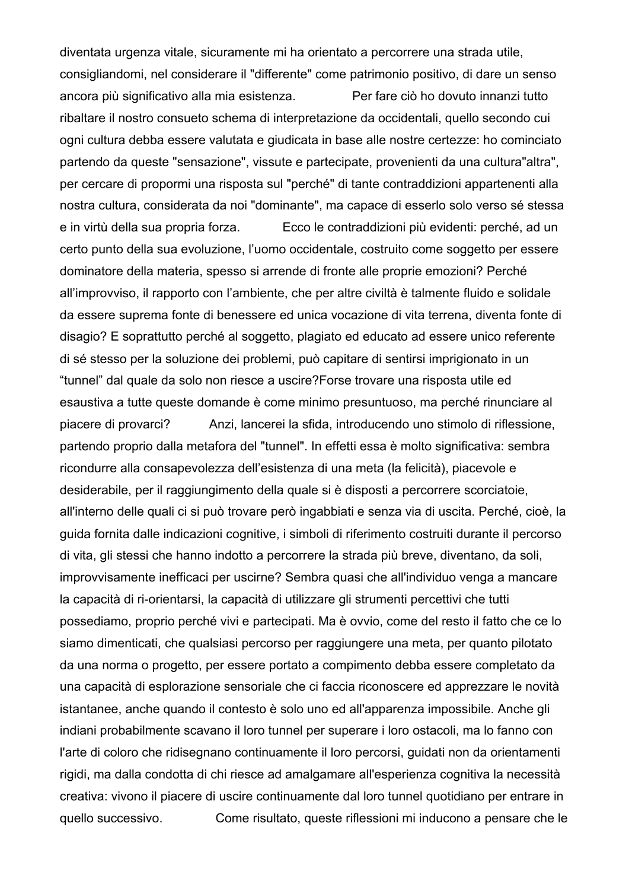diventata urgenza vitale, sicuramente mi ha orientato a percorrere una strada utile, consigliandomi, nel considerare il "differente" come patrimonio positivo, di dare un senso ancora più significativo alla mia esistenza.

Per fare ciò ho dovuto innanzi tutto ribaltare il nostro consueto schema di interpretazione da occidentali, quello secondo cui ogni cultura debba essere valutata e giudicata in base alle nostre certezze: ho cominciato partendo da queste "sensazione", vissute e partecipate, provenienti da una cultura"altra", per cercare di propormi una risposta sul "perché" di tante contraddizioni appartenenti alla nostra cultura, considerata da noi "dominante", ma capace di esserlo solo verso sé stessa e in virtù della sua propria forza.

Ecco le contraddizioni più evidenti: perché, ad un certo punto della sua evoluzione, l'uomo occidentale, costruito come soggetto per essere dominatore della materia, spesso si arrende di fronte alle proprie emozioni? Perché all'improvviso, il rapporto con l'ambiente, che per altre civiltà è talmente fluido e solidale da essere suprema fonte di benessere ed unica vocazione di vita terrena, diventa fonte di disagio? E soprattutto perché al soggetto, plagiato ed educato ad essere unico referente di sé stesso per la soluzione dei problemi, può capitare di sentirsi imprigionato in un "tunnel" dal quale da solo non riesce a uscire?Forse trovare una risposta utile ed esaustiva a tutte queste domande è come minimo presuntuoso, ma perché rinunciare al piacere di provarci?

Anzi, lancerei la sfida, introducendo uno stimolo di riflessione, partendo proprio dalla metafora del "tunnel". In effetti essa è molto significativa: sembra ricondurre alla consapevolezza dell'esistenza di una meta (la felicità), piacevole e desiderabile, per il raggiungimento della quale si è disposti a percorrere scorciatoie, all'interno delle quali ci si può trovare però ingabbiati e senza via di uscita. Perché, cioè, la guida fornita dalle indicazioni cognitive, i simboli di riferimento costruiti durante il percorso di vita, gli stessi che hanno indotto a percorrere la strada più breve, diventano, da soli, improvvisamente inefficaci per uscirne? Sembra quasi che all'individuo venga a mancare la capacità di ri-orientarsi, la capacità di utilizzare gli strumenti percettivi che tutti possediamo, proprio perché vivi e partecipati. Ma è ovvio, come del resto il fatto che ce lo siamo dimenticati, che qualsiasi percorso per raggiungere una meta, per quanto pilotato da una norma o progetto, per essere portato a compimento debba essere completato da una capacità di esplorazione sensoriale che ci faccia riconoscere ed apprezzare le novità istantanee, anche quando il contesto è solo uno ed all'apparenza impossibile. Anche gli indiani probabilmente scavano il loro tunnel per superare i loro ostacoli, ma lo fanno con l'arte di coloro che ridisegnano continuamente il loro percorsi, guidati non da orientamenti rigidi, ma dalla condotta di chi riesce ad amalgamare all'esperienza cognitiva la necessità creativa: vivono il piacere di uscire continuamente dal loro tunnel quotidiano per entrare in quello successivo.

Come risultato, queste riflessioni mi inducono a pensare che le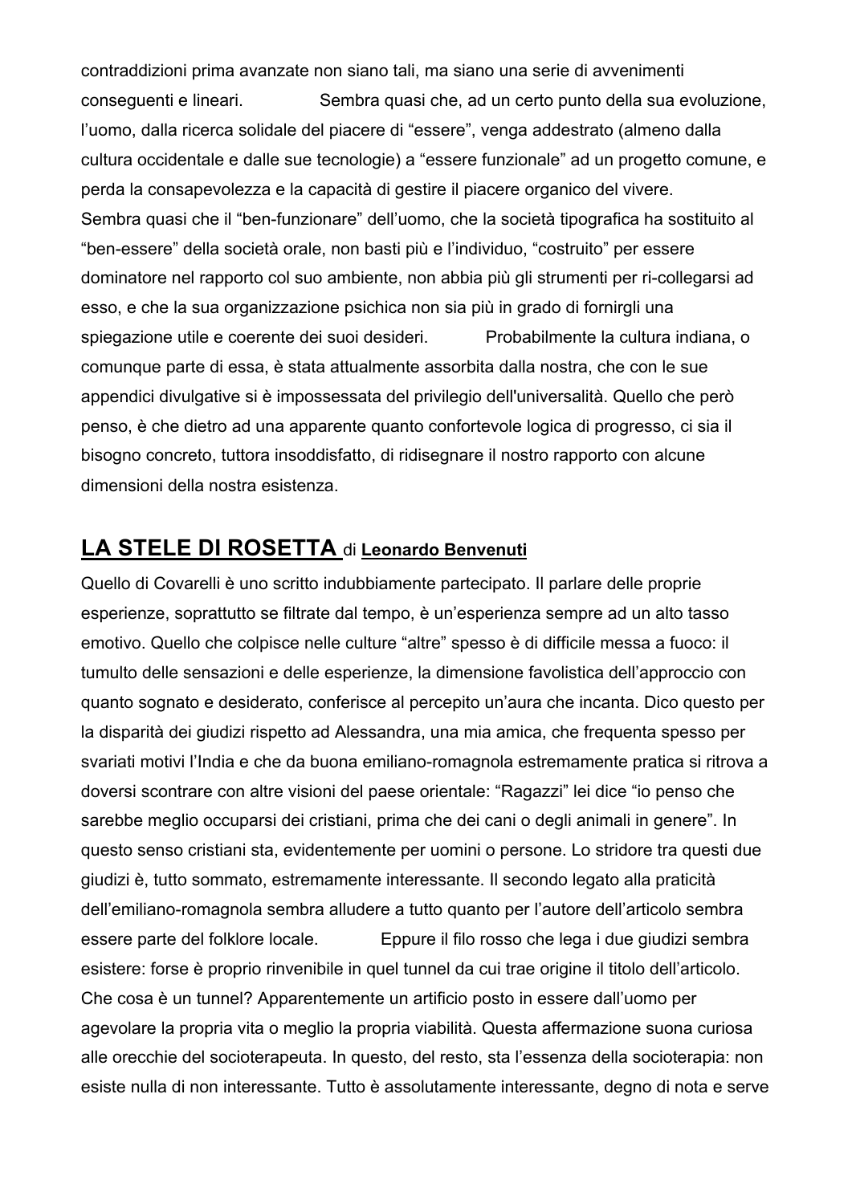contraddizioni prima avanzate non siano tali, ma siano una serie di avvenimenti conseguenti e lineari. Sembra quasi che, ad un certo punto della sua evoluzione, l'uomo, dalla ricerca solidale del piacere di "essere", venga addestrato (almeno dalla cultura occidentale e dalle sue tecnologie) a "essere funzionale" ad un progetto comune, e perda la consapevolezza e la capacità di gestire il piacere organico del vivere.
Sembra quasi che il "ben-funzionare" dell'uomo, che la società tipografica ha sostituito al "ben-essere" della società orale, non basti più e l'individuo, "costruito" per essere dominatore nel rapporto col suo ambiente, non abbia più gli strumenti per ri-collegarsi ad esso, e che la sua organizzazione psichica non sia più in grado di fornirgli una spiegazione utile e coerente dei suoi desideri. Probabilmente la cultura indiana, o comunque parte di essa, è stata attualmente assorbita dalla nostra, che con le sue appendici divulgative si è impossessata del privilegio dell'universalità. Quello che però penso, è che dietro ad una apparente quanto confortevole logica di progresso, ci sia il bisogno concreto, tuttora insoddisfatto, di ridisegnare il nostro rapporto con alcune dimensioni della nostra esistenza.

## LA STELE DI ROSETTA di **Leonardo Benvenuti**

Quello di Covarelli è uno scritto indubbiamente partecipato. Il parlare delle proprie esperienze, soprattutto se filtrate dal tempo, è un'esperienza sempre ad un alto tasso emotivo. Quello che colpisce nelle culture "altre" spesso è di difficile messa a fuoco: il tumulto delle sensazioni e delle esperienze, la dimensione favolistica dell'approccio con quanto sognato e desiderato, conferisce al percepito un'aura che incanta. Dico questo per la disparità dei giudizi rispetto ad Alessandra, una mia amica, che frequenta spesso per svariati motivi l'India e che da buona emiliano-romagnola estremamente pratica si ritrova a doversi scontrare con altre visioni del paese orientale: "Ragazzi" lei dice "io penso che sarebbe meglio occuparsi dei cristiani, prima che dei cani o degli animali in genere". In questo senso cristiani sta, evidentemente per uomini o persone. Lo stridore tra questi due giudizi è, tutto sommato, estremamente interessante. Il secondo legato alla praticità dell'emiliano-romagnola sembra alludere a tutto quanto per l'autore dell'articolo sembra essere parte del folklore locale. Eppure il filo rosso che lega i due giudizi sembra esistere: forse è proprio rinvenibile in quel tunnel da cui trae origine il titolo dell'articolo. Che cosa è un tunnel? Apparentemente un artificio posto in essere dall'uomo per agevolare la propria vita o meglio la propria viabilità. Questa affermazione suona curiosa alle orecchie del socioterapeuta. In questo, del resto, sta l'essenza della socioterapia: non esiste nulla di non interessante. Tutto è assolutamente interessante, degno di nota e serve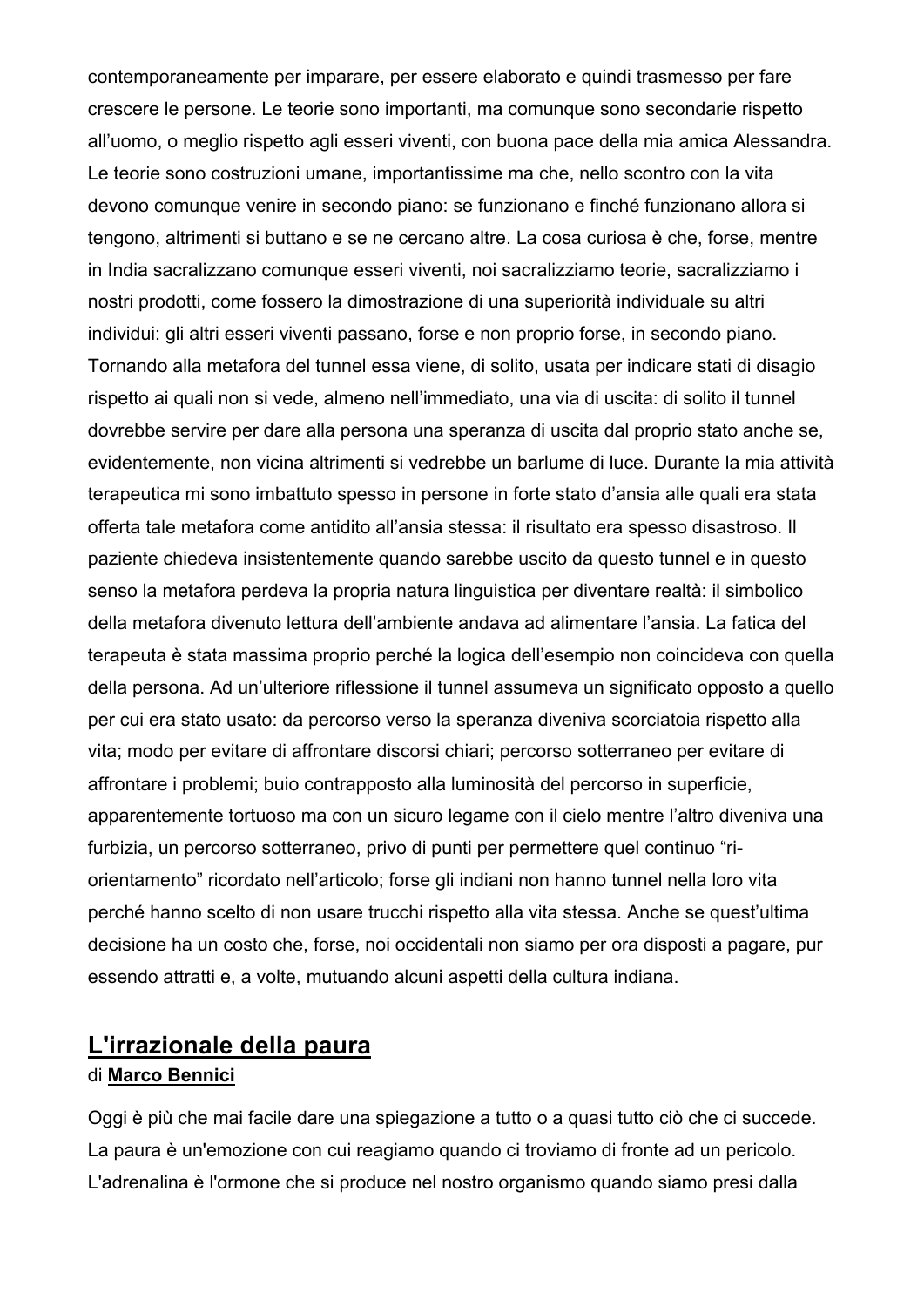contemporaneamente per imparare, per essere elaborato e quindi trasmesso per fare crescere le persone. Le teorie sono importanti, ma comunque sono secondarie rispetto all'uomo, o meglio rispetto agli esseri viventi, con buona pace della mia amica Alessandra. Le teorie sono costruzioni umane, importantissime ma che, nello scontro con la vita devono comunque venire in secondo piano: se funzionano e finché funzionano allora si tengono, altrimenti si buttano e se ne cercano altre. La cosa curiosa è che, forse, mentre in India sacralizzano comunque esseri viventi, noi sacralizziamo teorie, sacralizziamo i nostri prodotti, come fossero la dimostrazione di una superiorità individuale su altri individui: gli altri esseri viventi passano, forse e non proprio forse, in secondo piano. Tornando alla metafora del tunnel essa viene, di solito, usata per indicare stati di disagio rispetto ai quali non si vede, almeno nell'immediato, una via di uscita: di solito il tunnel dovrebbe servire per dare alla persona una speranza di uscita dal proprio stato anche se, evidentemente, non vicina altrimenti si vedrebbe un barlume di luce. Durante la mia attività terapeutica mi sono imbattuto spesso in persone in forte stato d'ansia alle quali era stata offerta tale metafora come antidito all'ansia stessa: il risultato era spesso disastroso. Il paziente chiedeva insistentemente quando sarebbe uscito da questo tunnel e in questo senso la metafora perdeva la propria natura linguistica per diventare realtà: il simbolico della metafora divenuto lettura dell'ambiente andava ad alimentare l'ansia. La fatica del terapeuta è stata massima proprio perché la logica dell'esempio non coincideva con quella della persona. Ad un'ulteriore riflessione il tunnel assumeva un significato opposto a quello per cui era stato usato: da percorso verso la speranza diveniva scorciatoia rispetto alla vita; modo per evitare di affrontare discorsi chiari; percorso sotterraneo per evitare di affrontare i problemi; buio contrapposto alla luminosità del percorso in superficie, apparentemente tortuoso ma con un sicuro legame con il cielo mentre l'altro diveniva una furbizia, un percorso sotterraneo, privo di punti per permettere quel continuo "ri-orientamento" ricordato nell'articolo; forse gli indiani non hanno tunnel nella loro vita perché hanno scelto di non usare trucchi rispetto alla vita stessa. Anche se quest'ultima decisione ha un costo che, forse, noi occidentali non siamo per ora disposti a pagare, pur essendo attratti e, a volte, mutuando alcuni aspetti della cultura indiana.

## L'irrazionale della paura

di **Marco Bennici**

Oggi è più che mai facile dare una spiegazione a tutto o a quasi tutto ciò che ci succede. La paura è un'emozione con cui reagiamo quando ci troviamo di fronte ad un pericolo. L'adrenalina è l'ormone che si produce nel nostro organismo quando siamo presi dalla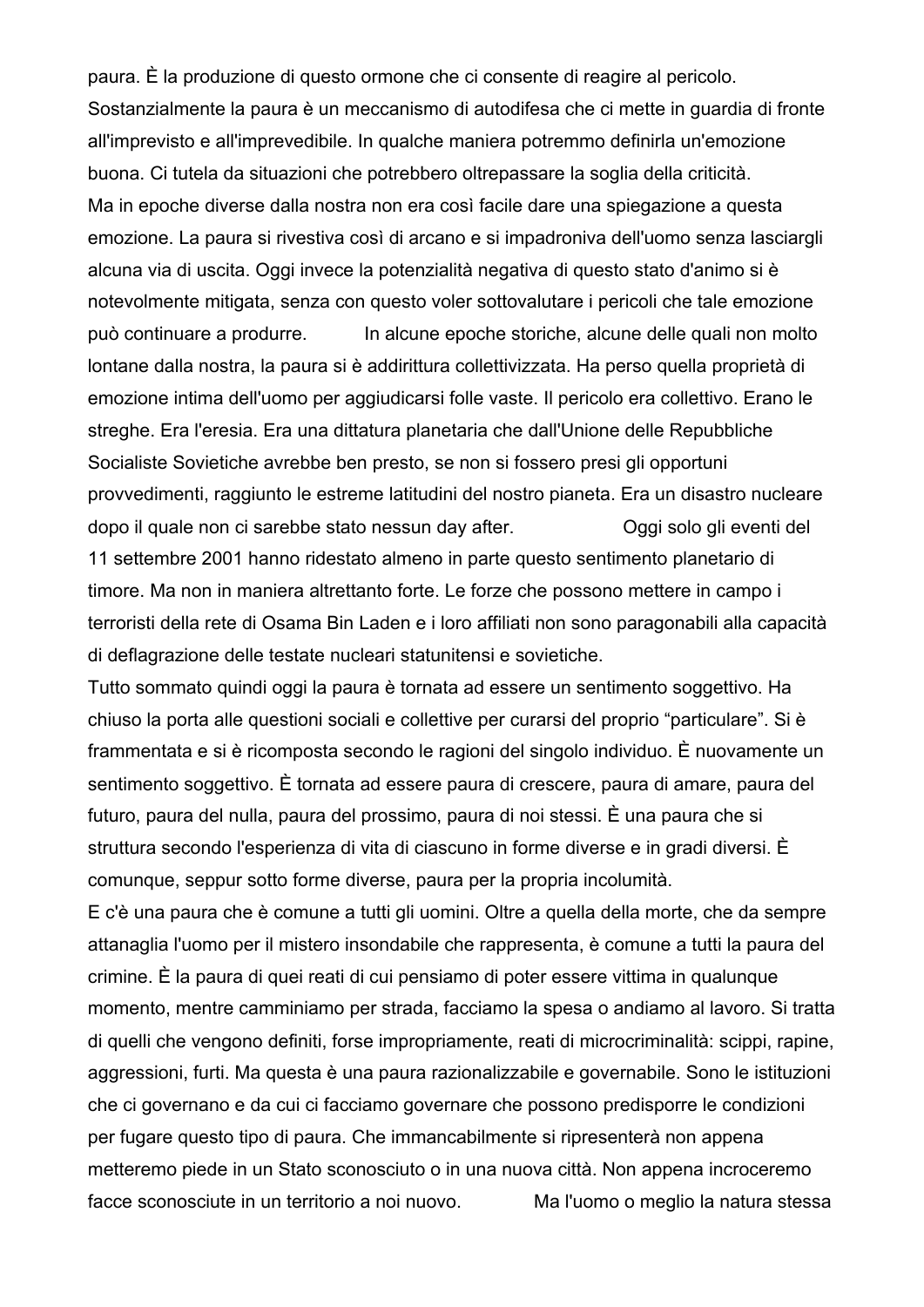paura. È la produzione di questo ormone che ci consente di reagire al pericolo. Sostanzialmente la paura è un meccanismo di autodifesa che ci mette in guardia di fronte all'imprevisto e all'imprevedibile. In qualche maniera potremmo definirla un'emozione buona. Ci tutela da situazioni che potrebbero oltrepassare la soglia della criticità.

Ma in epoche diverse dalla nostra non era così facile dare una spiegazione a questa emozione. La paura si rivestiva così di arcano e si impadroniva dell'uomo senza lasciargli alcuna via di uscita. Oggi invece la potenzialità negativa di questo stato d'animo si è notevolmente mitigata, senza con questo voler sottovalutare i pericoli che tale emozione può continuare a produrre. In alcune epoche storiche, alcune delle quali non molto lontane dalla nostra, la paura si è addirittura collettivizzata. Ha perso quella proprietà di emozione intima dell'uomo per aggiudicarsi folle vaste. Il pericolo era collettivo. Erano le streghe. Era l'eresia. Era una dittatura planetaria che dall'Unione delle Repubbliche Socialiste Sovietiche avrebbe ben presto, se non si fossero presi gli opportuni provvedimenti, raggiunto le estreme latitudini del nostro pianeta. Era un disastro nucleare dopo il quale non ci sarebbe stato nessun day after. Oggi solo gli eventi del 11 settembre 2001 hanno ridestato almeno in parte questo sentimento planetario di timore. Ma non in maniera altrettanto forte. Le forze che possono mettere in campo i terroristi della rete di Osama Bin Laden e i loro affiliati non sono paragonabili alla capacità di deflagrazione delle testate nucleari statunitensi e sovietiche.

Tutto sommato quindi oggi la paura è tornata ad essere un sentimento soggettivo. Ha chiuso la porta alle questioni sociali e collettive per curarsi del proprio “particulare”. Si è frammentata e si è ricomposta secondo le ragioni del singolo individuo. È nuovamente un sentimento soggettivo. È tornata ad essere paura di crescere, paura di amare, paura del futuro, paura del nulla, paura del prossimo, paura di noi stessi. È una paura che si struttura secondo l'esperienza di vita di ciascuno in forme diverse e in gradi diversi. È comunque, seppur sotto forme diverse, paura per la propria incolumità.

E c'è una paura che è comune a tutti gli uomini. Oltre a quella della morte, che da sempre attanaglia l'uomo per il mistero insondabile che rappresenta, è comune a tutti la paura del crimine. È la paura di quei reati di cui pensiamo di poter essere vittima in qualunque momento, mentre camminiamo per strada, facciamo la spesa o andiamo al lavoro. Si tratta di quelli che vengono definiti, forse impropriamente, reati di microcriminalità: scippi, rapine, aggressioni, furti. Ma questa è una paura razionalizzabile e governabile. Sono le istituzioni che ci governano e da cui ci facciamo governare che possono predisporre le condizioni per fugare questo tipo di paura. Che immancabilmente si ripresenterà non appena metteremo piede in un Stato sconosciuto o in una nuova città. Non appena incroceremo facce sconosciute in un territorio a noi nuovo. Ma l'uomo o meglio la natura stessa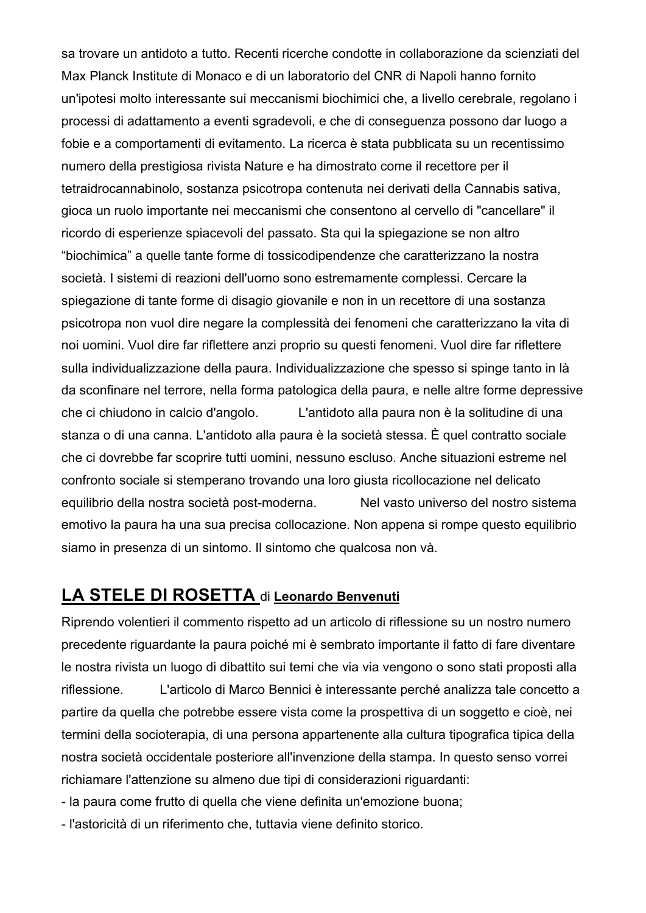sa trovare un antidoto a tutto. Recenti ricerche condotte in collaborazione da scienziati del Max Planck Institute di Monaco e di un laboratorio del CNR di Napoli hanno fornito un'ipotesi molto interessante sui meccanismi biochimici che, a livello cerebrale, regolano i processi di adattamento a eventi sgradevoli, e che di conseguenza possono dar luogo a fobie e a comportamenti di evitamento. La ricerca è stata pubblicata su un recentissimo numero della prestigiosa rivista Nature e ha dimostrato come il recettore per il tetraidrocannabinolo, sostanza psicotropa contenuta nei derivati della Cannabis sativa, gioca un ruolo importante nei meccanismi che consentono al cervello di "cancellare" il ricordo di esperienze spiacevoli del passato. Sta qui la spiegazione se non altro “biochimica” a quelle tante forme di tossicodipendenze che caratterizzano la nostra società. I sistemi di reazioni dell'uomo sono estremamente complessi. Cercare la spiegazione di tante forme di disagio giovanile e non in un recettore di una sostanza psicotropa non vuol dire negare la complessità dei fenomeni che caratterizzano la vita di noi uomini. Vuol dire far riflettere anzi proprio su questi fenomeni. Vuol dire far riflettere sulla individualizzazione della paura. Individualizzazione che spesso si spinge tanto in là da sconfinare nel terrore, nella forma patologica della paura, e nelle altre forme depressive che ci chiudono in calcio d'angolo. L'antidoto alla paura non è la solitudine di una stanza o di una canna. L'antidoto alla paura è la società stessa. È quel contratto sociale che ci dovrebbe far scoprire tutti uomini, nessuno escluso. Anche situazioni estreme nel confronto sociale si stemperano trovando una loro giusta ricollocazione nel delicato equilibrio della nostra società post-moderna. Nel vasto universo del nostro sistema emotivo la paura ha una sua precisa collocazione. Non appena si rompe questo equilibrio siamo in presenza di un sintomo. Il sintomo che qualcosa non và.

## **LA STELE DI ROSETTA** di **Leonardo Benvenuti**

Riprendo volentieri il commento rispetto ad un articolo di riflessione su un nostro numero precedente riguardante la paura poiché mi è sembrato importante il fatto di fare diventare le nostra rivista un luogo di dibattito sui temi che via via vengono o sono stati proposti alla riflessione. L'articolo di Marco Bennici è interessante perché analizza tale concetto a partire da quella che potrebbe essere vista come la prospettiva di un soggetto e cioè, nei termini della socioterapia, di una persona appartenente alla cultura tipografica tipica della nostra società occidentale posteriore all'invenzione della stampa. In questo senso vorrei richiamare l'attenzione su almeno due tipi di considerazioni riguardanti:

- la paura come frutto di quella che viene definita un'emozione buona;
- l'astoricità di un riferimento che, tuttavia viene definito storico.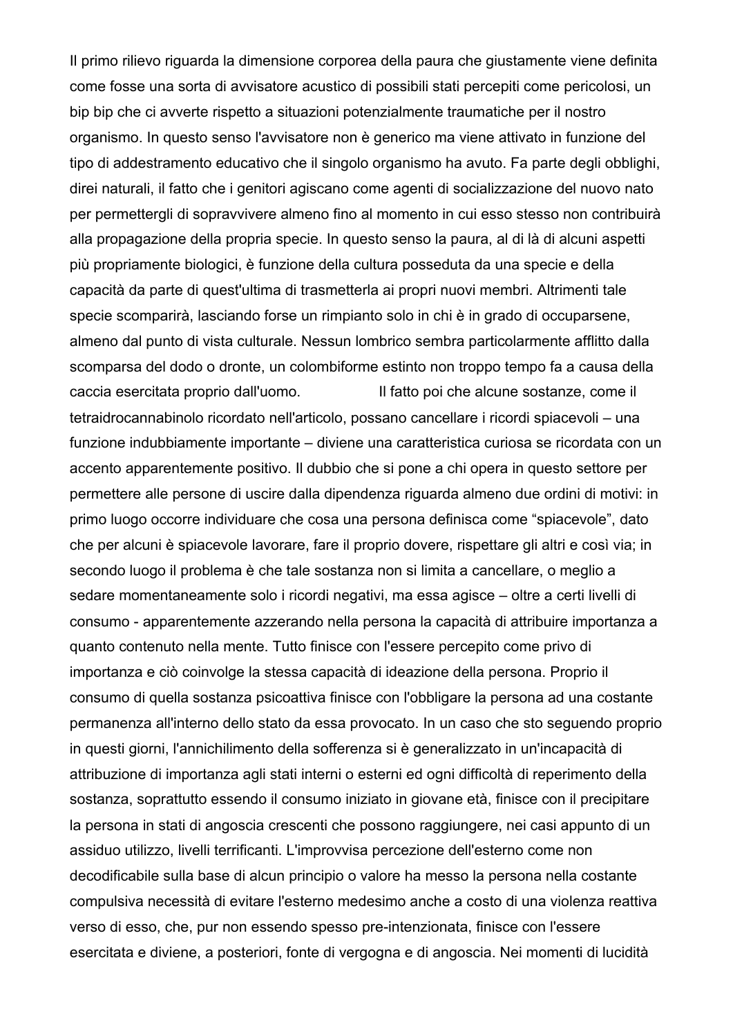Il primo rilievo riguarda la dimensione corporea della paura che giustamente viene definita come fosse una sorta di avvisatore acustico di possibili stati percepiti come pericolosi, un bip bip che ci avverte rispetto a situazioni potenzialmente traumatiche per il nostro organismo. In questo senso l'avvisatore non è generico ma viene attivato in funzione del tipo di addestramento educativo che il singolo organismo ha avuto. Fa parte degli obblighi, direi naturali, il fatto che i genitori agiscano come agenti di socializzazione del nuovo nato per permettergli di sopravvivere almeno fino al momento in cui esso stesso non contribuirà alla propagazione della propria specie. In questo senso la paura, al di là di alcuni aspetti più propriamente biologici, è funzione della cultura posseduta da una specie e della capacità da parte di quest'ultima di trasmetterla ai propri nuovi membri. Altrimenti tale specie scomparirà, lasciando forse un rimpianto solo in chi è in grado di occuparsene, almeno dal punto di vista culturale. Nessun lombrico sembra particolarmente afflitto dalla scomparsa del dodo o dronte, un colombiforme estinto non troppo tempo fa a causa della caccia esercitata proprio dall'uomo. Il fatto poi che alcune sostanze, come il tetraidrocannabinolo ricordato nell'articolo, possano cancellare i ricordi spiacevoli – una funzione indubbiamente importante – diviene una caratteristica curiosa se ricordata con un accento apparentemente positivo. Il dubbio che si pone a chi opera in questo settore per permettere alle persone di uscire dalla dipendenza riguarda almeno due ordini di motivi: in primo luogo occorre individuare che cosa una persona definisca come "spiacevole", dato che per alcuni è spiacevole lavorare, fare il proprio dovere, rispettare gli altri e così via; in secondo luogo il problema è che tale sostanza non si limita a cancellare, o meglio a sedare momentaneamente solo i ricordi negativi, ma essa agisce – oltre a certi livelli di consumo - apparentemente azzerando nella persona la capacità di attribuire importanza a quanto contenuto nella mente. Tutto finisce con l'essere percepito come privo di importanza e ciò coinvolge la stessa capacità di ideazione della persona. Proprio il consumo di quella sostanza psicoattiva finisce con l'obbligare la persona ad una costante permanenza all'interno dello stato da essa provocato. In un caso che sto seguendo proprio in questi giorni, l'annichilimento della sofferenza si è generalizzato in un'incapacità di attribuzione di importanza agli stati interni o esterni ed ogni difficoltà di reperimento della sostanza, soprattutto essendo il consumo iniziato in giovane età, finisce con il precipitare la persona in stati di angoscia crescenti che possono raggiungere, nei casi appunto di un assiduo utilizzo, livelli terrificanti. L'improvvisa percezione dell'esterno come non decodificabile sulla base di alcun principio o valore ha messo la persona nella costante compulsiva necessità di evitare l'esterno medesimo anche a costo di una violenza reattiva verso di esso, che, pur non essendo spesso pre-intenzionata, finisce con l'essere esercitata e diviene, a posteriori, fonte di vergogna e di angoscia. Nei momenti di lucidità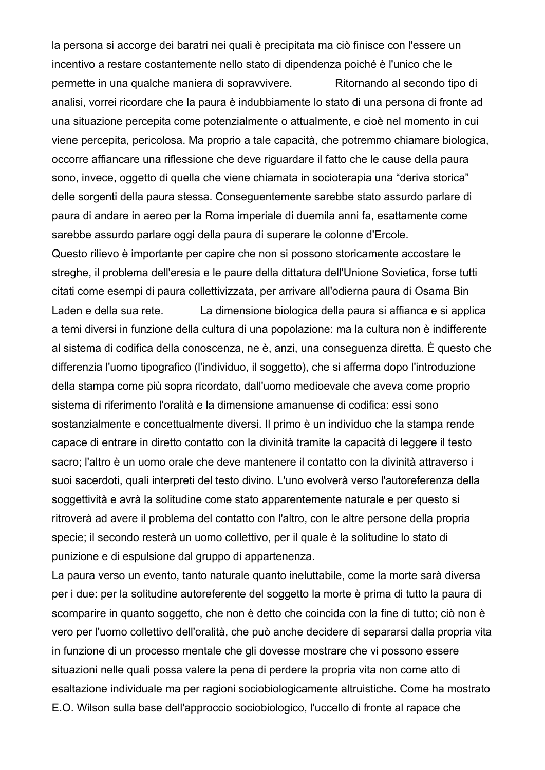la persona si accorge dei baratri nei quali è precipitata ma ciò finisce con l'essere un incentivo a restare costantemente nello stato di dipendenza poiché è l'unico che le permette in una qualche maniera di sopravvivere. Ritornando al secondo tipo di analisi, vorrei ricordare che la paura è indubbiamente lo stato di una persona di fronte ad una situazione percepita come potenzialmente o attualmente, e cioè nel momento in cui viene percepita, pericolosa. Ma proprio a tale capacità, che potremmo chiamare biologica, occorre affiancare una riflessione che deve riguardare il fatto che le cause della paura sono, invece, oggetto di quella che viene chiamata in socioterapia una "deriva storica" delle sorgenti della paura stessa. Conseguentemente sarebbe stato assurdo parlare di paura di andare in aereo per la Roma imperiale di duemila anni fa, esattamente come sarebbe assurdo parlare oggi della paura di superare le colonne d'Ercole.

Questo rilievo è importante per capire che non si possono storicamente accostare le streghe, il problema dell'eresia e le paure della dittatura dell'Unione Sovietica, forse tutti citati come esempi di paura collettivizzata, per arrivare all'odierna paura di Osama Bin Laden e della sua rete. La dimensione biologica della paura si affianca e si applica a temi diversi in funzione della cultura di una popolazione: ma la cultura non è indifferente al sistema di codifica della conoscenza, ne è, anzi, una conseguenza diretta. È questo che differenzia l'uomo tipografico (l'individuo, il soggetto), che si afferma dopo l'introduzione della stampa come più sopra ricordato, dall'uomo medioevale che aveva come proprio sistema di riferimento l'oralità e la dimensione amanuense di codifica: essi sono sostanzialmente e concettualmente diversi. Il primo è un individuo che la stampa rende capace di entrare in diretto contatto con la divinità tramite la capacità di leggere il testo sacro; l'altro è un uomo orale che deve mantenere il contatto con la divinità attraverso i suoi sacerdoti, quali interpreti del testo divino. L'uno evolverà verso l'autoreferenza della soggettività e avrà la solitudine come stato apparentemente naturale e per questo si ritroverà ad avere il problema del contatto con l'altro, con le altre persone della propria specie; il secondo resterà un uomo collettivo, per il quale è la solitudine lo stato di punizione e di espulsione dal gruppo di appartenenza.

La paura verso un evento, tanto naturale quanto ineluttabile, come la morte sarà diversa per i due: per la solitudine autoreferente del soggetto la morte è prima di tutto la paura di scomparire in quanto soggetto, che non è detto che coincida con la fine di tutto; ciò non è vero per l'uomo collettivo dell'oralità, che può anche decidere di separarsi dalla propria vita in funzione di un processo mentale che gli dovesse mostrare che vi possono essere situazioni nelle quali possa valere la pena di perdere la propria vita non come atto di esaltazione individuale ma per ragioni sociobiologicamente altruistiche. Come ha mostrato E.O. Wilson sulla base dell'approccio sociobiologico, l'uccello di fronte al rapace che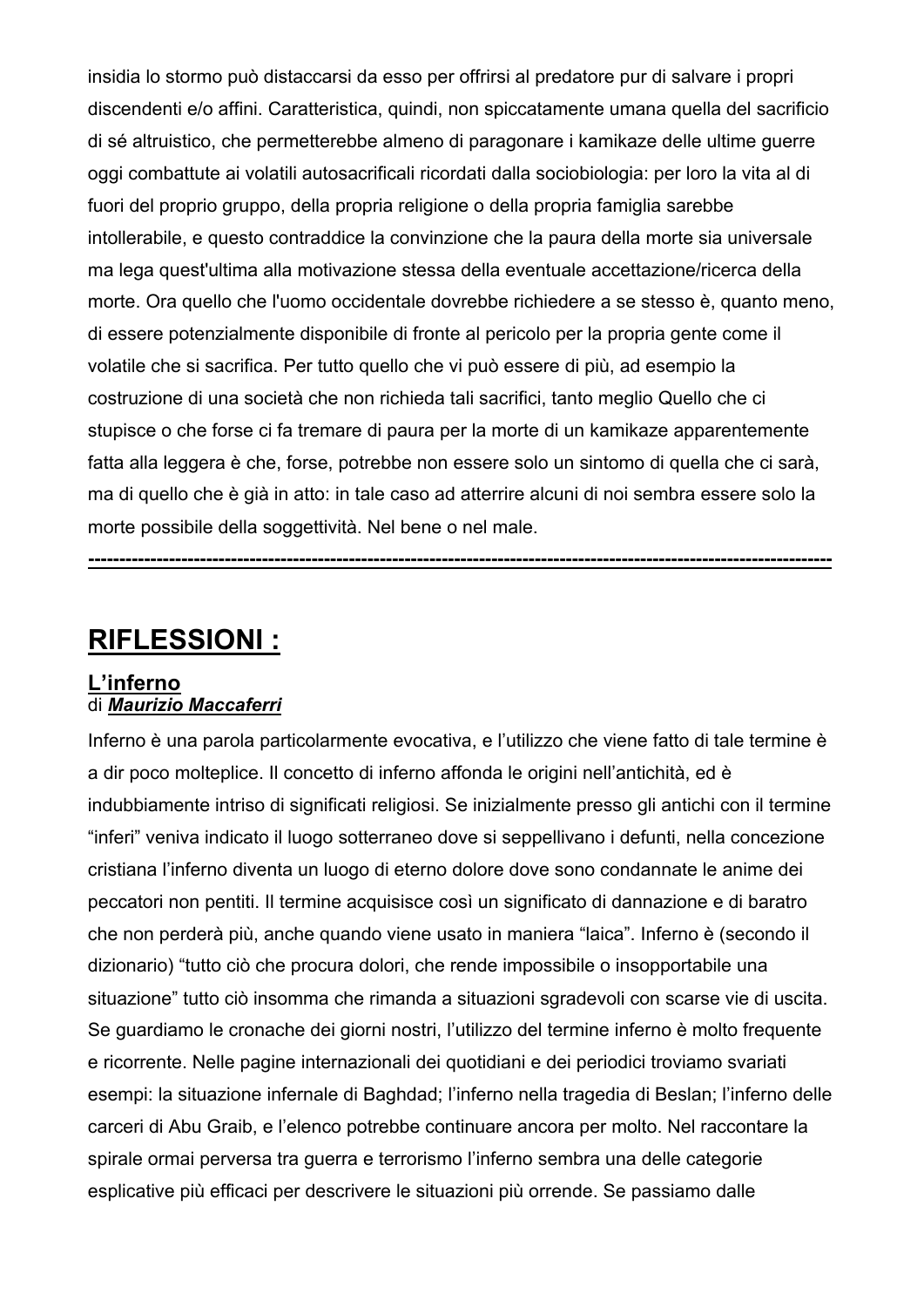insidia lo stormo può distaccarsi da esso per offrirsi al predatore pur di salvare i propri discendenti e/o affini. Caratteristica, quindi, non spiccatamente umana quella del sacrificio di sé altruistico, che permetterebbe almeno di paragonare i kamikaze delle ultime guerre oggi combattute ai volatili autosacrificali ricordati dalla sociobiologia: per loro la vita al di fuori del proprio gruppo, della propria religione o della propria famiglia sarebbe intollerabile, e questo contraddice la convinzione che la paura della morte sia universale ma lega quest'ultima alla motivazione stessa della eventuale accettazione/ricerca della morte. Ora quello che l'uomo occidentale dovrebbe richiedere a se stesso è, quanto meno, di essere potenzialmente disponibile di fronte al pericolo per la propria gente come il volatile che si sacrifica. Per tutto quello che vi può essere di più, ad esempio la costruzione di una società che non richieda tali sacrifici, tanto meglio Quello che ci stupisce o che forse ci fa tremare di paura per la morte di un kamikaze apparentemente fatta alla leggera è che, forse, potrebbe non essere solo un sintomo di quella che ci sarà, ma di quello che è già in atto: in tale caso ad atterrire alcuni di noi sembra essere solo la morte possibile della soggettività. Nel bene o nel male.

---

## RIFLESSIONI :

### L’inferno
di ***Maurizio Maccaferri***

Inferno è una parola particolarmente evocativa, e l’utilizzo che viene fatto di tale termine è a dir poco molteplice. Il concetto di inferno affonda le origini nell’antichità, ed è indubbiamente intriso di significati religiosi. Se inizialmente presso gli antichi con il termine “inferi” veniva indicato il luogo sotterraneo dove si seppellivano i defunti, nella concezione cristiana l’inferno diventa un luogo di eterno dolore dove sono condannate le anime dei peccatori non pentiti. Il termine acquisisce così un significato di dannazione e di baratro che non perderà più, anche quando viene usato in maniera “laica”. Inferno è (secondo il dizionario) “tutto ciò che procura dolori, che rende impossibile o insopportabile una situazione” tutto ciò insomma che rimanda a situazioni sgradevoli con scarse vie di uscita. Se guardiamo le cronache dei giorni nostri, l’utilizzo del termine inferno è molto frequente e ricorrente. Nelle pagine internazionali dei quotidiani e dei periodici troviamo svariati esempi: la situazione infernale di Baghdad; l’inferno nella tragedia di Beslan; l’inferno delle carceri di Abu Graib, e l’elenco potrebbe continuare ancora per molto. Nel raccontare la spirale ormai perversa tra guerra e terrorismo l’inferno sembra una delle categorie esplicative più efficaci per descrivere le situazioni più orrende. Se passiamo dalle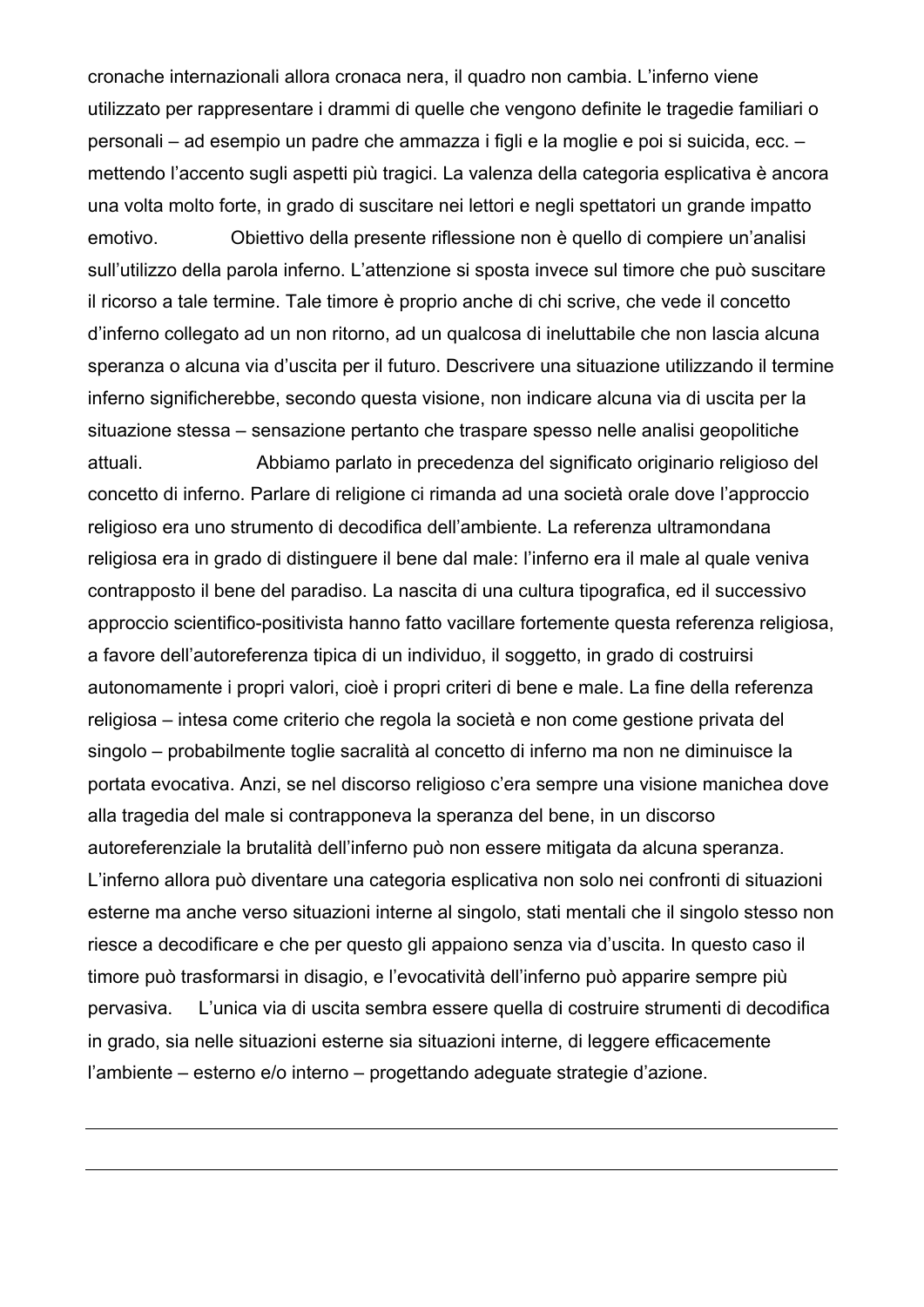cronache internazionali allora cronaca nera, il quadro non cambia. L'inferno viene utilizzato per rappresentare i drammi di quelle che vengono definite le tragedie familiari o personali – ad esempio un padre che ammazza i figli e la moglie e poi si suicida, ecc. – mettendo l'accento sugli aspetti più tragici. La valenza della categoria esplicativa è ancora una volta molto forte, in grado di suscitare nei lettori e negli spettatori un grande impatto emotivo.

Obiettivo della presente riflessione non è quello di compiere un'analisi sull'utilizzo della parola inferno. L'attenzione si sposta invece sul timore che può suscitare il ricorso a tale termine. Tale timore è proprio anche di chi scrive, che vede il concetto d'inferno collegato ad un non ritorno, ad un qualcosa di ineluttabile che non lascia alcuna speranza o alcuna via d'uscita per il futuro. Descrivere una situazione utilizzando il termine inferno significherebbe, secondo questa visione, non indicare alcuna via di uscita per la situazione stessa – sensazione pertanto che traspare spesso nelle analisi geopolitiche attuali.

Abbiamo parlato in precedenza del significato originario religioso del concetto di inferno. Parlare di religione ci rimanda ad una società orale dove l'approccio religioso era uno strumento di decodifica dell'ambiente. La referenza ultramondana religiosa era in grado di distinguere il bene dal male: l'inferno era il male al quale veniva contrapposto il bene del paradiso. La nascita di una cultura tipografica, ed il successivo approccio scientifico-positivista hanno fatto vacillare fortemente questa referenza religiosa, a favore dell'autoreferenza tipica di un individuo, il soggetto, in grado di costruirsi autonomamente i propri valori, cioè i propri criteri di bene e male. La fine della referenza religiosa – intesa come criterio che regola la società e non come gestione privata del singolo – probabilmente toglie sacralità al concetto di inferno ma non ne diminuisce la portata evocativa. Anzi, se nel discorso religioso c'era sempre una visione manichea dove alla tragedia del male si contrapponeva la speranza del bene, in un discorso autoreferenziale la brutalità dell'inferno può non essere mitigata da alcuna speranza. L'inferno allora può diventare una categoria esplicativa non solo nei confronti di situazioni esterne ma anche verso situazioni interne al singolo, stati mentali che il singolo stesso non riesce a decodificare e che per questo gli appaiono senza via d'uscita. In questo caso il timore può trasformarsi in disagio, e l'evocatività dell'inferno può apparire sempre più pervasiva.

L'unica via di uscita sembra essere quella di costruire strumenti di decodifica in grado, sia nelle situazioni esterne sia situazioni interne, di leggere efficacemente l'ambiente – esterno e/o interno – progettando adeguate strategie d'azione.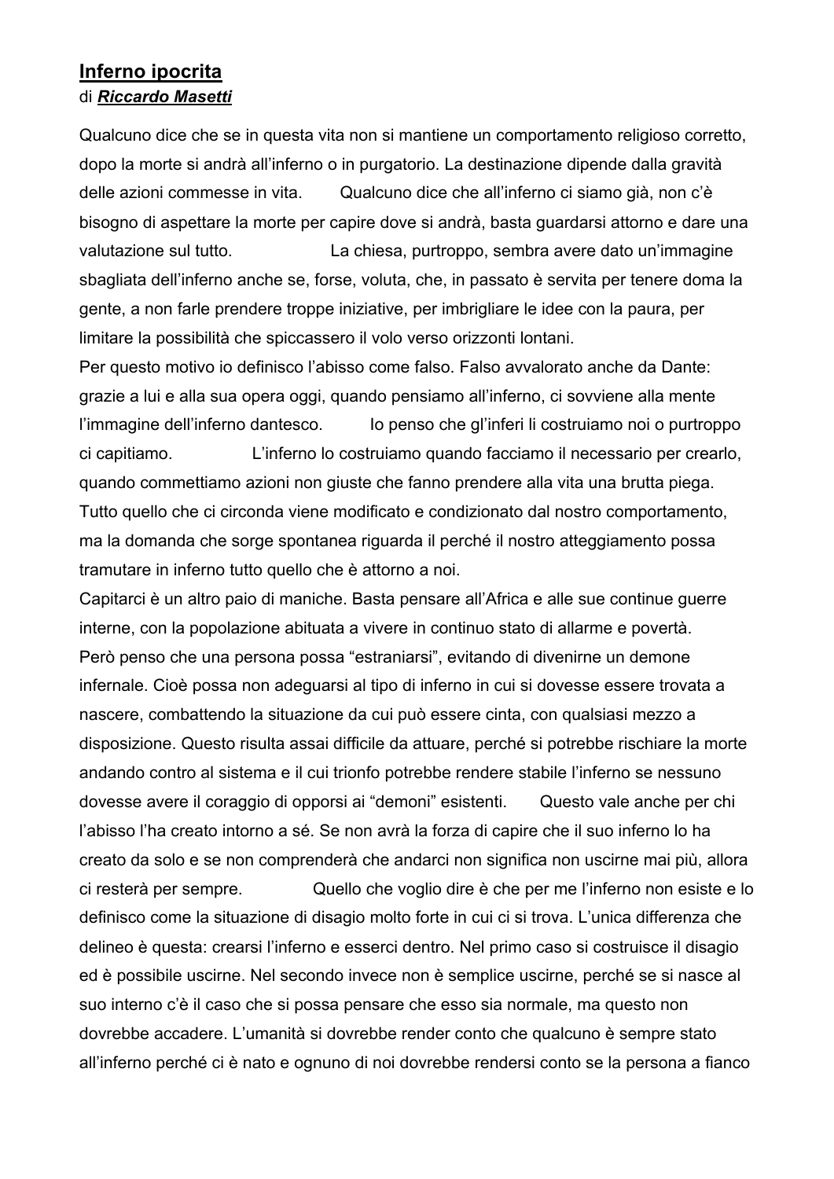## Inferno ipocrita

di ***Riccardo Masetti***

Qualcuno dice che se in questa vita non si mantiene un comportamento religioso corretto, dopo la morte si andrà all'inferno o in purgatorio. La destinazione dipende dalla gravità delle azioni commesse in vita. Qualcuno dice che all'inferno ci siamo già, non c'è bisogno di aspettare la morte per capire dove si andrà, basta guardarsi attorno e dare una valutazione sul tutto. La chiesa, purtroppo, sembra avere dato un'immagine sbagliata dell'inferno anche se, forse, voluta, che, in passato è servita per tenere doma la gente, a non farle prendere troppe iniziative, per imbrigliare le idee con la paura, per limitare la possibilità che spiccassero il volo verso orizzonti lontani.

Per questo motivo io definisco l'abisso come falso. Falso avvalorato anche da Dante: grazie a lui e alla sua opera oggi, quando pensiamo all'inferno, ci sovviene alla mente l'immagine dell'inferno dantesco. Io penso che gl'inferi li costruiamo noi o purtroppo ci capitiamo. L'inferno lo costruiamo quando facciamo il necessario per crearlo, quando commettiamo azioni non giuste che fanno prendere alla vita una brutta piega. Tutto quello che ci circonda viene modificato e condizionato dal nostro comportamento, ma la domanda che sorge spontanea riguarda il perché il nostro atteggiamento possa tramutare in inferno tutto quello che è attorno a noi.

Capitarci è un altro paio di maniche. Basta pensare all'Africa e alle sue continue guerre interne, con la popolazione abituata a vivere in continuo stato di allarme e povertà. Però penso che una persona possa "estraniarsi", evitando di divenirne un demone infernale. Cioè possa non adeguarsi al tipo di inferno in cui si dovesse essere trovata a nascere, combattendo la situazione da cui può essere cinta, con qualsiasi mezzo a disposizione. Questo risulta assai difficile da attuare, perché si potrebbe rischiare la morte andando contro al sistema e il cui trionfo potrebbe rendere stabile l'inferno se nessuno dovesse avere il coraggio di opporsi ai "demoni" esistenti. Questo vale anche per chi l'abisso l'ha creato intorno a sé. Se non avrà la forza di capire che il suo inferno lo ha creato da solo e se non comprenderà che andarci non significa non uscirne mai più, allora ci resterà per sempre. Quello che voglio dire è che per me l'inferno non esiste e lo definisco come la situazione di disagio molto forte in cui ci si trova. L'unica differenza che delineo è questa: crearsi l'inferno e esserci dentro. Nel primo caso si costruisce il disagio ed è possibile uscirne. Nel secondo invece non è semplice uscirne, perché se si nasce al suo interno c'è il caso che si possa pensare che esso sia normale, ma questo non dovrebbe accadere. L'umanità si dovrebbe render conto che qualcuno è sempre stato all'inferno perché ci è nato e ognuno di noi dovrebbe rendersi conto se la persona a fianco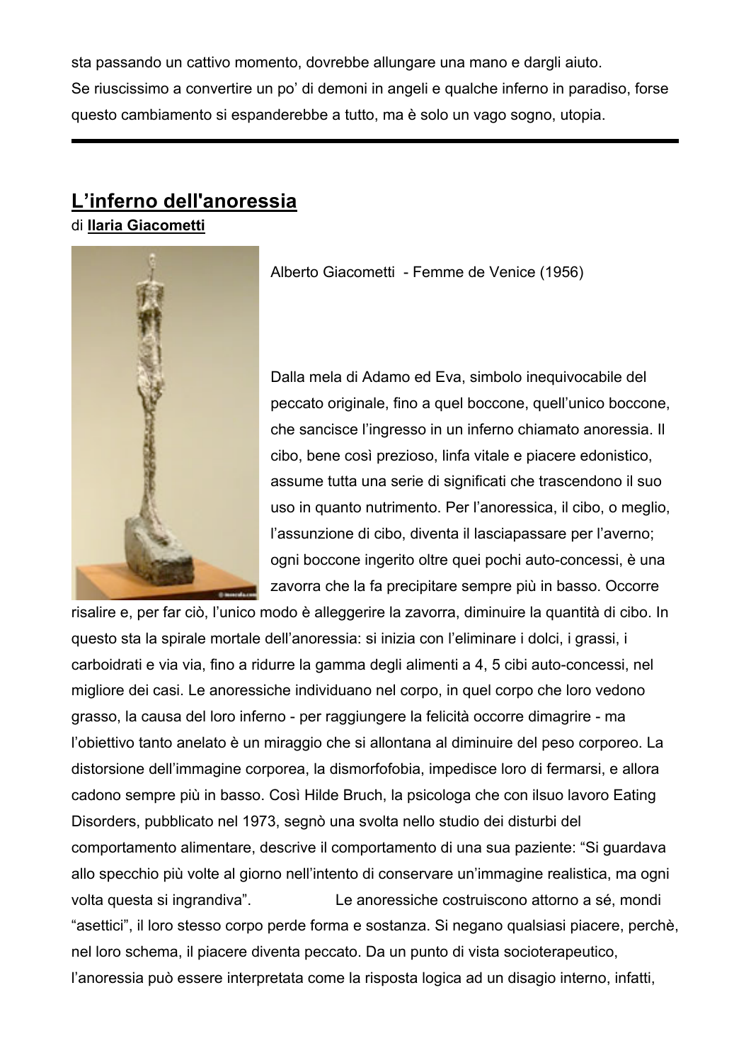sta passando un cattivo momento, dovrebbe allungare una mano e dargli aiuto.
Se riuscissimo a convertire un po' di demoni in angeli e qualche inferno in paradiso, forse questo cambiamento si espanderebbe a tutto, ma è solo un vago sogno, utopia.

---

## L'inferno dell'anoressia

di **Ilaria Giacometti**

Alberto Giacometti - Femme de Venice (1956)

Dalla mela di Adamo ed Eva, simbolo inequivocabile del peccato originale, fino a quel boccone, quell'unico boccone, che sancisce l'ingresso in un inferno chiamato anoressia. Il cibo, bene così prezioso, linfa vitale e piacere edonistico, assume tutta una serie di significati che trascendono il suo uso in quanto nutrimento. Per l'anoressica, il cibo, o meglio, l'assunzione di cibo, diventa il lasciapassare per l'averno; ogni boccone ingerito oltre quei pochi auto-concessi, è una zavorra che la fa precipitare sempre più in basso. Occorre risalire e, per far ciò, l'unico modo è alleggerire la zavorra, diminuire la quantità di cibo. In questo sta la spirale mortale dell'anoressia: si inizia con l'eliminare i dolci, i grassi, i carboidrati e via via, fino a ridurre la gamma degli alimenti a 4, 5 cibi auto-concessi, nel migliore dei casi. Le anoressiche individuano nel corpo, in quel corpo che loro vedono grasso, la causa del loro inferno - per raggiungere la felicità occorre dimagrire - ma l'obiettivo tanto anelato è un miraggio che si allontana al diminuire del peso corporeo. La distorsione dell'immagine corporea, la dismorfofobia, impedisce loro di fermarsi, e allora cadono sempre più in basso. Così Hilde Bruch, la psicologa che con ilsuo lavoro Eating Disorders, pubblicato nel 1973, segnò una svolta nello studio dei disturbi del comportamento alimentare, descrive il comportamento di una sua paziente: "Si guardava allo specchio più volte al giorno nell'intento di conservare un'immagine realistica, ma ogni volta questa si ingrandiva". Le anoressiche costruiscono attorno a sé, mondi "asettici", il loro stesso corpo perde forma e sostanza. Si negano qualsiasi piacere, perchè, nel loro schema, il piacere diventa peccato. Da un punto di vista socioterapeutico, l'anoressia può essere interpretata come la risposta logica ad un disagio interno, infatti,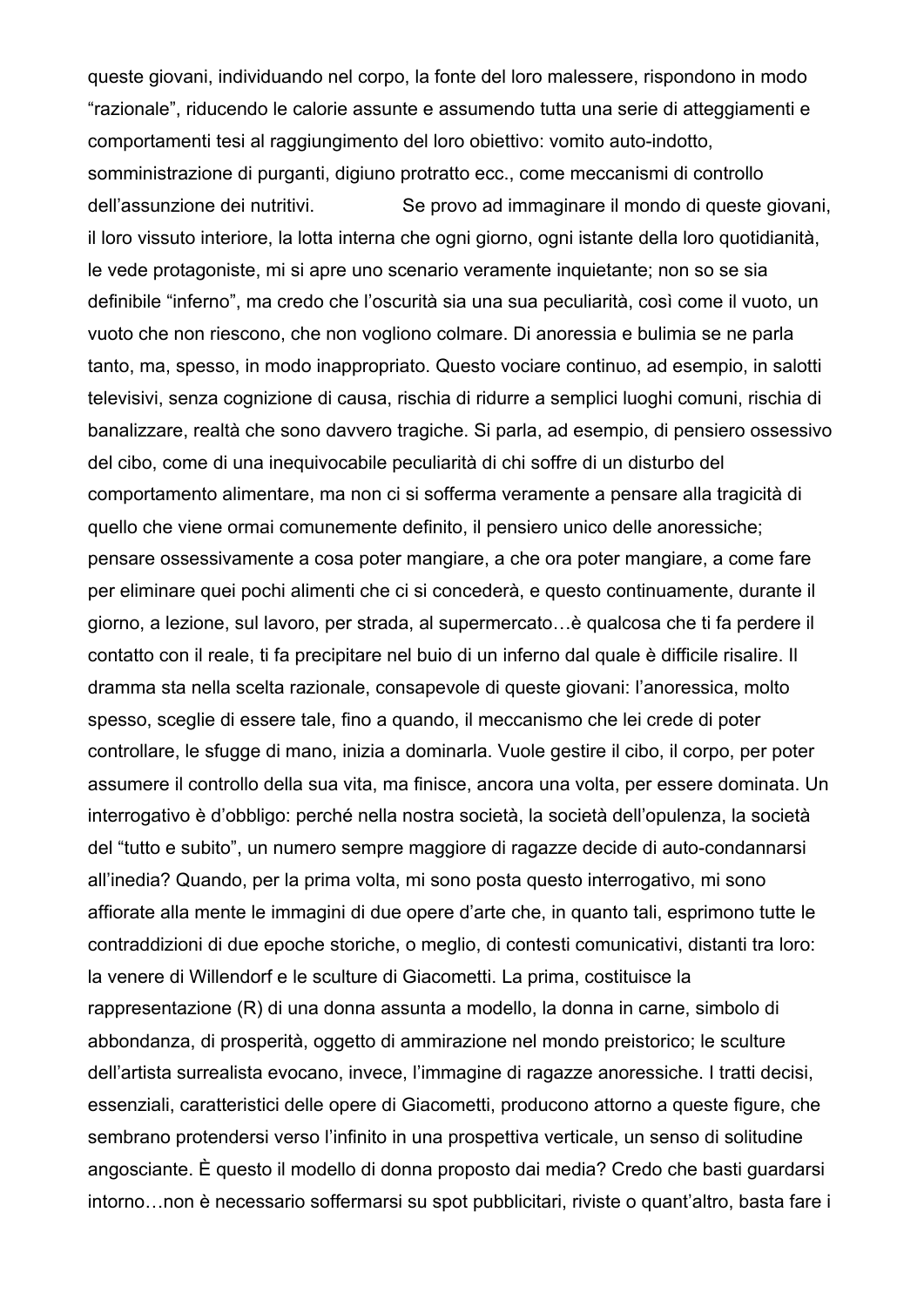queste giovani, individuando nel corpo, la fonte del loro malessere, rispondono in modo "razionale", riducendo le calorie assunte e assumendo tutta una serie di atteggiamenti e comportamenti tesi al raggiungimento del loro obiettivo: vomito auto-indotto, somministrazione di purganti, digiuno protratto ecc., come meccanismi di controllo dell'assunzione dei nutritivi. Se provo ad immaginare il mondo di queste giovani, il loro vissuto interiore, la lotta interna che ogni giorno, ogni istante della loro quotidianità, le vede protagoniste, mi si apre uno scenario veramente inquietante; non so se sia definibile "inferno", ma credo che l'oscurità sia una sua peculiarità, così come il vuoto, un vuoto che non riescono, che non vogliono colmare. Di anoressia e bulimia se ne parla tanto, ma, spesso, in modo inappropriato. Questo vociare continuo, ad esempio, in salotti televisivi, senza cognizione di causa, rischia di ridurre a semplici luoghi comuni, rischia di banalizzare, realtà che sono davvero tragiche. Si parla, ad esempio, di pensiero ossessivo del cibo, come di una inequivocabile peculiarità di chi soffre di un disturbo del comportamento alimentare, ma non ci si sofferma veramente a pensare alla tragicità di quello che viene ormai comunemente definito, il pensiero unico delle anoressiche; pensare ossessivamente a cosa poter mangiare, a che ora poter mangiare, a come fare per eliminare quei pochi alimenti che ci si concederà, e questo continuamente, durante il giorno, a lezione, sul lavoro, per strada, al supermercato…è qualcosa che ti fa perdere il contatto con il reale, ti fa precipitare nel buio di un inferno dal quale è difficile risalire. Il dramma sta nella scelta razionale, consapevole di queste giovani: l'anoressica, molto spesso, sceglie di essere tale, fino a quando, il meccanismo che lei crede di poter controllare, le sfugge di mano, inizia a dominarla. Vuole gestire il cibo, il corpo, per poter assumere il controllo della sua vita, ma finisce, ancora una volta, per essere dominata. Un interrogativo è d'obbligo: perché nella nostra società, la società dell'opulenza, la società del "tutto e subito", un numero sempre maggiore di ragazze decide di auto-condannarsi all'inedia? Quando, per la prima volta, mi sono posta questo interrogativo, mi sono affiorate alla mente le immagini di due opere d'arte che, in quanto tali, esprimono tutte le contraddizioni di due epoche storiche, o meglio, di contesti comunicativi, distanti tra loro: la venere di Willendorf e le sculture di Giacometti. La prima, costituisce la rappresentazione (R) di una donna assunta a modello, la donna in carne, simbolo di abbondanza, di prosperità, oggetto di ammirazione nel mondo preistorico; le sculture dell'artista surrealista evocano, invece, l'immagine di ragazze anoressiche. I tratti decisi, essenziali, caratteristici delle opere di Giacometti, producono attorno a queste figure, che sembrano protendersi verso l'infinito in una prospettiva verticale, un senso di solitudine angosciante. È questo il modello di donna proposto dai media? Credo che basti guardarsi intorno…non è necessario soffermarsi su spot pubblicitari, riviste o quant'altro, basta fare i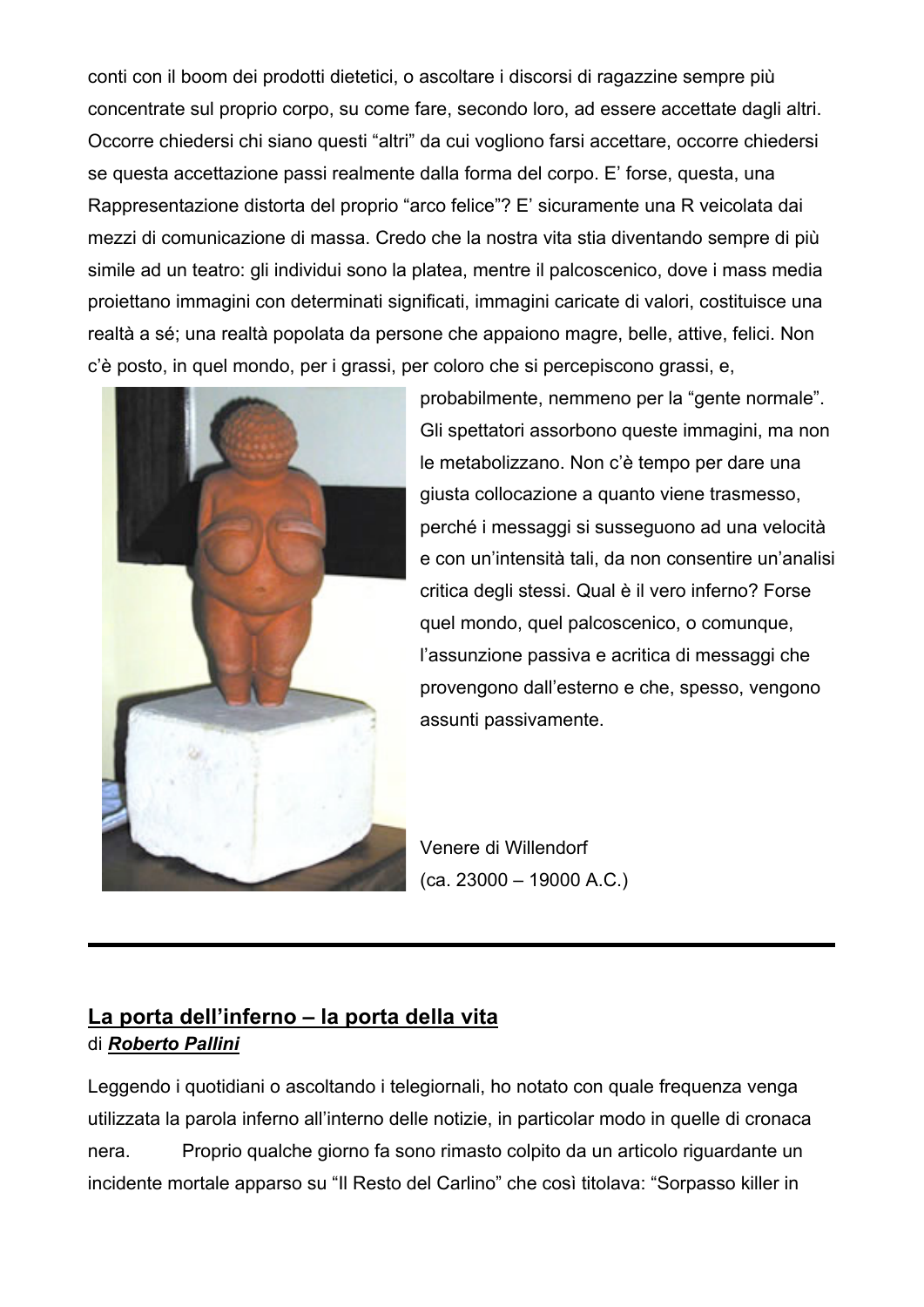conti con il boom dei prodotti dietetici, o ascoltare i discorsi di ragazzine sempre più concentrate sul proprio corpo, su come fare, secondo loro, ad essere accettate dagli altri. Occorre chiedersi chi siano questi "altri" da cui vogliono farsi accettare, occorre chiedersi se questa accettazione passi realmente dalla forma del corpo. E' forse, questa, una Rappresentazione distorta del proprio "arco felice"? E' sicuramente una R veicolata dai mezzi di comunicazione di massa. Credo che la nostra vita stia diventando sempre di più simile ad un teatro: gli individui sono la platea, mentre il palcoscenico, dove i mass media proiettano immagini con determinati significati, immagini caricate di valori, costituisce una realtà a sé; una realtà popolata da persone che appaiono magre, belle, attive, felici. Non c'è posto, in quel mondo, per i grassi, per coloro che si percepiscono grassi, e, probabilmente, nemmeno per la "gente normale". Gli spettatori assorbono queste immagini, ma non le metabolizzano. Non c'è tempo per dare una giusta collocazione a quanto viene trasmesso, perché i messaggi si susseguono ad una velocità e con un'intensità tali, da non consentire un'analisi critica degli stessi. Qual è il vero inferno? Forse quel mondo, quel palcoscenico, o comunque, l'assunzione passiva e acritica di messaggi che provengono dall'esterno e che, spesso, vengono assunti passivamente.

Venere di Willendorf
(ca. 23000 – 19000 A.C.)

---

## La porta dell'inferno – la porta della vita

di ***Roberto Pallini***

Leggendo i quotidiani o ascoltando i telegiornali, ho notato con quale frequenza venga utilizzata la parola inferno all'interno delle notizie, in particolar modo in quelle di cronaca nera. Proprio qualche giorno fa sono rimasto colpito da un articolo riguardante un incidente mortale apparso su "Il Resto del Carlino" che così titolava: "Sorpasso killer in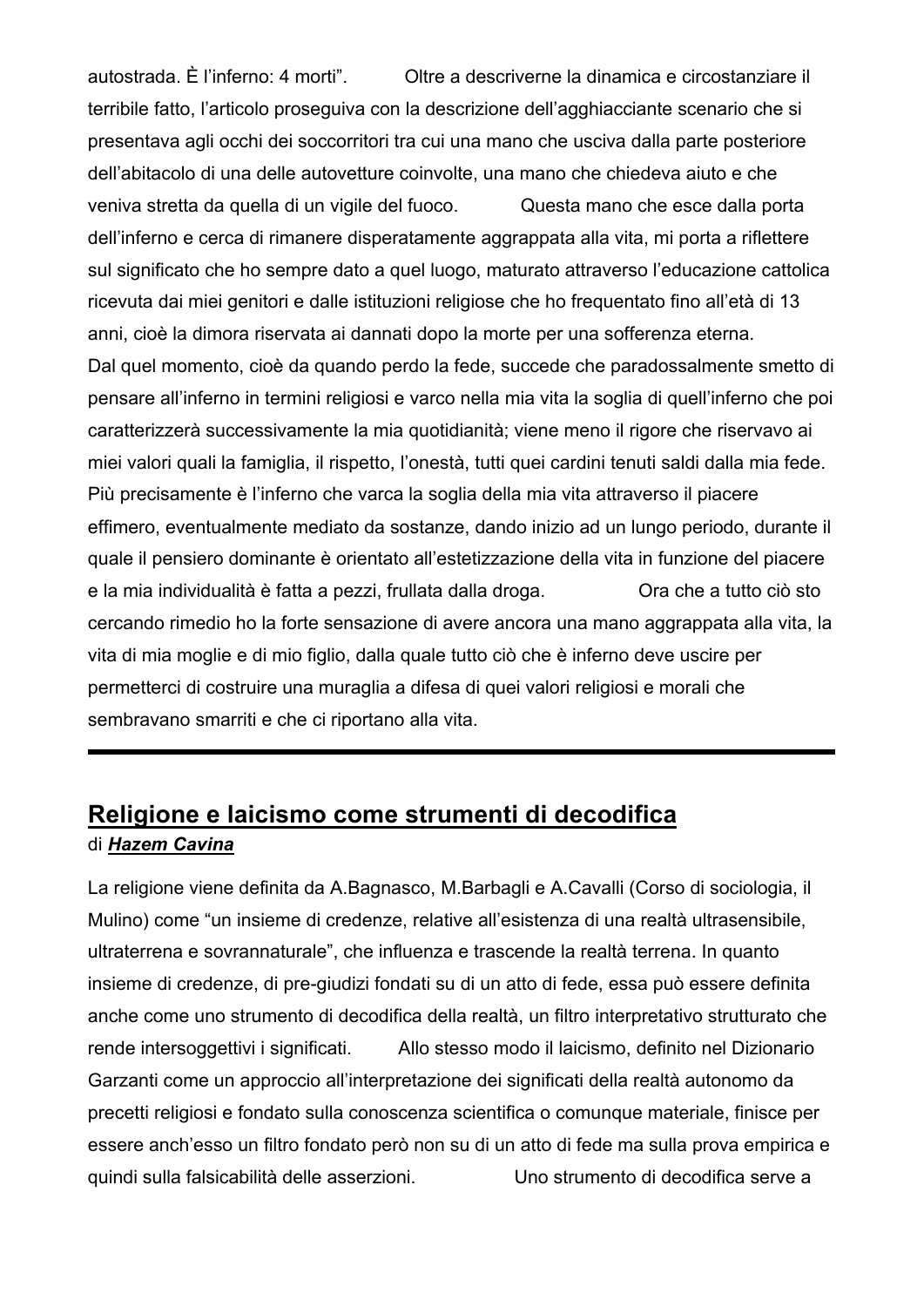autostrada. È l'inferno: 4 morti". Oltre a descriverne la dinamica e circostanziare il terribile fatto, l'articolo proseguiva con la descrizione dell'agghiacciante scenario che si presentava agli occhi dei soccorritori tra cui una mano che usciva dalla parte posteriore dell'abitacolo di una delle autovetture coinvolte, una mano che chiedeva aiuto e che veniva stretta da quella di un vigile del fuoco. Questa mano che esce dalla porta dell'inferno e cerca di rimanere disperatamente aggrappata alla vita, mi porta a riflettere sul significato che ho sempre dato a quel luogo, maturato attraverso l'educazione cattolica ricevuta dai miei genitori e dalle istituzioni religiose che ho frequentato fino all'età di 13 anni, cioè la dimora riservata ai dannati dopo la morte per una sofferenza eterna.
Dal quel momento, cioè da quando perdo la fede, succede che paradossalmente smetto di pensare all'inferno in termini religiosi e varco nella mia vita la soglia di quell'inferno che poi caratterizzerà successivamente la mia quotidianità; viene meno il rigore che riservavo ai miei valori quali la famiglia, il rispetto, l'onestà, tutti quei cardini tenuti saldi dalla mia fede. Più precisamente è l'inferno che varca la soglia della mia vita attraverso il piacere effimero, eventualmente mediato da sostanze, dando inizio ad un lungo periodo, durante il quale il pensiero dominante è orientato all'estetizzazione della vita in funzione del piacere e la mia individualità è fatta a pezzi, frullata dalla droga. Ora che a tutto ciò sto cercando rimedio ho la forte sensazione di avere ancora una mano aggrappata alla vita, la vita di mia moglie e di mio figlio, dalla quale tutto ciò che è inferno deve uscire per permetterci di costruire una muraglia a difesa di quei valori religiosi e morali che sembravano smarriti e che ci riportano alla vita.

---

## Religione e laicismo come strumenti di decodifica

di ***Hazem Cavina***

La religione viene definita da A.Bagnasco, M.Barbagli e A.Cavalli (Corso di sociologia, il Mulino) come "un insieme di credenze, relative all'esistenza di una realtà ultrasensibile, ultraterrena e sovrannaturale", che influenza e trascende la realtà terrena. In quanto insieme di credenze, di pre-giudizi fondati su di un atto di fede, essa può essere definita anche come uno strumento di decodifica della realtà, un filtro interpretativo strutturato che rende intersoggettivi i significati. Allo stesso modo il laicismo, definito nel Dizionario Garzanti come un approccio all'interpretazione dei significati della realtà autonomo da precetti religiosi e fondato sulla conoscenza scientifica o comunque materiale, finisce per essere anch'esso un filtro fondato però non su di un atto di fede ma sulla prova empirica e quindi sulla falsicabilità delle asserzioni. Uno strumento di decodifica serve a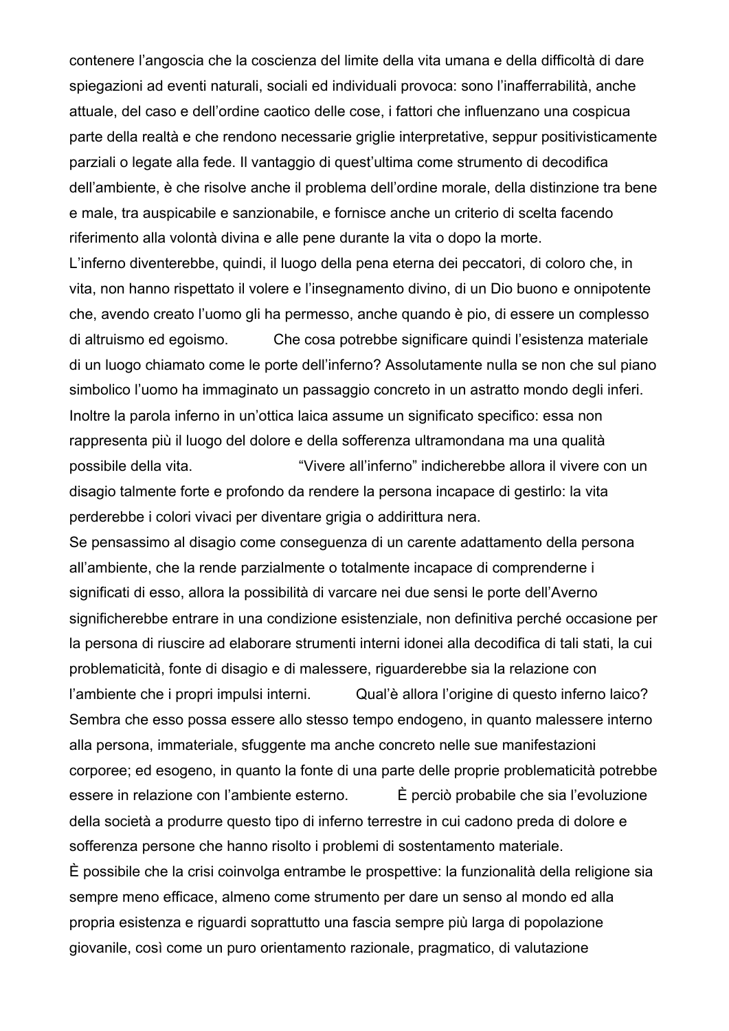contenere l'angoscia che la coscienza del limite della vita umana e della difficoltà di dare spiegazioni ad eventi naturali, sociali ed individuali provoca: sono l'inafferrabilità, anche attuale, del caso e dell'ordine caotico delle cose, i fattori che influenzano una cospicua parte della realtà e che rendono necessarie griglie interpretative, seppur positivisticamente parziali o legate alla fede. Il vantaggio di quest'ultima come strumento di decodifica dell'ambiente, è che risolve anche il problema dell'ordine morale, della distinzione tra bene e male, tra auspicabile e sanzionabile, e fornisce anche un criterio di scelta facendo riferimento alla volontà divina e alle pene durante la vita o dopo la morte.

L'inferno diventerebbe, quindi, il luogo della pena eterna dei peccatori, di coloro che, in vita, non hanno rispettato il volere e l'insegnamento divino, di un Dio buono e onnipotente che, avendo creato l'uomo gli ha permesso, anche quando è pio, di essere un complesso di altruismo ed egoismo. Che cosa potrebbe significare quindi l'esistenza materiale di un luogo chiamato come le porte dell'inferno? Assolutamente nulla se non che sul piano simbolico l'uomo ha immaginato un passaggio concreto in un astratto mondo degli inferi. Inoltre la parola inferno in un'ottica laica assume un significato specifico: essa non rappresenta più il luogo del dolore e della sofferenza ultramondana ma una qualità possibile della vita. "Vivere all'inferno" indicherebbe allora il vivere con un disagio talmente forte e profondo da rendere la persona incapace di gestirlo: la vita perderebbe i colori vivaci per diventare grigia o addirittura nera.

Se pensassimo al disagio come conseguenza di un carente adattamento della persona all'ambiente, che la rende parzialmente o totalmente incapace di comprenderne i significati di esso, allora la possibilità di varcare nei due sensi le porte dell'Averno significherebbe entrare in una condizione esistenziale, non definitiva perché occasione per la persona di riuscire ad elaborare strumenti interni idonei alla decodifica di tali stati, la cui problematicità, fonte di disagio e di malessere, riguarderebbe sia la relazione con l'ambiente che i propri impulsi interni. Qual'è allora l'origine di questo inferno laico? Sembra che esso possa essere allo stesso tempo endogeno, in quanto malessere interno alla persona, immateriale, sfuggente ma anche concreto nelle sue manifestazioni corporee; ed esogeno, in quanto la fonte di una parte delle proprie problematicità potrebbe essere in relazione con l'ambiente esterno. È perciò probabile che sia l'evoluzione della società a produrre questo tipo di inferno terrestre in cui cadono preda di dolore e sofferenza persone che hanno risolto i problemi di sostentamento materiale.

È possibile che la crisi coinvolga entrambe le prospettive: la funzionalità della religione sia sempre meno efficace, almeno come strumento per dare un senso al mondo ed alla propria esistenza e riguardi soprattutto una fascia sempre più larga di popolazione giovanile, così come un puro orientamento razionale, pragmatico, di valutazione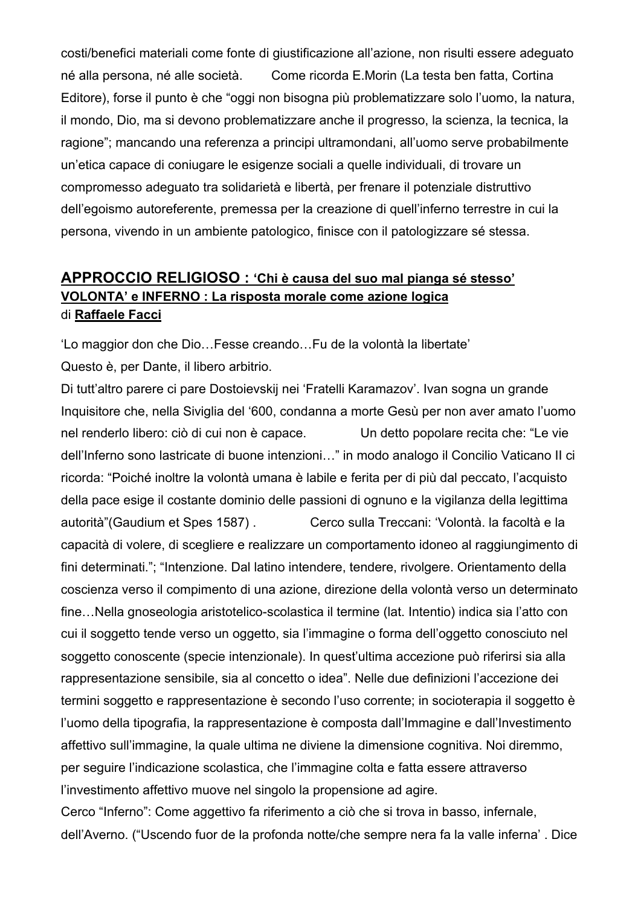costi/benefici materiali come fonte di giustificazione all'azione, non risulti essere adeguato né alla persona, né alle società. Come ricorda E.Morin (La testa ben fatta, Cortina Editore), forse il punto è che "oggi non bisogna più problematizzare solo l'uomo, la natura, il mondo, Dio, ma si devono problematizzare anche il progresso, la scienza, la tecnica, la ragione"; mancando una referenza a principi ultramondani, all'uomo serve probabilmente un'etica capace di coniugare le esigenze sociali a quelle individuali, di trovare un compromesso adeguato tra solidarietà e libertà, per frenare il potenziale distruttivo dell'egoismo autoreferente, premessa per la creazione di quell'inferno terrestre in cui la persona, vivendo in un ambiente patologico, finisce con il patologizzare sé stessa.

## **APPROCCIO RELIGIOSO : 'Chi è causa del suo mal pianga sé stesso'**
## **VOLONTA' e INFERNO : La risposta morale come azione logica**

di **Raffaele Facci**

'Lo maggior don che Dio…Fesse creando…Fu de la volontà la libertate'

Questo è, per Dante, il libero arbitrio.

Di tutt'altro parere ci pare Dostoievskij nei 'Fratelli Karamazov'. Ivan sogna un grande Inquisitore che, nella Siviglia del '600, condanna a morte Gesù per non aver amato l'uomo nel renderlo libero: ciò di cui non è capace. Un detto popolare recita che: "Le vie dell'Inferno sono lastricate di buone intenzioni…" in modo analogo il Concilio Vaticano II ci ricorda: "Poiché inoltre la volontà umana è labile e ferita per di più dal peccato, l'acquisto della pace esige il costante dominio delle passioni di ognuno e la vigilanza della legittima autorità"(Gaudium et Spes 1587) . Cerco sulla Treccani: 'Volontà. la facoltà e la capacità di volere, di scegliere e realizzare un comportamento idoneo al raggiungimento di fini determinati."; "Intenzione. Dal latino intendere, tendere, rivolgere. Orientamento della coscienza verso il compimento di una azione, direzione della volontà verso un determinato fine…Nella gnoseologia aristotelico-scolastica il termine (lat. Intentio) indica sia l'atto con cui il soggetto tende verso un oggetto, sia l'immagine o forma dell'oggetto conosciuto nel soggetto conoscente (specie intenzionale). In quest'ultima accezione può riferirsi sia alla rappresentazione sensibile, sia al concetto o idea". Nelle due definizioni l'accezione dei termini soggetto e rappresentazione è secondo l'uso corrente; in socioterapia il soggetto è l'uomo della tipografia, la rappresentazione è composta dall'Immagine e dall'Investimento affettivo sull'immagine, la quale ultima ne diviene la dimensione cognitiva. Noi diremmo, per seguire l'indicazione scolastica, che l'immagine colta e fatta essere attraverso l'investimento affettivo muove nel singolo la propensione ad agire.

Cerco "Inferno": Come aggettivo fa riferimento a ciò che si trova in basso, infernale, dell'Averno. ("Uscendo fuor de la profonda notte/che sempre nera fa la valle inferna' . Dice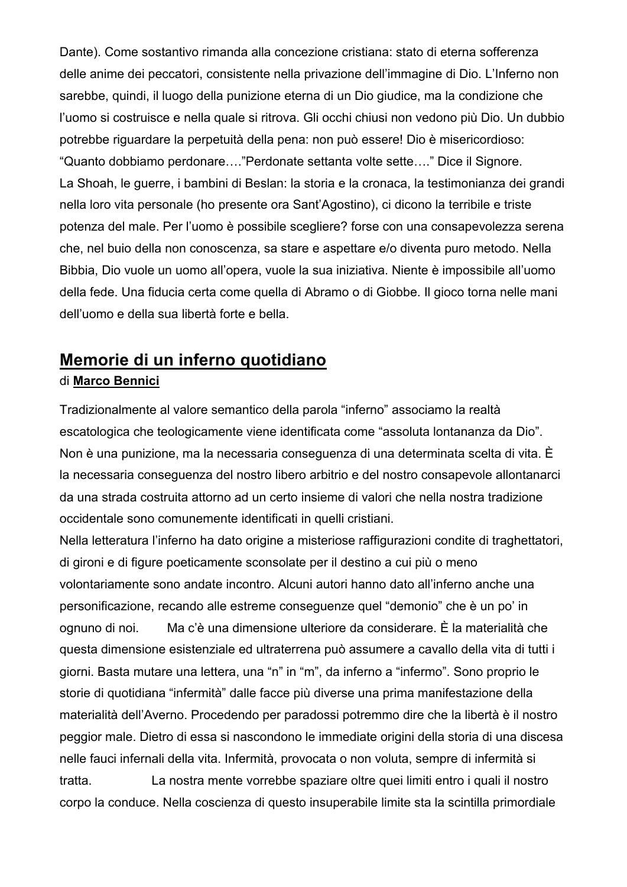Dante). Come sostantivo rimanda alla concezione cristiana: stato di eterna sofferenza delle anime dei peccatori, consistente nella privazione dell'immagine di Dio. L'Inferno non sarebbe, quindi, il luogo della punizione eterna di un Dio giudice, ma la condizione che l'uomo si costruisce e nella quale si ritrova. Gli occhi chiusi non vedono più Dio. Un dubbio potrebbe riguardare la perpetuità della pena: non può essere! Dio è misericordioso: "Quanto dobbiamo perdonare…."Perdonate settanta volte sette…." Dice il Signore.

La Shoah, le guerre, i bambini di Beslan: la storia e la cronaca, la testimonianza dei grandi nella loro vita personale (ho presente ora Sant'Agostino), ci dicono la terribile e triste potenza del male. Per l'uomo è possibile scegliere? forse con una consapevolezza serena che, nel buio della non conoscenza, sa stare e aspettare e/o diventa puro metodo. Nella Bibbia, Dio vuole un uomo all'opera, vuole la sua iniziativa. Niente è impossibile all'uomo della fede. Una fiducia certa come quella di Abramo o di Giobbe. Il gioco torna nelle mani dell'uomo e della sua libertà forte e bella.

## Memorie di un inferno quotidiano

di **Marco Bennici**

Tradizionalmente al valore semantico della parola "inferno" associamo la realtà escatologica che teologicamente viene identificata come "assoluta lontananza da Dio". Non è una punizione, ma la necessaria conseguenza di una determinata scelta di vita. È la necessaria conseguenza del nostro libero arbitrio e del nostro consapevole allontanarci da una strada costruita attorno ad un certo insieme di valori che nella nostra tradizione occidentale sono comunemente identificati in quelli cristiani.

Nella letteratura l'inferno ha dato origine a misteriose raffigurazioni condite di traghettatori, di gironi e di figure poeticamente sconsolate per il destino a cui più o meno volontariamente sono andate incontro. Alcuni autori hanno dato all'inferno anche una personificazione, recando alle estreme conseguenze quel "demonio" che è un po' in ognuno di noi. Ma c'è una dimensione ulteriore da considerare. È la materialità che questa dimensione esistenziale ed ultraterrena può assumere a cavallo della vita di tutti i giorni. Basta mutare una lettera, una "n" in "m", da inferno a "infermo". Sono proprio le storie di quotidiana "infermità" dalle facce più diverse una prima manifestazione della materialità dell'Averno. Procedendo per paradossi potremmo dire che la libertà è il nostro peggior male. Dietro di essa si nascondono le immediate origini della storia di una discesa nelle fauci infernali della vita. Infermità, provocata o non voluta, sempre di infermità si tratta. La nostra mente vorrebbe spaziare oltre quei limiti entro i quali il nostro corpo la conduce. Nella coscienza di questo insuperabile limite sta la scintilla primordiale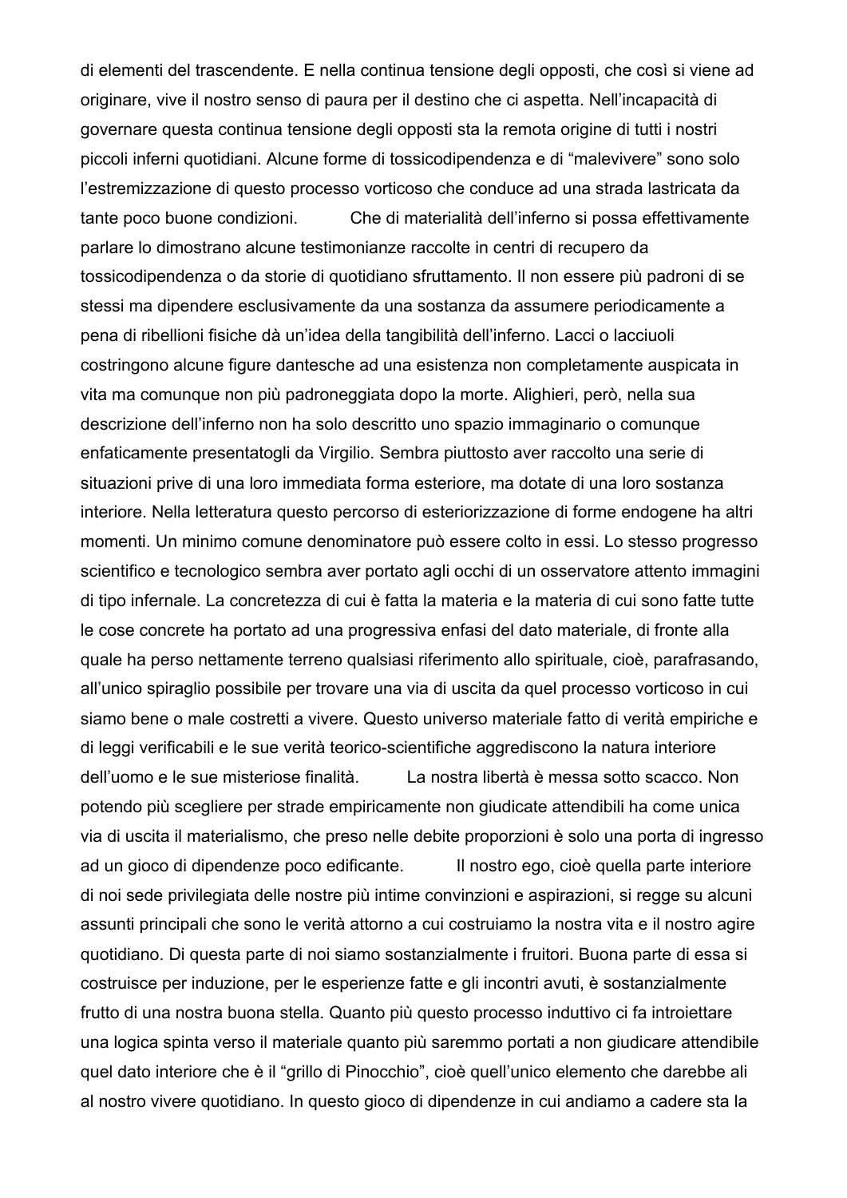di elementi del trascendente. E nella continua tensione degli opposti, che così si viene ad originare, vive il nostro senso di paura per il destino che ci aspetta. Nell'incapacità di governare questa continua tensione degli opposti sta la remota origine di tutti i nostri piccoli inferni quotidiani. Alcune forme di tossicodipendenza e di "malevivere" sono solo l'estremizzazione di questo processo vorticoso che conduce ad una strada lastricata da tante poco buone condizioni.

Che di materialità dell'inferno si possa effettivamente parlare lo dimostrano alcune testimonianze raccolte in centri di recupero da tossicodipendenza o da storie di quotidiano sfruttamento. Il non essere più padroni di se stessi ma dipendere esclusivamente da una sostanza da assumere periodicamente a pena di ribellioni fisiche dà un'idea della tangibilità dell'inferno. Lacci o lacciuoli costringono alcune figure dantesche ad una esistenza non completamente auspicata in vita ma comunque non più padroneggiata dopo la morte. Alighieri, però, nella sua descrizione dell'inferno non ha solo descritto uno spazio immaginario o comunque enfaticamente presentatogli da Virgilio. Sembra piuttosto aver raccolto una serie di situazioni prive di una loro immediata forma esteriore, ma dotate di una loro sostanza interiore. Nella letteratura questo percorso di esteriorizzazione di forme endogene ha altri momenti. Un minimo comune denominatore può essere colto in essi. Lo stesso progresso scientifico e tecnologico sembra aver portato agli occhi di un osservatore attento immagini di tipo infernale. La concretezza di cui è fatta la materia e la materia di cui sono fatte tutte le cose concrete ha portato ad una progressiva enfasi del dato materiale, di fronte alla quale ha perso nettamente terreno qualsiasi riferimento allo spirituale, cioè, parafrasando, all'unico spiraglio possibile per trovare una via di uscita da quel processo vorticoso in cui siamo bene o male costretti a vivere. Questo universo materiale fatto di verità empiriche e di leggi verificabili e le sue verità teorico-scientifiche aggrediscono la natura interiore dell'uomo e le sue misteriose finalità.

La nostra libertà è messa sotto scacco. Non potendo più scegliere per strade empiricamente non giudicate attendibili ha come unica via di uscita il materialismo, che preso nelle debite proporzioni è solo una porta di ingresso ad un gioco di dipendenze poco edificante.

Il nostro ego, cioè quella parte interiore di noi sede privilegiata delle nostre più intime convinzioni e aspirazioni, si regge su alcuni assunti principali che sono le verità attorno a cui costruiamo la nostra vita e il nostro agire quotidiano. Di questa parte di noi siamo sostanzialmente i fruitori. Buona parte di essa si costruisce per induzione, per le esperienze fatte e gli incontri avuti, è sostanzialmente frutto di una nostra buona stella. Quanto più questo processo induttivo ci fa introiettare una logica spinta verso il materiale quanto più saremmo portati a non giudicare attendibile quel dato interiore che è il "grillo di Pinocchio", cioè quell'unico elemento che darebbe ali al nostro vivere quotidiano. In questo gioco di dipendenze in cui andiamo a cadere sta la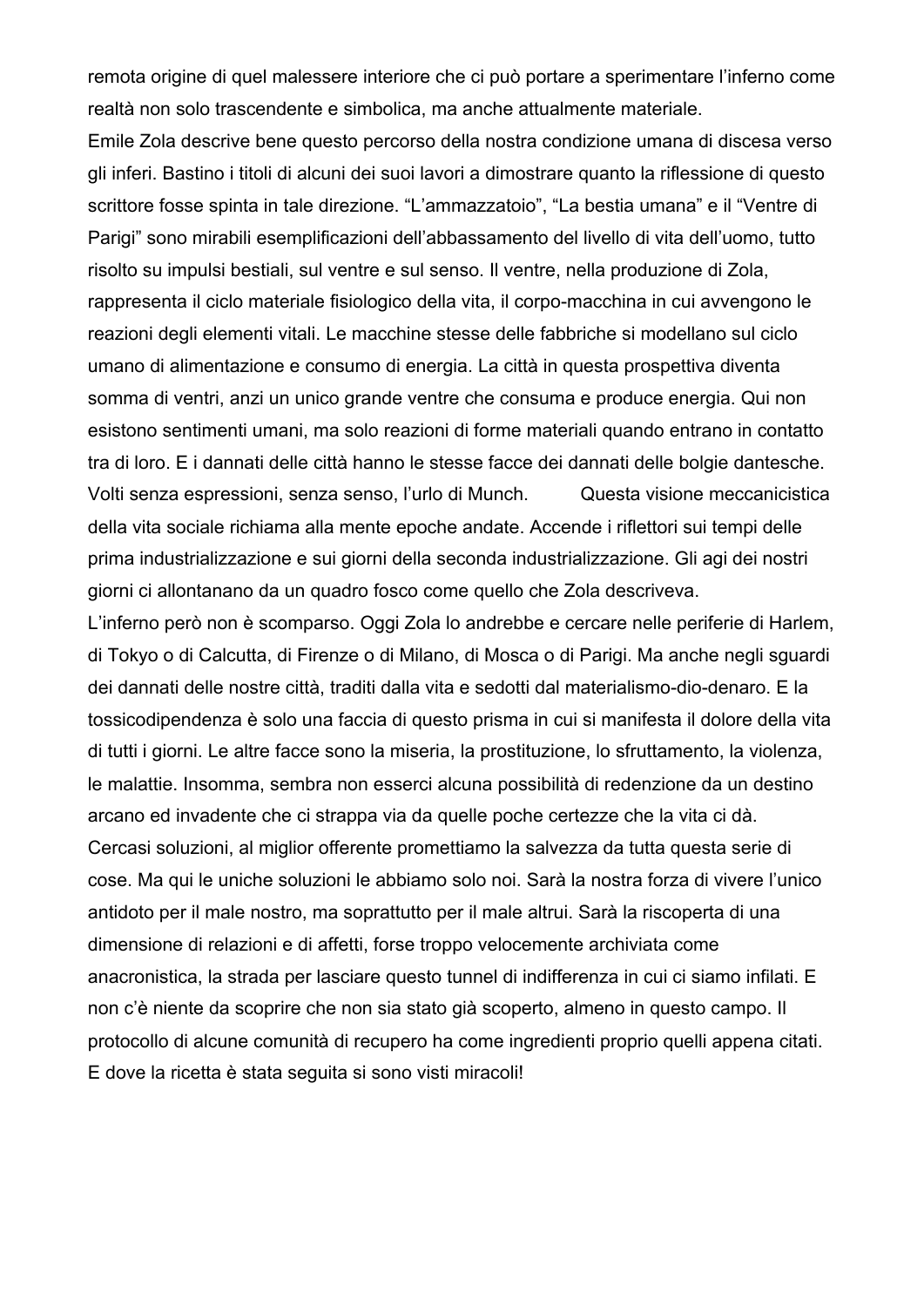remota origine di quel malessere interiore che ci può portare a sperimentare l'inferno come realtà non solo trascendente e simbolica, ma anche attualmente materiale.

Emile Zola descrive bene questo percorso della nostra condizione umana di discesa verso gli inferi. Bastino i titoli di alcuni dei suoi lavori a dimostrare quanto la riflessione di questo scrittore fosse spinta in tale direzione. "L'ammazzatoio", "La bestia umana" e il "Ventre di Parigi" sono mirabili esemplificazioni dell'abbassamento del livello di vita dell'uomo, tutto risolto su impulsi bestiali, sul ventre e sul senso. Il ventre, nella produzione di Zola, rappresenta il ciclo materiale fisiologico della vita, il corpo-macchina in cui avvengono le reazioni degli elementi vitali. Le macchine stesse delle fabbriche si modellano sul ciclo umano di alimentazione e consumo di energia. La città in questa prospettiva diventa somma di ventri, anzi un unico grande ventre che consuma e produce energia. Qui non esistono sentimenti umani, ma solo reazioni di forme materiali quando entrano in contatto tra di loro. E i dannati delle città hanno le stesse facce dei dannati delle bolgie dantesche. Volti senza espressioni, senza senso, l'urlo di Munch. Questa visione meccanicistica della vita sociale richiama alla mente epoche andate. Accende i riflettori sui tempi delle prima industrializzazione e sui giorni della seconda industrializzazione. Gli agi dei nostri giorni ci allontanano da un quadro fosco come quello che Zola descriveva.

L'inferno però non è scomparso. Oggi Zola lo andrebbe e cercare nelle periferie di Harlem, di Tokyo o di Calcutta, di Firenze o di Milano, di Mosca o di Parigi. Ma anche negli sguardi dei dannati delle nostre città, traditi dalla vita e sedotti dal materialismo-dio-denaro. E la tossicodipendenza è solo una faccia di questo prisma in cui si manifesta il dolore della vita di tutti i giorni. Le altre facce sono la miseria, la prostituzione, lo sfruttamento, la violenza, le malattie. Insomma, sembra non esserci alcuna possibilità di redenzione da un destino arcano ed invadente che ci strappa via da quelle poche certezze che la vita ci dà.

Cercasi soluzioni, al miglior offerente promettiamo la salvezza da tutta questa serie di cose. Ma qui le uniche soluzioni le abbiamo solo noi. Sarà la nostra forza di vivere l'unico antidoto per il male nostro, ma soprattutto per il male altrui. Sarà la riscoperta di una dimensione di relazioni e di affetti, forse troppo velocemente archiviata come anacronistica, la strada per lasciare questo tunnel di indifferenza in cui ci siamo infilati. E non c'è niente da scoprire che non sia stato già scoperto, almeno in questo campo. Il protocollo di alcune comunità di recupero ha come ingredienti proprio quelli appena citati. E dove la ricetta è stata seguita si sono visti miracoli!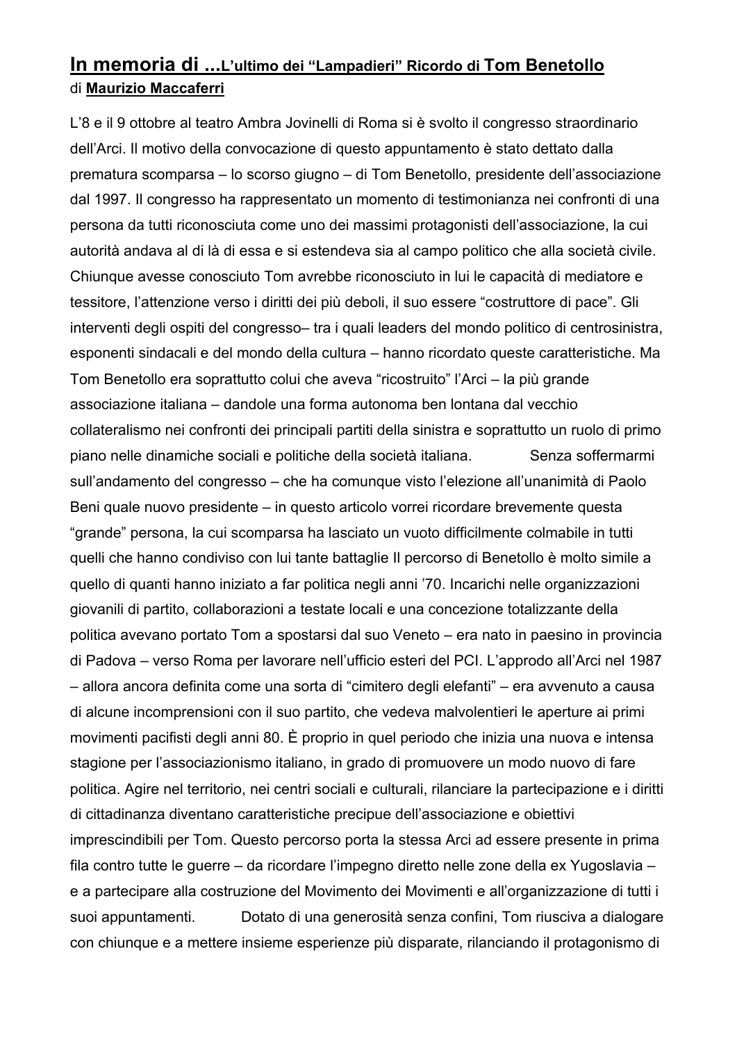## **In memoria di ...**L'ultimo dei "Lampadieri" Ricordo di **Tom Benetollo**

di **Maurizio Maccaferri**

L'8 e il 9 ottobre al teatro Ambra Jovinelli di Roma si è svolto il congresso straordinario dell'Arci. Il motivo della convocazione di questo appuntamento è stato dettato dalla prematura scomparsa – lo scorso giugno – di Tom Benetollo, presidente dell'associazione dal 1997. Il congresso ha rappresentato un momento di testimonianza nei confronti di una persona da tutti riconosciuta come uno dei massimi protagonisti dell'associazione, la cui autorità andava al di là di essa e si estendeva sia al campo politico che alla società civile. Chiunque avesse conosciuto Tom avrebbe riconosciuto in lui le capacità di mediatore e tessitore, l'attenzione verso i diritti dei più deboli, il suo essere "costruttore di pace". Gli interventi degli ospiti del congresso– tra i quali leaders del mondo politico di centrosinistra, esponenti sindacali e del mondo della cultura – hanno ricordato queste caratteristiche. Ma Tom Benetollo era soprattutto colui che aveva "ricostruito" l'Arci – la più grande associazione italiana – dandole una forma autonoma ben lontana dal vecchio collateralismo nei confronti dei principali partiti della sinistra e soprattutto un ruolo di primo piano nelle dinamiche sociali e politiche della società italiana. Senza soffermarmi sull'andamento del congresso – che ha comunque visto l'elezione all'unanimità di Paolo Beni quale nuovo presidente – in questo articolo vorrei ricordare brevemente questa "grande" persona, la cui scomparsa ha lasciato un vuoto difficilmente colmabile in tutti quelli che hanno condiviso con lui tante battaglie Il percorso di Benetollo è molto simile a quello di quanti hanno iniziato a far politica negli anni '70. Incarichi nelle organizzazioni giovanili di partito, collaborazioni a testate locali e una concezione totalizzante della politica avevano portato Tom a spostarsi dal suo Veneto – era nato in paesino in provincia di Padova – verso Roma per lavorare nell'ufficio esteri del PCI. L'approdo all'Arci nel 1987 – allora ancora definita come una sorta di "cimitero degli elefanti" – era avvenuto a causa di alcune incomprensioni con il suo partito, che vedeva malvolentieri le aperture ai primi movimenti pacifisti degli anni 80. È proprio in quel periodo che inizia una nuova e intensa stagione per l'associazionismo italiano, in grado di promuovere un modo nuovo di fare politica. Agire nel territorio, nei centri sociali e culturali, rilanciare la partecipazione e i diritti di cittadinanza diventano caratteristiche precipue dell'associazione e obiettivi imprescindibili per Tom. Questo percorso porta la stessa Arci ad essere presente in prima fila contro tutte le guerre – da ricordare l'impegno diretto nelle zone della ex Yugoslavia – e a partecipare alla costruzione del Movimento dei Movimenti e all'organizzazione di tutti i suoi appuntamenti. Dotato di una generosità senza confini, Tom riusciva a dialogare con chiunque e a mettere insieme esperienze più disparate, rilanciando il protagonismo di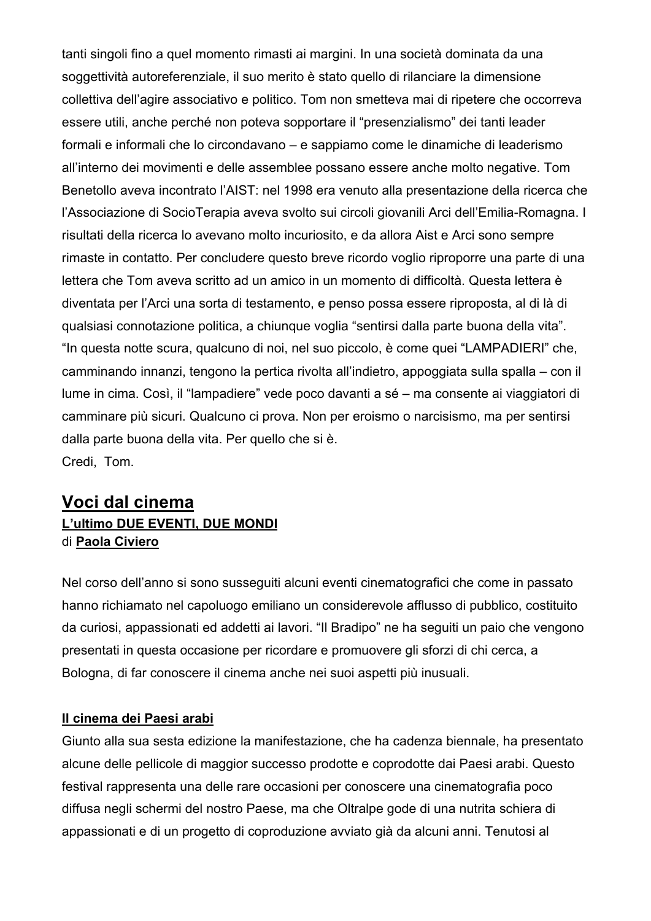tanti singoli fino a quel momento rimasti ai margini. In una società dominata da una soggettività autoreferenziale, il suo merito è stato quello di rilanciare la dimensione collettiva dell'agire associativo e politico. Tom non smetteva mai di ripetere che occorreva essere utili, anche perché non poteva sopportare il "presenzialismo" dei tanti leader formali e informali che lo circondavano – e sappiamo come le dinamiche di leaderismo all'interno dei movimenti e delle assemblee possano essere anche molto negative. Tom Benetollo aveva incontrato l'AIST: nel 1998 era venuto alla presentazione della ricerca che l'Associazione di SocioTerapia aveva svolto sui circoli giovanili Arci dell'Emilia-Romagna. I risultati della ricerca lo avevano molto incuriosito, e da allora Aist e Arci sono sempre rimaste in contatto. Per concludere questo breve ricordo voglio riproporre una parte di una lettera che Tom aveva scritto ad un amico in un momento di difficoltà. Questa lettera è diventata per l'Arci una sorta di testamento, e penso possa essere riproposta, al di là di qualsiasi connotazione politica, a chiunque voglia "sentirsi dalla parte buona della vita".
"In questa notte scura, qualcuno di noi, nel suo piccolo, è come quei "LAMPADIERI" che, camminando innanzi, tengono la pertica rivolta all'indietro, appoggiata sulla spalla – con il lume in cima. Così, il "lampadiere" vede poco davanti a sé – ma consente ai viaggiatori di camminare più sicuri. Qualcuno ci prova. Non per eroismo o narcisismo, ma per sentirsi dalla parte buona della vita. Per quello che si è.
Credi, Tom.

## Voci dal cinema

**L'ultimo DUE EVENTI, DUE MONDI**
di **Paola Civiero**

Nel corso dell'anno si sono susseguiti alcuni eventi cinematografici che come in passato hanno richiamato nel capoluogo emiliano un considerevole afflusso di pubblico, costituito da curiosi, appassionati ed addetti ai lavori. "Il Bradipo" ne ha seguiti un paio che vengono presentati in questa occasione per ricordare e promuovere gli sforzi di chi cerca, a Bologna, di far conoscere il cinema anche nei suoi aspetti più inusuali.

**Il cinema dei Paesi arabi**
Giunto alla sua sesta edizione la manifestazione, che ha cadenza biennale, ha presentato alcune delle pellicole di maggior successo prodotte e coprodotte dai Paesi arabi. Questo festival rappresenta una delle rare occasioni per conoscere una cinematografia poco diffusa negli schermi del nostro Paese, ma che Oltralpe gode di una nutrita schiera di appassionati e di un progetto di coproduzione avviato già da alcuni anni. Tenutosi al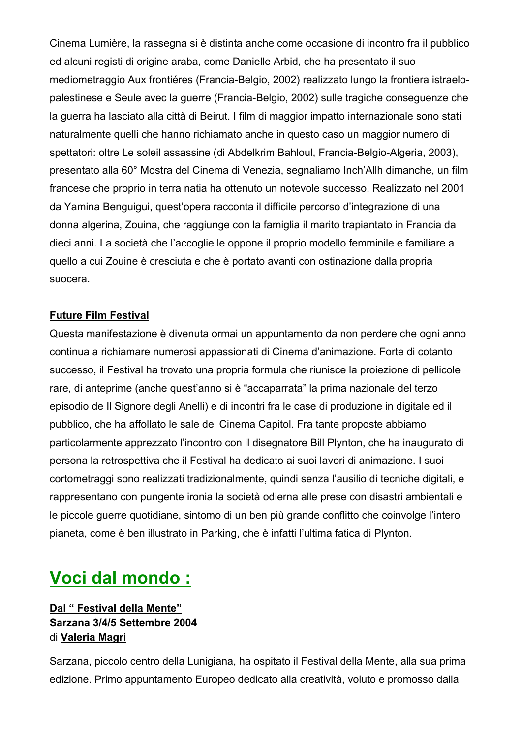Cinema Lumière, la rassegna si è distinta anche come occasione di incontro fra il pubblico ed alcuni registi di origine araba, come Danielle Arbid, che ha presentato il suo mediometraggio Aux frontiéres (Francia-Belgio, 2002) realizzato lungo la frontiera istraelo-palestinese e Seule avec la guerre (Francia-Belgio, 2002) sulle tragiche conseguenze che la guerra ha lasciato alla città di Beirut. I film di maggior impatto internazionale sono stati naturalmente quelli che hanno richiamato anche in questo caso un maggior numero di spettatori: oltre Le soleil assassine (di Abdelkrim Bahloul, Francia-Belgio-Algeria, 2003), presentato alla 60° Mostra del Cinema di Venezia, segnaliamo Inch'Allh dimanche, un film francese che proprio in terra natia ha ottenuto un notevole successo. Realizzato nel 2001 da Yamina Benguigui, quest'opera racconta il difficile percorso d'integrazione di una donna algerina, Zouina, che raggiunge con la famiglia il marito trapiantato in Francia da dieci anni. La società che l'accoglie le oppone il proprio modello femminile e familiare a quello a cui Zouine è cresciuta e che è portato avanti con ostinazione dalla propria suocera.

**Future Film Festival**

Questa manifestazione è divenuta ormai un appuntamento da non perdere che ogni anno continua a richiamare numerosi appassionati di Cinema d'animazione. Forte di cotanto successo, il Festival ha trovato una propria formula che riunisce la proiezione di pellicole rare, di anteprime (anche quest'anno si è "accaparrata" la prima nazionale del terzo episodio de Il Signore degli Anelli) e di incontri fra le case di produzione in digitale ed il pubblico, che ha affollato le sale del Cinema Capitol. Fra tante proposte abbiamo particolarmente apprezzato l'incontro con il disegnatore Bill Plynton, che ha inaugurato di persona la retrospettiva che il Festival ha dedicato ai suoi lavori di animazione. I suoi cortometraggi sono realizzati tradizionalmente, quindi senza l'ausilio di tecniche digitali, e rappresentano con pungente ironia la società odierna alle prese con disastri ambientali e le piccole guerre quotidiane, sintomo di un ben più grande conflitto che coinvolge l'intero pianeta, come è ben illustrato in Parking, che è infatti l'ultima fatica di Plynton.

## Voci dal mondo :

**Dal " Festival della Mente"**
**Sarzana 3/4/5 Settembre 2004**
di **Valeria Magri**

Sarzana, piccolo centro della Lunigiana, ha ospitato il Festival della Mente, alla sua prima edizione. Primo appuntamento Europeo dedicato alla creatività, voluto e promosso dalla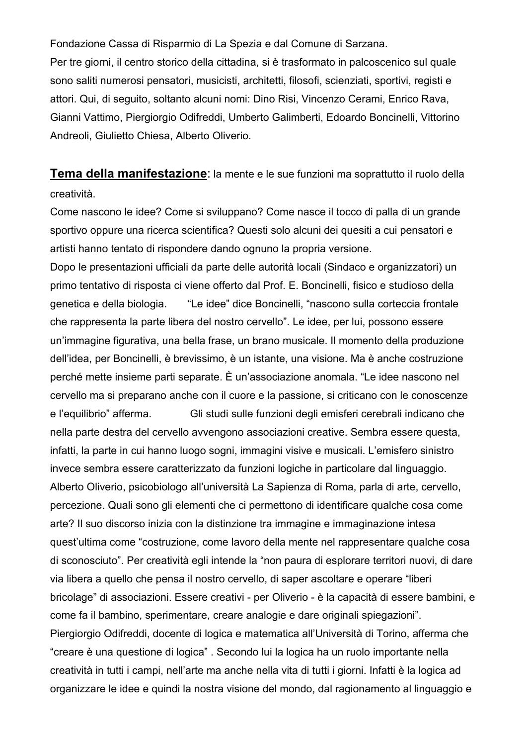Fondazione Cassa di Risparmio di La Spezia e dal Comune di Sarzana.
Per tre giorni, il centro storico della cittadina, si è trasformato in palcoscenico sul quale sono saliti numerosi pensatori, musicisti, architetti, filosofi, scienziati, sportivi, registi e attori. Qui, di seguito, soltanto alcuni nomi: Dino Risi, Vincenzo Cerami, Enrico Rava, Gianni Vattimo, Piergiorgio Odifreddi, Umberto Galimberti, Edoardo Boncinelli, Vittorino Andreoli, Giulietto Chiesa, Alberto Oliverio.

**<u>Tema della manifestazione</u>**: la mente e le sue funzioni ma soprattutto il ruolo della creatività.
Come nascono le idee? Come si sviluppano? Come nasce il tocco di palla di un grande sportivo oppure una ricerca scientifica? Questi solo alcuni dei quesiti a cui pensatori e artisti hanno tentato di rispondere dando ognuno la propria versione.
Dopo le presentazioni ufficiali da parte delle autorità locali (Sindaco e organizzatori) un primo tentativo di risposta ci viene offerto dal Prof. E. Boncinelli, fisico e studioso della genetica e della biologia. "Le idee" dice Boncinelli, "nascono sulla corteccia frontale che rappresenta la parte libera del nostro cervello". Le idee, per lui, possono essere un'immagine figurativa, una bella frase, un brano musicale. Il momento della produzione dell'idea, per Boncinelli, è brevissimo, è un istante, una visione. Ma è anche costruzione perché mette insieme parti separate. È un'associazione anomala. "Le idee nascono nel cervello ma si preparano anche con il cuore e la passione, si criticano con le conoscenze e l'equilibrio" afferma. Gli studi sulle funzioni degli emisferi cerebrali indicano che nella parte destra del cervello avvengono associazioni creative. Sembra essere questa, infatti, la parte in cui hanno luogo sogni, immagini visive e musicali. L'emisfero sinistro invece sembra essere caratterizzato da funzioni logiche in particolare dal linguaggio.
Alberto Oliverio, psicobiologo all'università La Sapienza di Roma, parla di arte, cervello, percezione. Quali sono gli elementi che ci permettono di identificare qualche cosa come arte? Il suo discorso inizia con la distinzione tra immagine e immaginazione intesa quest'ultima come "costruzione, come lavoro della mente nel rappresentare qualche cosa di sconosciuto". Per creatività egli intende la "non paura di esplorare territori nuovi, di dare via libera a quello che pensa il nostro cervello, di saper ascoltare e operare "liberi bricolage" di associazioni. Essere creativi - per Oliverio - è la capacità di essere bambini, e come fa il bambino, sperimentare, creare analogie e dare originali spiegazioni".
Piergiorgio Odifreddi, docente di logica e matematica all'Università di Torino, afferma che "creare è una questione di logica" . Secondo lui la logica ha un ruolo importante nella creatività in tutti i campi, nell'arte ma anche nella vita di tutti i giorni. Infatti è la logica ad organizzare le idee e quindi la nostra visione del mondo, dal ragionamento al linguaggio e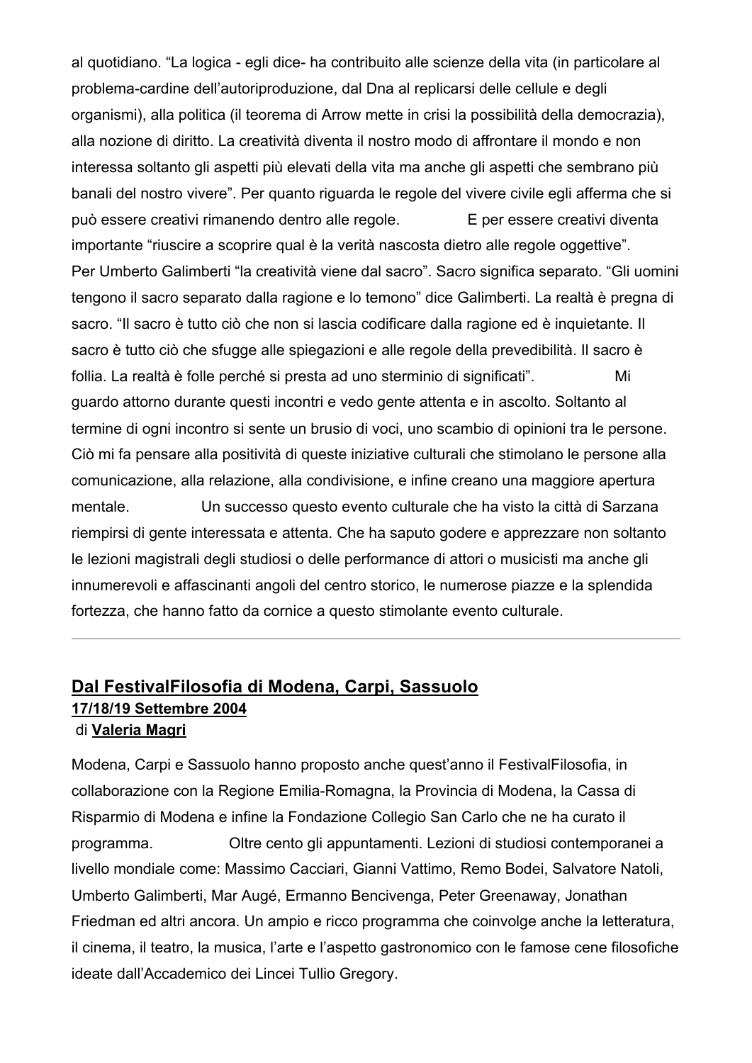al quotidiano. “La logica - egli dice- ha contribuito alle scienze della vita (in particolare al problema-cardine dell’autoriproduzione, dal Dna al replicarsi delle cellule e degli organismi), alla politica (il teorema di Arrow mette in crisi la possibilità della democrazia), alla nozione di diritto. La creatività diventa il nostro modo di affrontare il mondo e non interessa soltanto gli aspetti più elevati della vita ma anche gli aspetti che sembrano più banali del nostro vivere”. Per quanto riguarda le regole del vivere civile egli afferma che si può essere creativi rimanendo dentro alle regole. E per essere creativi diventa importante “riuscire a scoprire qual è la verità nascosta dietro alle regole oggettive”.

Per Umberto Galimberti “la creatività viene dal sacro”. Sacro significa separato. “Gli uomini tengono il sacro separato dalla ragione e lo temono” dice Galimberti. La realtà è pregna di sacro. “Il sacro è tutto ciò che non si lascia codificare dalla ragione ed è inquietante. Il sacro è tutto ciò che sfugge alle spiegazioni e alle regole della prevedibilità. Il sacro è follia. La realtà è folle perché si presta ad uno sterminio di significati”. Mi guardo attorno durante questi incontri e vedo gente attenta e in ascolto. Soltanto al termine di ogni incontro si sente un brusio di voci, uno scambio di opinioni tra le persone. Ciò mi fa pensare alla positività di queste iniziative culturali che stimolano le persone alla comunicazione, alla relazione, alla condivisione, e infine creano una maggiore apertura mentale. Un successo questo evento culturale che ha visto la città di Sarzana riempirsi di gente interessata e attenta. Che ha saputo godere e apprezzare non soltanto le lezioni magistrali degli studiosi o delle performance di attori o musicisti ma anche gli innumerevoli e affascinanti angoli del centro storico, le numerose piazze e la splendida fortezza, che hanno fatto da cornice a questo stimolante evento culturale.

---

## Dal FestivalFilosofia di Modena, Carpi, Sassuolo

**17/18/19 Settembre 2004**

di **Valeria Magri**

Modena, Carpi e Sassuolo hanno proposto anche quest’anno il FestivalFilosofia, in collaborazione con la Regione Emilia-Romagna, la Provincia di Modena, la Cassa di Risparmio di Modena e infine la Fondazione Collegio San Carlo che ne ha curato il programma. Oltre cento gli appuntamenti. Lezioni di studiosi contemporanei a livello mondiale come: Massimo Cacciari, Gianni Vattimo, Remo Bodei, Salvatore Natoli, Umberto Galimberti, Mar Augé, Ermanno Bencivenga, Peter Greenaway, Jonathan Friedman ed altri ancora. Un ampio e ricco programma che coinvolge anche la letteratura, il cinema, il teatro, la musica, l’arte e l’aspetto gastronomico con le famose cene filosofiche ideate dall’Accademico dei Lincei Tullio Gregory.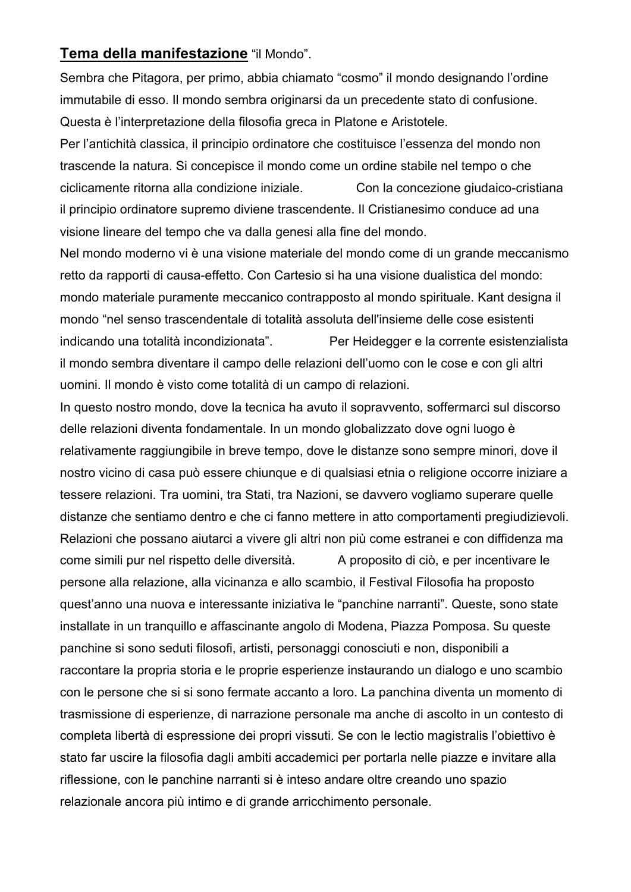**Tema della manifestazione** "il Mondo".

Sembra che Pitagora, per primo, abbia chiamato "cosmo" il mondo designando l'ordine immutabile di esso. Il mondo sembra originarsi da un precedente stato di confusione. Questa è l'interpretazione della filosofia greca in Platone e Aristotele.

Per l'antichità classica, il principio ordinatore che costituisce l'essenza del mondo non trascende la natura. Si concepisce il mondo come un ordine stabile nel tempo o che ciclicamente ritorna alla condizione iniziale. Con la concezione giudaico-cristiana il principio ordinatore supremo diviene trascendente. Il Cristianesimo conduce ad una visione lineare del tempo che va dalla genesi alla fine del mondo.

Nel mondo moderno vi è una visione materiale del mondo come di un grande meccanismo retto da rapporti di causa-effetto. Con Cartesio si ha una visione dualistica del mondo: mondo materiale puramente meccanico contrapposto al mondo spirituale. Kant designa il mondo "nel senso trascendentale di totalità assoluta dell'insieme delle cose esistenti indicando una totalità incondizionata". Per Heidegger e la corrente esistenzialista il mondo sembra diventare il campo delle relazioni dell'uomo con le cose e con gli altri uomini. Il mondo è visto come totalità di un campo di relazioni.

In questo nostro mondo, dove la tecnica ha avuto il sopravvento, soffermarci sul discorso delle relazioni diventa fondamentale. In un mondo globalizzato dove ogni luogo è relativamente raggiungibile in breve tempo, dove le distanze sono sempre minori, dove il nostro vicino di casa può essere chiunque e di qualsiasi etnia o religione occorre iniziare a tessere relazioni. Tra uomini, tra Stati, tra Nazioni, se davvero vogliamo superare quelle distanze che sentiamo dentro e che ci fanno mettere in atto comportamenti pregiudizievoli. Relazioni che possano aiutarci a vivere gli altri non più come estranei e con diffidenza ma come simili pur nel rispetto delle diversità. A proposito di ciò, e per incentivare le persone alla relazione, alla vicinanza e allo scambio, il Festival Filosofia ha proposto quest'anno una nuova e interessante iniziativa le "panchine narranti". Queste, sono state installate in un tranquillo e affascinante angolo di Modena, Piazza Pomposa. Su queste panchine si sono seduti filosofi, artisti, personaggi conosciuti e non, disponibili a raccontare la propria storia e le proprie esperienze instaurando un dialogo e uno scambio con le persone che si si sono fermate accanto a loro. La panchina diventa un momento di trasmissione di esperienze, di narrazione personale ma anche di ascolto in un contesto di completa libertà di espressione dei propri vissuti. Se con le lectio magistralis l'obiettivo è stato far uscire la filosofia dagli ambiti accademici per portarla nelle piazze e invitare alla riflessione, con le panchine narranti si è inteso andare oltre creando uno spazio relazionale ancora più intimo e di grande arricchimento personale.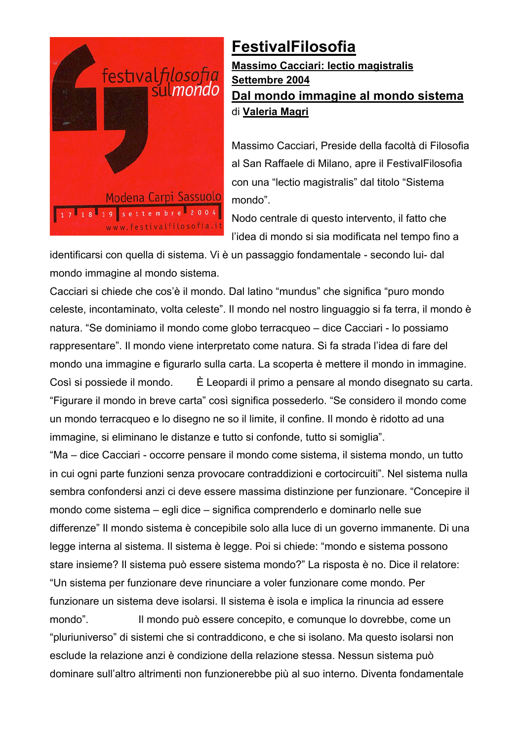# FestivalFilosofia

**Massimo Cacciari: lectio magistralis**
**Settembre 2004**

## Dal mondo immagine al mondo sistema

di **Valeria Magri**

Massimo Cacciari, Preside della facoltà di Filosofia al San Raffaele di Milano, apre il FestivalFilosofia con una "lectio magistralis" dal titolo "Sistema mondo".

Nodo centrale di questo intervento, il fatto che l'idea di mondo si sia modificata nel tempo fino a identificarsi con quella di sistema. Vi è un passaggio fondamentale - secondo lui- dal mondo immagine al mondo sistema.

Cacciari si chiede che cos'è il mondo. Dal latino "mundus" che significa "puro mondo celeste, incontaminato, volta celeste". Il mondo nel nostro linguaggio si fa terra, il mondo è natura. "Se dominiamo il mondo come globo terracqueo – dice Cacciari - lo possiamo rappresentare". Il mondo viene interpretato come natura. Si fa strada l'idea di fare del mondo una immagine e figurarlo sulla carta. La scoperta è mettere il mondo in immagine. Così si possiede il mondo. È Leopardi il primo a pensare al mondo disegnato su carta. "Figurare il mondo in breve carta" così significa possederlo. "Se considero il mondo come un mondo terracqueo e lo disegno ne so il limite, il confine. Il mondo è ridotto ad una immagine, si eliminano le distanze e tutto si confonde, tutto si somiglia".

"Ma – dice Cacciari - occorre pensare il mondo come sistema, il sistema mondo, un tutto in cui ogni parte funzioni senza provocare contraddizioni e cortocircuiti". Nel sistema nulla sembra confondersi anzi ci deve essere massima distinzione per funzionare. "Concepire il mondo come sistema – egli dice – significa comprenderlo e dominarlo nelle sue differenze" Il mondo sistema è concepibile solo alla luce di un governo immanente. Di una legge interna al sistema. Il sistema è legge. Poi si chiede: "mondo e sistema possono stare insieme? Il sistema può essere sistema mondo?" La risposta è no. Dice il relatore: "Un sistema per funzionare deve rinunciare a voler funzionare come mondo. Per funzionare un sistema deve isolarsi. Il sistema è isola e implica la rinuncia ad essere mondo". Il mondo può essere concepito, e comunque lo dovrebbe, come un "pluriuniverso" di sistemi che si contraddicono, e che si isolano. Ma questo isolarsi non esclude la relazione anzi è condizione della relazione stessa. Nessun sistema può dominare sull'altro altrimenti non funzionerebbe più al suo interno. Diventa fondamentale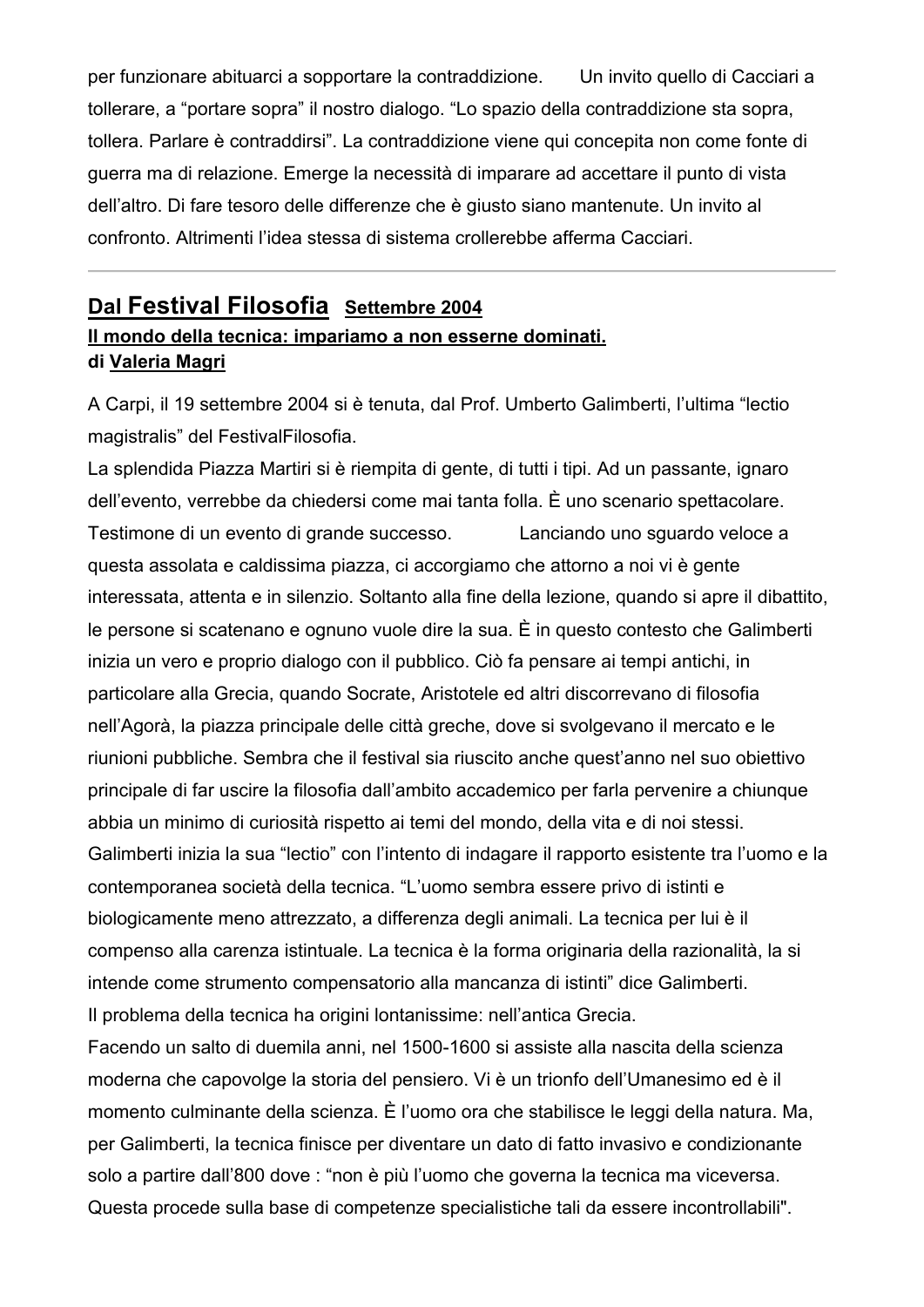per funzionare abituarci a sopportare la contraddizione. Un invito quello di Cacciari a tollerare, a "portare sopra" il nostro dialogo. "Lo spazio della contraddizione sta sopra, tollera. Parlare è contraddirsi". La contraddizione viene qui concepita non come fonte di guerra ma di relazione. Emerge la necessità di imparare ad accettare il punto di vista dell'altro. Di fare tesoro delle differenze che è giusto siano mantenute. Un invito al confronto. Altrimenti l'idea stessa di sistema crollerebbe afferma Cacciari.

---

## Dal Festival Filosofia Settembre 2004

### Il mondo della tecnica: impariamo a non esserne dominati.

**di Valeria Magri**

A Carpi, il 19 settembre 2004 si è tenuta, dal Prof. Umberto Galimberti, l'ultima "lectio magistralis" del FestivalFilosofia.
La splendida Piazza Martiri si è riempita di gente, di tutti i tipi. Ad un passante, ignaro dell'evento, verrebbe da chiedersi come mai tanta folla. È uno scenario spettacolare. Testimone di un evento di grande successo. Lanciando uno sguardo veloce a questa assolata e caldissima piazza, ci accorgiamo che attorno a noi vi è gente interessata, attenta e in silenzio. Soltanto alla fine della lezione, quando si apre il dibattito, le persone si scatenano e ognuno vuole dire la sua. È in questo contesto che Galimberti inizia un vero e proprio dialogo con il pubblico. Ciò fa pensare ai tempi antichi, in particolare alla Grecia, quando Socrate, Aristotele ed altri discorrevano di filosofia nell'Agorà, la piazza principale delle città greche, dove si svolgevano il mercato e le riunioni pubbliche. Sembra che il festival sia riuscito anche quest'anno nel suo obiettivo principale di far uscire la filosofia dall'ambito accademico per farla pervenire a chiunque abbia un minimo di curiosità rispetto ai temi del mondo, della vita e di noi stessi.
Galimberti inizia la sua "lectio" con l'intento di indagare il rapporto esistente tra l'uomo e la contemporanea società della tecnica. "L'uomo sembra essere privo di istinti e biologicamente meno attrezzato, a differenza degli animali. La tecnica per lui è il compenso alla carenza istintuale. La tecnica è la forma originaria della razionalità, la si intende come strumento compensatorio alla mancanza di istinti" dice Galimberti.
Il problema della tecnica ha origini lontanissime: nell'antica Grecia.
Facendo un salto di duemila anni, nel 1500-1600 si assiste alla nascita della scienza moderna che capovolge la storia del pensiero. Vi è un trionfo dell'Umanesimo ed è il momento culminante della scienza. È l'uomo ora che stabilisce le leggi della natura. Ma, per Galimberti, la tecnica finisce per diventare un dato di fatto invasivo e condizionante solo a partire dall'800 dove : "non è più l'uomo che governa la tecnica ma viceversa. Questa procede sulla base di competenze specialistiche tali da essere incontrollabili".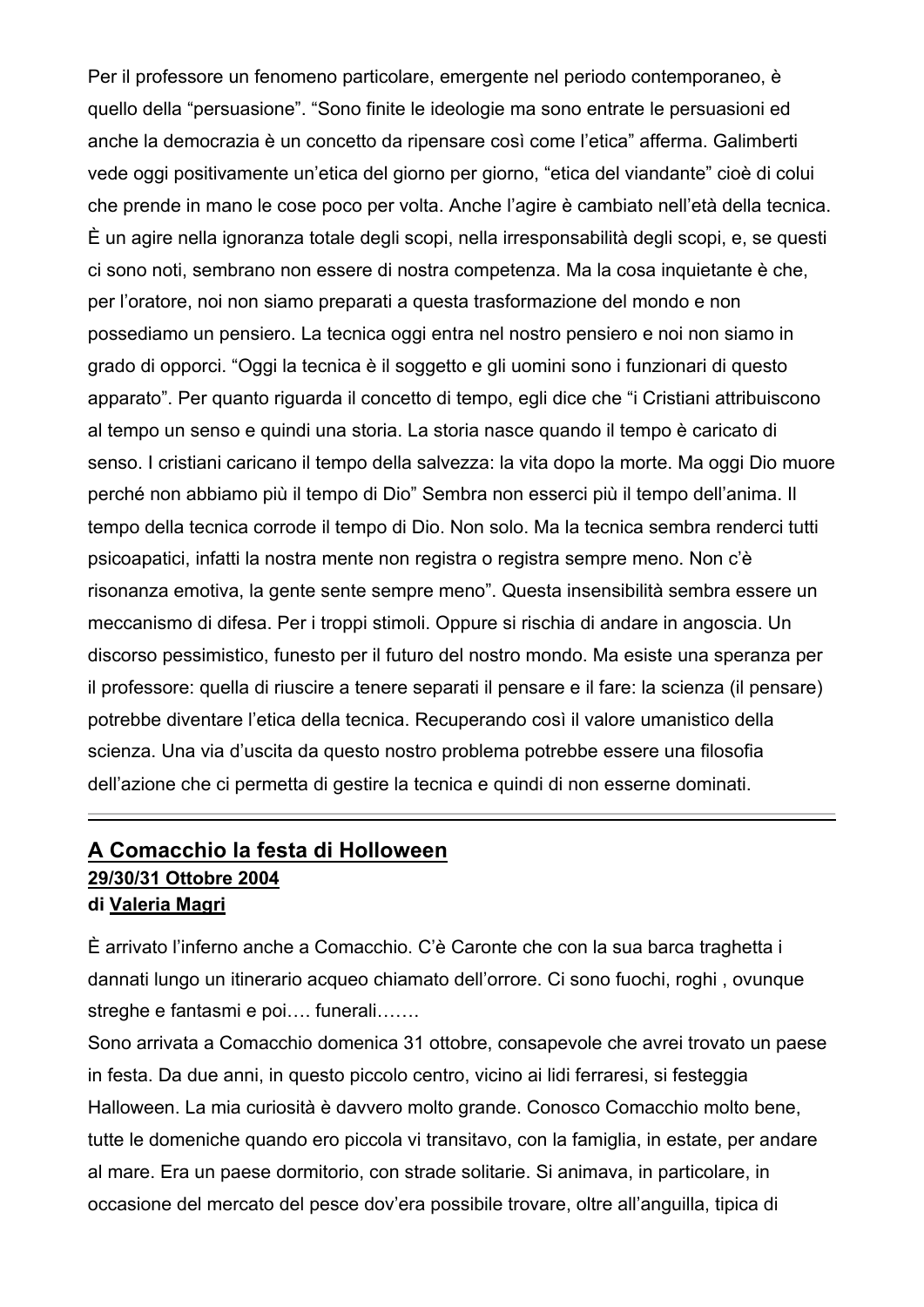Per il professore un fenomeno particolare, emergente nel periodo contemporaneo, è quello della "persuasione". "Sono finite le ideologie ma sono entrate le persuasioni ed anche la democrazia è un concetto da ripensare così come l'etica" afferma. Galimberti vede oggi positivamente un'etica del giorno per giorno, "etica del viandante" cioè di colui che prende in mano le cose poco per volta. Anche l'agire è cambiato nell'età della tecnica. È un agire nella ignoranza totale degli scopi, nella irresponsabilità degli scopi, e, se questi ci sono noti, sembrano non essere di nostra competenza. Ma la cosa inquietante è che, per l'oratore, noi non siamo preparati a questa trasformazione del mondo e non possediamo un pensiero. La tecnica oggi entra nel nostro pensiero e noi non siamo in grado di opporci. "Oggi la tecnica è il soggetto e gli uomini sono i funzionari di questo apparato". Per quanto riguarda il concetto di tempo, egli dice che "i Cristiani attribuiscono al tempo un senso e quindi una storia. La storia nasce quando il tempo è caricato di senso. I cristiani caricano il tempo della salvezza: la vita dopo la morte. Ma oggi Dio muore perché non abbiamo più il tempo di Dio" Sembra non esserci più il tempo dell'anima. Il tempo della tecnica corrode il tempo di Dio. Non solo. Ma la tecnica sembra renderci tutti psicoapatici, infatti la nostra mente non registra o registra sempre meno. Non c'è risonanza emotiva, la gente sente sempre meno". Questa insensibilità sembra essere un meccanismo di difesa. Per i troppi stimoli. Oppure si rischia di andare in angoscia. Un discorso pessimistico, funesto per il futuro del nostro mondo. Ma esiste una speranza per il professore: quella di riuscire a tenere separati il pensare e il fare: la scienza (il pensare) potrebbe diventare l'etica della tecnica. Recuperando così il valore umanistico della scienza. Una via d'uscita da questo nostro problema potrebbe essere una filosofia dell'azione che ci permetta di gestire la tecnica e quindi di non esserne dominati.

---

## A Comacchio la festa di Holloween

**29/30/31 Ottobre 2004**

**di Valeria Magri**

È arrivato l'inferno anche a Comacchio. C'è Caronte che con la sua barca traghetta i dannati lungo un itinerario acqueo chiamato dell'orrore. Ci sono fuochi, roghi , ovunque streghe e fantasmi e poi…. funerali…….

Sono arrivata a Comacchio domenica 31 ottobre, consapevole che avrei trovato un paese in festa. Da due anni, in questo piccolo centro, vicino ai lidi ferraresi, si festeggia Halloween. La mia curiosità è davvero molto grande. Conosco Comacchio molto bene, tutte le domeniche quando ero piccola vi transitavo, con la famiglia, in estate, per andare al mare. Era un paese dormitorio, con strade solitarie. Si animava, in particolare, in occasione del mercato del pesce dov'era possibile trovare, oltre all'anguilla, tipica di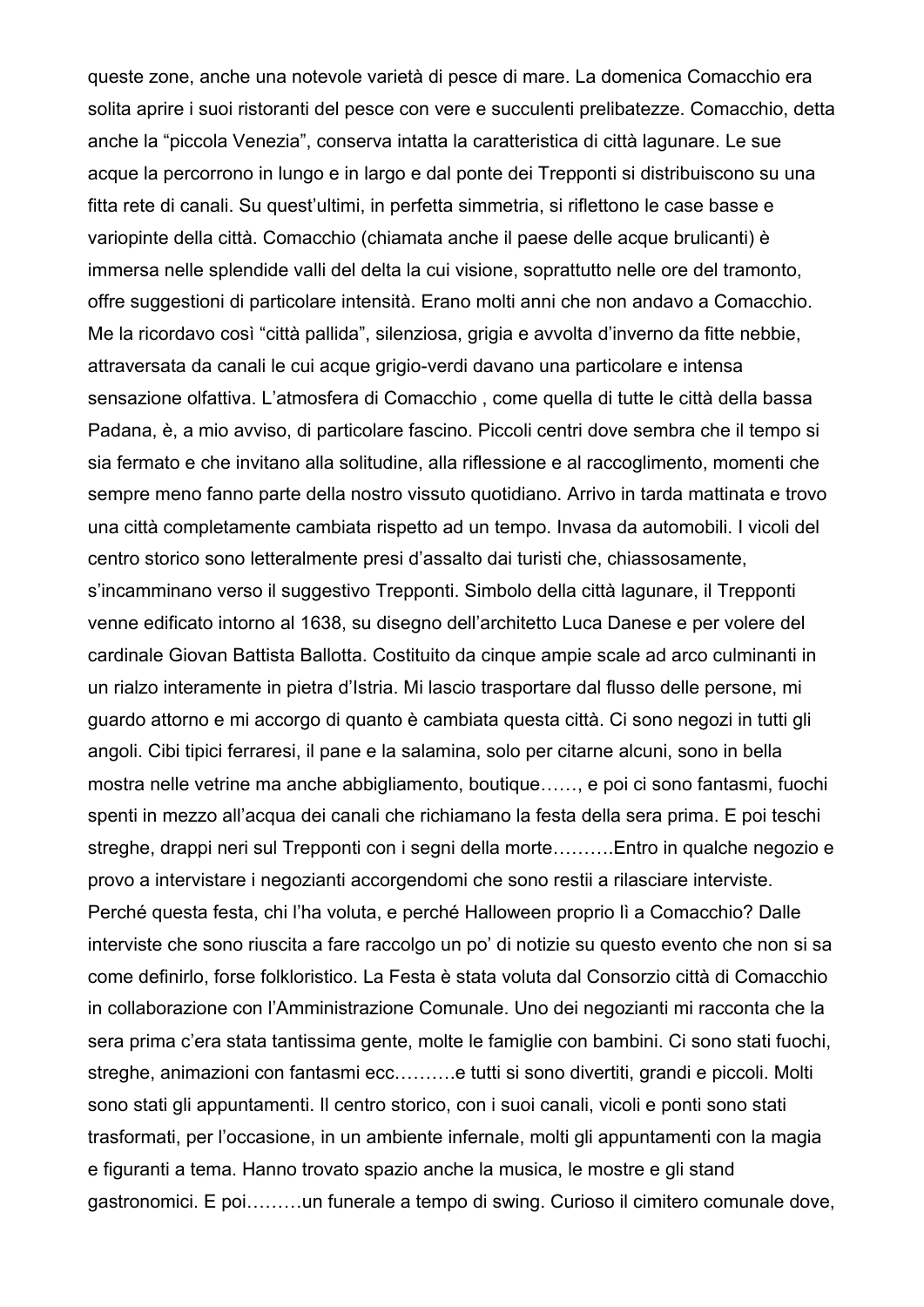queste zone, anche una notevole varietà di pesce di mare. La domenica Comacchio era solita aprire i suoi ristoranti del pesce con vere e succulenti prelibatezze. Comacchio, detta anche la "piccola Venezia", conserva intatta la caratteristica di città lagunare. Le sue acque la percorrono in lungo e in largo e dal ponte dei Trepponti si distribuiscono su una fitta rete di canali. Su quest'ultimi, in perfetta simmetria, si riflettono le case basse e variopinte della città. Comacchio (chiamata anche il paese delle acque brulicanti) è immersa nelle splendide valli del delta la cui visione, soprattutto nelle ore del tramonto, offre suggestioni di particolare intensità. Erano molti anni che non andavo a Comacchio. Me la ricordavo così "città pallida", silenziosa, grigia e avvolta d'inverno da fitte nebbie, attraversata da canali le cui acque grigio-verdi davano una particolare e intensa sensazione olfattiva. L'atmosfera di Comacchio , come quella di tutte le città della bassa Padana, è, a mio avviso, di particolare fascino. Piccoli centri dove sembra che il tempo si sia fermato e che invitano alla solitudine, alla riflessione e al raccoglimento, momenti che sempre meno fanno parte della nostro vissuto quotidiano. Arrivo in tarda mattinata e trovo una città completamente cambiata rispetto ad un tempo. Invasa da automobili. I vicoli del centro storico sono letteralmente presi d'assalto dai turisti che, chiassosamente, s'incamminano verso il suggestivo Trepponti. Simbolo della città lagunare, il Trepponti venne edificato intorno al 1638, su disegno dell'architetto Luca Danese e per volere del cardinale Giovan Battista Ballotta. Costituito da cinque ampie scale ad arco culminanti in un rialzo interamente in pietra d'Istria. Mi lascio trasportare dal flusso delle persone, mi guardo attorno e mi accorgo di quanto è cambiata questa città. Ci sono negozi in tutti gli angoli. Cibi tipici ferraresi, il pane e la salamina, solo per citarne alcuni, sono in bella mostra nelle vetrine ma anche abbigliamento, boutique……, e poi ci sono fantasmi, fuochi spenti in mezzo all'acqua dei canali che richiamano la festa della sera prima. E poi teschi streghe, drappi neri sul Trepponti con i segni della morte……….Entro in qualche negozio e provo a intervistare i negozianti accorgendomi che sono restii a rilasciare interviste. Perché questa festa, chi l'ha voluta, e perché Halloween proprio lì a Comacchio? Dalle interviste che sono riuscita a fare raccolgo un po' di notizie su questo evento che non si sa come definirlo, forse folkloristico. La Festa è stata voluta dal Consorzio città di Comacchio in collaborazione con l'Amministrazione Comunale. Uno dei negozianti mi racconta che la sera prima c'era stata tantissima gente, molte le famiglie con bambini. Ci sono stati fuochi, streghe, animazioni con fantasmi ecc……….e tutti si sono divertiti, grandi e piccoli. Molti sono stati gli appuntamenti. Il centro storico, con i suoi canali, vicoli e ponti sono stati trasformati, per l'occasione, in un ambiente infernale, molti gli appuntamenti con la magia e figuranti a tema. Hanno trovato spazio anche la musica, le mostre e gli stand gastronomici. E poi………un funerale a tempo di swing. Curioso il cimitero comunale dove,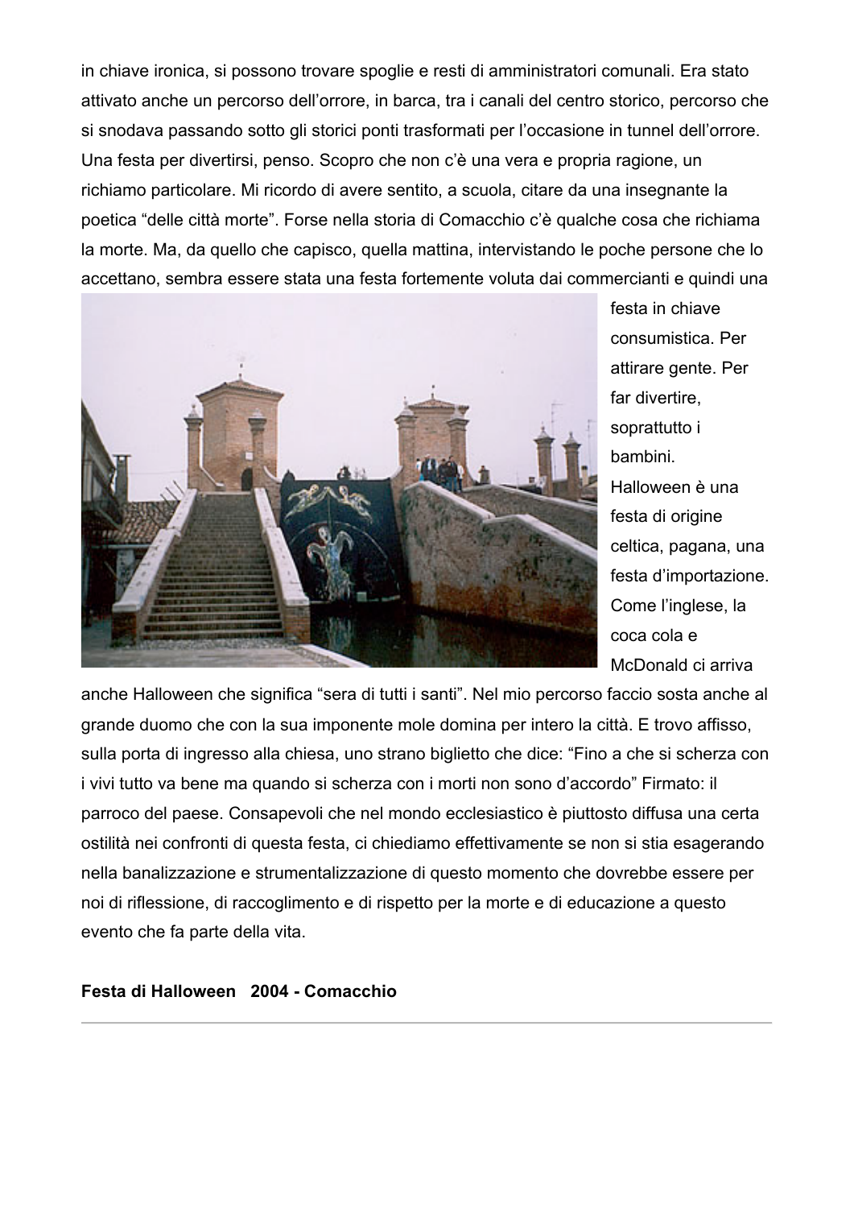in chiave ironica, si possono trovare spoglie e resti di amministratori comunali. Era stato attivato anche un percorso dell'orrore, in barca, tra i canali del centro storico, percorso che si snodava passando sotto gli storici ponti trasformati per l'occasione in tunnel dell'orrore. Una festa per divertirsi, penso. Scopro che non c'è una vera e propria ragione, un richiamo particolare. Mi ricordo di avere sentito, a scuola, citare da una insegnante la poetica "delle città morte". Forse nella storia di Comacchio c'è qualche cosa che richiama la morte. Ma, da quello che capisco, quella mattina, intervistando le poche persone che lo accettano, sembra essere stata una festa fortemente voluta dai commercianti e quindi una festa in chiave consumistica. Per attirare gente. Per far divertire, soprattutto i bambini. Halloween è una festa di origine celtica, pagana, una festa d'importazione. Come l'inglese, la coca cola e McDonald ci arriva anche Halloween che significa "sera di tutti i santi". Nel mio percorso faccio sosta anche al grande duomo che con la sua imponente mole domina per intero la città. E trovo affisso, sulla porta di ingresso alla chiesa, uno strano biglietto che dice: "Fino a che si scherza con i vivi tutto va bene ma quando si scherza con i morti non sono d'accordo" Firmato: il parroco del paese. Consapevoli che nel mondo ecclesiastico è piuttosto diffusa una certa ostilità nei confronti di questa festa, ci chiediamo effettivamente se non si stia esagerando nella banalizzazione e strumentalizzazione di questo momento che dovrebbe essere per noi di riflessione, di raccoglimento e di rispetto per la morte e di educazione a questo evento che fa parte della vita.

**Festa di Halloween 2004 - Comacchio**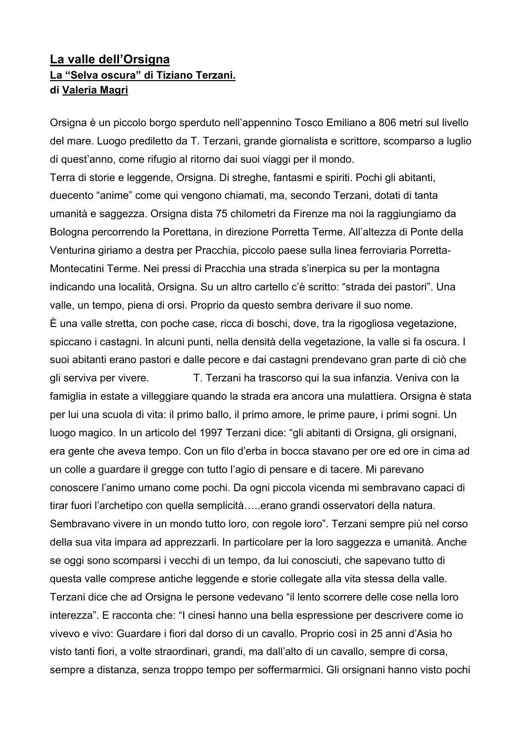## La valle dell'Orsigna

### La "Selva oscura" di Tiziano Terzani.

### di Valeria Magri

Orsigna è un piccolo borgo sperduto nell'appennino Tosco Emiliano a 806 metri sul livello del mare. Luogo prediletto da T. Terzani, grande giornalista e scrittore, scomparso a luglio di quest'anno, come rifugio al ritorno dai suoi viaggi per il mondo.

Terra di storie e leggende, Orsigna. Di streghe, fantasmi e spiriti. Pochi gli abitanti, duecento "anime" come qui vengono chiamati, ma, secondo Terzani, dotati di tanta umanità e saggezza. Orsigna dista 75 chilometri da Firenze ma noi la raggiungiamo da Bologna percorrendo la Porettana, in direzione Porretta Terme. All'altezza di Ponte della Venturina giriamo a destra per Pracchia, piccolo paese sulla linea ferroviaria Porretta-Montecatini Terme. Nei pressi di Pracchia una strada s'inerpica su per la montagna indicando una località, Orsigna. Su un altro cartello c'è scritto: "strada dei pastori". Una valle, un tempo, piena di orsi. Proprio da questo sembra derivare il suo nome.

È una valle stretta, con poche case, ricca di boschi, dove, tra la rigogliosa vegetazione, spiccano i castagni. In alcuni punti, nella densità della vegetazione, la valle si fa oscura. I suoi abitanti erano pastori e dalle pecore e dai castagni prendevano gran parte di ciò che gli serviva per vivere. T. Terzani ha trascorso qui la sua infanzia. Veniva con la famiglia in estate a villeggiare quando la strada era ancora una mulattiera. Orsigna è stata per lui una scuola di vita: il primo ballo, il primo amore, le prime paure, i primi sogni. Un luogo magico. In un articolo del 1997 Terzani dice: "gli abitanti di Orsigna, gli orsignani, era gente che aveva tempo. Con un filo d'erba in bocca stavano per ore ed ore in cima ad un colle a guardare il gregge con tutto l'agio di pensare e di tacere. Mi parevano conoscere l'animo umano come pochi. Da ogni piccola vicenda mi sembravano capaci di tirar fuori l'archetipo con quella semplicità…..erano grandi osservatori della natura. Sembravano vivere in un mondo tutto loro, con regole loro". Terzani sempre più nel corso della sua vita impara ad apprezzarli. In particolare per la loro saggezza e umanità. Anche se oggi sono scomparsi i vecchi di un tempo, da lui conosciuti, che sapevano tutto di questa valle comprese antiche leggende e storie collegate alla vita stessa della valle. Terzani dice che ad Orsigna le persone vedevano "il lento scorrere delle cose nella loro interezza". E racconta che: "I cinesi hanno una bella espressione per descrivere come io vivevo e vivo: Guardare i fiori dal dorso di un cavallo. Proprio così in 25 anni d'Asia ho visto tanti fiori, a volte straordinari, grandi, ma dall'alto di un cavallo, sempre di corsa, sempre a distanza, senza troppo tempo per soffermarmici. Gli orsignani hanno visto pochi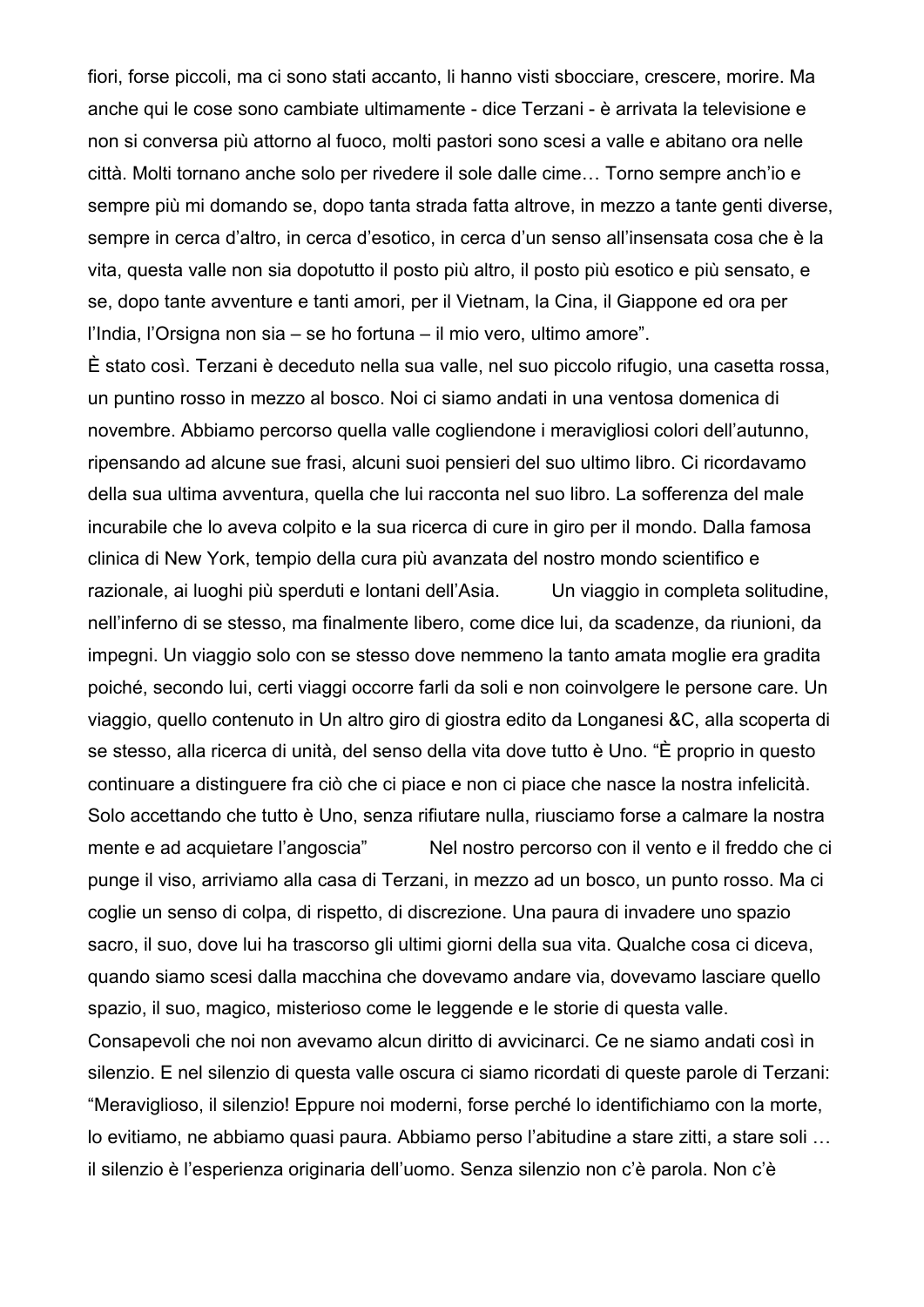fiori, forse piccoli, ma ci sono stati accanto, li hanno visti sbocciare, crescere, morire. Ma anche qui le cose sono cambiate ultimamente - dice Terzani - è arrivata la televisione e non si conversa più attorno al fuoco, molti pastori sono scesi a valle e abitano ora nelle città. Molti tornano anche solo per rivedere il sole dalle cime… Torno sempre anch'io e sempre più mi domando se, dopo tanta strada fatta altrove, in mezzo a tante genti diverse, sempre in cerca d'altro, in cerca d'esotico, in cerca d'un senso all'insensata cosa che è la vita, questa valle non sia dopotutto il posto più altro, il posto più esotico e più sensato, e se, dopo tante avventure e tanti amori, per il Vietnam, la Cina, il Giappone ed ora per l'India, l'Orsigna non sia – se ho fortuna – il mio vero, ultimo amore".

È stato così. Terzani è deceduto nella sua valle, nel suo piccolo rifugio, una casetta rossa, un puntino rosso in mezzo al bosco. Noi ci siamo andati in una ventosa domenica di novembre. Abbiamo percorso quella valle cogliendone i meravigliosi colori dell'autunno, ripensando ad alcune sue frasi, alcuni suoi pensieri del suo ultimo libro. Ci ricordavamo della sua ultima avventura, quella che lui racconta nel suo libro. La sofferenza del male incurabile che lo aveva colpito e la sua ricerca di cure in giro per il mondo. Dalla famosa clinica di New York, tempio della cura più avanzata del nostro mondo scientifico e razionale, ai luoghi più sperduti e lontani dell'Asia. Un viaggio in completa solitudine, nell'inferno di se stesso, ma finalmente libero, come dice lui, da scadenze, da riunioni, da impegni. Un viaggio solo con se stesso dove nemmeno la tanto amata moglie era gradita poiché, secondo lui, certi viaggi occorre farli da soli e non coinvolgere le persone care. Un viaggio, quello contenuto in Un altro giro di giostra edito da Longanesi &C, alla scoperta di se stesso, alla ricerca di unità, del senso della vita dove tutto è Uno. "È proprio in questo continuare a distinguere fra ciò che ci piace e non ci piace che nasce la nostra infelicità. Solo accettando che tutto è Uno, senza rifiutare nulla, riusciamo forse a calmare la nostra mente e ad acquietare l'angoscia" Nel nostro percorso con il vento e il freddo che ci punge il viso, arriviamo alla casa di Terzani, in mezzo ad un bosco, un punto rosso. Ma ci coglie un senso di colpa, di rispetto, di discrezione. Una paura di invadere uno spazio sacro, il suo, dove lui ha trascorso gli ultimi giorni della sua vita. Qualche cosa ci diceva, quando siamo scesi dalla macchina che dovevamo andare via, dovevamo lasciare quello spazio, il suo, magico, misterioso come le leggende e le storie di questa valle. Consapevoli che noi non avevamo alcun diritto di avvicinarci. Ce ne siamo andati così in silenzio. E nel silenzio di questa valle oscura ci siamo ricordati di queste parole di Terzani: "Meraviglioso, il silenzio! Eppure noi moderni, forse perché lo identifichiamo con la morte, lo evitiamo, ne abbiamo quasi paura. Abbiamo perso l'abitudine a stare zitti, a stare soli … il silenzio è l'esperienza originaria dell'uomo. Senza silenzio non c'è parola. Non c'è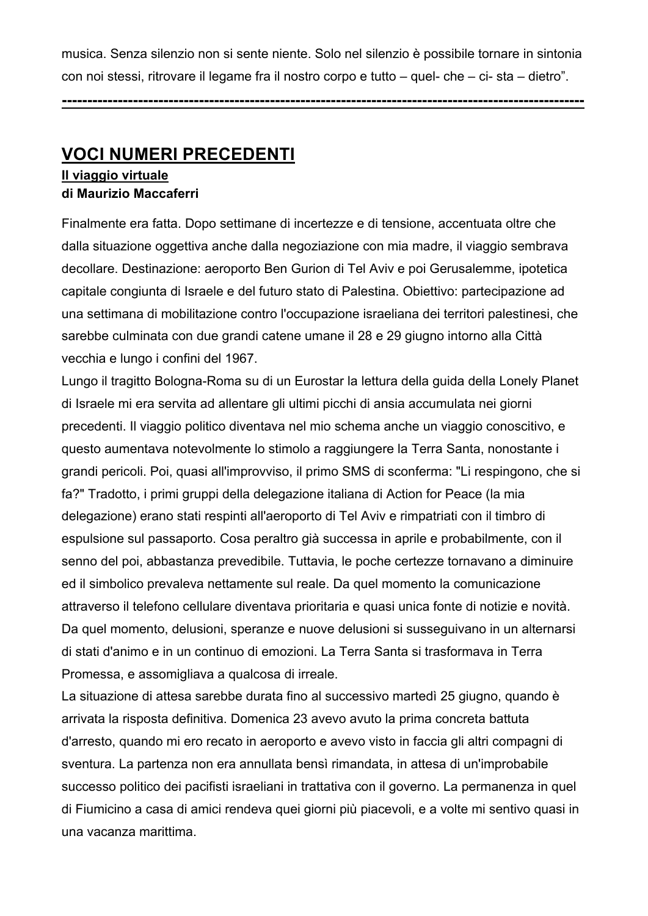musica. Senza silenzio non si sente niente. Solo nel silenzio è possibile tornare in sintonia con noi stessi, ritrovare il legame fra il nostro corpo e tutto – quel- che – ci- sta – dietro".

---

## VOCI NUMERI PRECEDENTI

### Il viaggio virtuale

**di Maurizio Maccaferri**

Finalmente era fatta. Dopo settimane di incertezze e di tensione, accentuata oltre che dalla situazione oggettiva anche dalla negoziazione con mia madre, il viaggio sembrava decollare. Destinazione: aeroporto Ben Gurion di Tel Aviv e poi Gerusalemme, ipotetica capitale congiunta di Israele e del futuro stato di Palestina. Obiettivo: partecipazione ad una settimana di mobilitazione contro l'occupazione israeliana dei territori palestinesi, che sarebbe culminata con due grandi catene umane il 28 e 29 giugno intorno alla Città vecchia e lungo i confini del 1967.
Lungo il tragitto Bologna-Roma su di un Eurostar la lettura della guida della Lonely Planet di Israele mi era servita ad allentare gli ultimi picchi di ansia accumulata nei giorni precedenti. Il viaggio politico diventava nel mio schema anche un viaggio conoscitivo, e questo aumentava notevolmente lo stimolo a raggiungere la Terra Santa, nonostante i grandi pericoli. Poi, quasi all'improvviso, il primo SMS di sconferma: "Li respingono, che si fa?" Tradotto, i primi gruppi della delegazione italiana di Action for Peace (la mia delegazione) erano stati respinti all'aeroporto di Tel Aviv e rimpatriati con il timbro di espulsione sul passaporto. Cosa peraltro già successa in aprile e probabilmente, con il senno del poi, abbastanza prevedibile. Tuttavia, le poche certezze tornavano a diminuire ed il simbolico prevaleva nettamente sul reale. Da quel momento la comunicazione attraverso il telefono cellulare diventava prioritaria e quasi unica fonte di notizie e novità. Da quel momento, delusioni, speranze e nuove delusioni si susseguivano in un alternarsi di stati d'animo e in un continuo di emozioni. La Terra Santa si trasformava in Terra Promessa, e assomigliava a qualcosa di irreale.
La situazione di attesa sarebbe durata fino al successivo martedì 25 giugno, quando è arrivata la risposta definitiva. Domenica 23 avevo avuto la prima concreta battuta d'arresto, quando mi ero recato in aeroporto e avevo visto in faccia gli altri compagni di sventura. La partenza non era annullata bensì rimandata, in attesa di un'improbabile successo politico dei pacifisti israeliani in trattativa con il governo. La permanenza in quel di Fiumicino a casa di amici rendeva quei giorni più piacevoli, e a volte mi sentivo quasi in una vacanza marittima.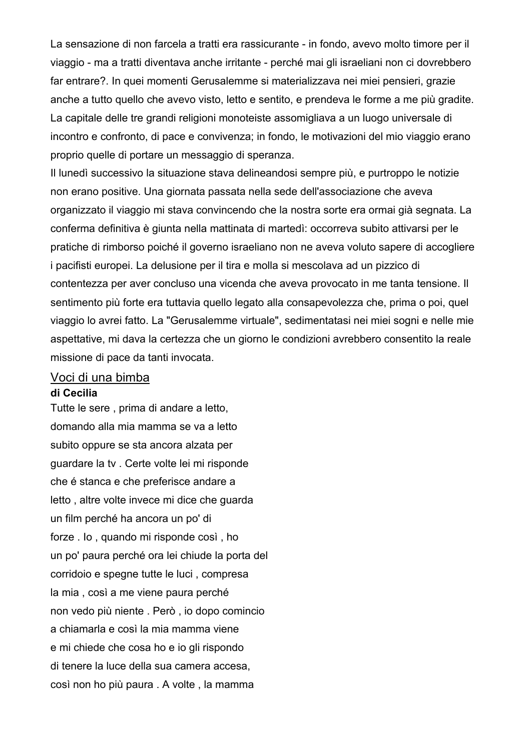La sensazione di non farcela a tratti era rassicurante - in fondo, avevo molto timore per il viaggio - ma a tratti diventava anche irritante - perché mai gli israeliani non ci dovrebbero far entrare?. In quei momenti Gerusalemme si materializzava nei miei pensieri, grazie anche a tutto quello che avevo visto, letto e sentito, e prendeva le forme a me più gradite. La capitale delle tre grandi religioni monoteiste assomigliava a un luogo universale di incontro e confronto, di pace e convivenza; in fondo, le motivazioni del mio viaggio erano proprio quelle di portare un messaggio di speranza.
Il lunedì successivo la situazione stava delineandosi sempre più, e purtroppo le notizie non erano positive. Una giornata passata nella sede dell'associazione che aveva organizzato il viaggio mi stava convincendo che la nostra sorte era ormai già segnata. La conferma definitiva è giunta nella mattinata di martedì: occorreva subito attivarsi per le pratiche di rimborso poiché il governo israeliano non ne aveva voluto sapere di accogliere i pacifisti europei. La delusione per il tira e molla si mescolava ad un pizzico di contentezza per aver concluso una vicenda che aveva provocato in me tanta tensione. Il sentimento più forte era tuttavia quello legato alla consapevolezza che, prima o poi, quel viaggio lo avrei fatto. La "Gerusalemme virtuale", sedimentatasi nei miei sogni e nelle mie aspettative, mi dava la certezza che un giorno le condizioni avrebbero consentito la reale missione di pace da tanti invocata.

## Voci di una bimba

**di Cecilia**

Tutte le sere , prima di andare a letto,
domando alla mia mamma se va a letto
subito oppure se sta ancora alzata per
guardare la tv . Certe volte lei mi risponde
che é stanca e che preferisce andare a
letto , altre volte invece mi dice che guarda
un film perché ha ancora un po' di
forze . Io , quando mi risponde così , ho
un po' paura perché ora lei chiude la porta del
corridoio e spegne tutte le luci , compresa
la mia , così a me viene paura perché
non vedo più niente . Però , io dopo comincio
a chiamarla e così la mia mamma viene
e mi chiede che cosa ho e io gli rispondo
di tenere la luce della sua camera accesa,
così non ho più paura . A volte , la mamma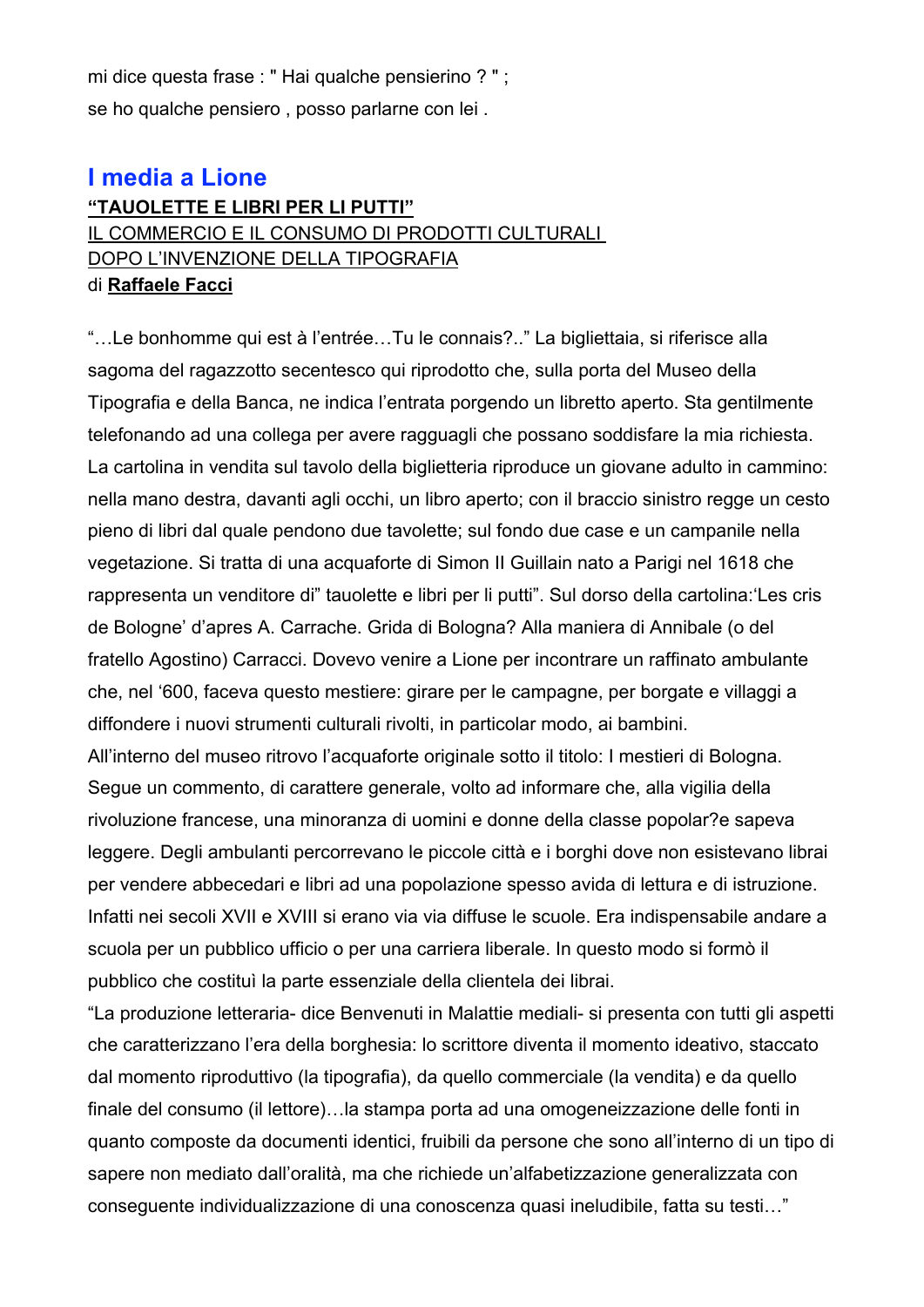mi dice questa frase : " Hai qualche pensierino ? " ;
se ho qualche pensiero , posso parlarne con lei .

## I media a Lione

**"TAUOLETTE E LIBRI PER LI PUTTI"**

IL COMMERCIO E IL CONSUMO DI PRODOTTI CULTURALI
DOPO L'INVENZIONE DELLA TIPOGRAFIA

di **Raffaele Facci**

"…Le bonhomme qui est à l'entrée…Tu le connais?.." La bigliettaia, si riferisce alla sagoma del ragazzotto secentesco qui riprodotto che, sulla porta del Museo della Tipografia e della Banca, ne indica l'entrata porgendo un libretto aperto. Sta gentilmente telefonando ad una collega per avere ragguagli che possano soddisfare la mia richiesta. La cartolina in vendita sul tavolo della biglietteria riproduce un giovane adulto in cammino: nella mano destra, davanti agli occhi, un libro aperto; con il braccio sinistro regge un cesto pieno di libri dal quale pendono due tavolette; sul fondo due case e un campanile nella vegetazione. Si tratta di una acquaforte di Simon II Guillain nato a Parigi nel 1618 che rappresenta un venditore di" tauolette e libri per li putti". Sul dorso della cartolina:'Les cris de Bologne' d'apres A. Carrache. Grida di Bologna? Alla maniera di Annibale (o del fratello Agostino) Carracci. Dovevo venire a Lione per incontrare un raffinato ambulante che, nel '600, faceva questo mestiere: girare per le campagne, per borgate e villaggi a diffondere i nuovi strumenti culturali rivolti, in particolar modo, ai bambini.
All'interno del museo ritrovo l'acquaforte originale sotto il titolo: I mestieri di Bologna. Segue un commento, di carattere generale, volto ad informare che, alla vigilia della rivoluzione francese, una minoranza di uomini e donne della classe popolar?e sapeva leggere. Degli ambulanti percorrevano le piccole città e i borghi dove non esistevano librai per vendere abbecedari e libri ad una popolazione spesso avida di lettura e di istruzione. Infatti nei secoli XVII e XVIII si erano via via diffuse le scuole. Era indispensabile andare a scuola per un pubblico ufficio o per una carriera liberale. In questo modo si formò il pubblico che costituì la parte essenziale della clientela dei librai.
"La produzione letteraria- dice Benvenuti in Malattie mediali- si presenta con tutti gli aspetti che caratterizzano l'era della borghesia: lo scrittore diventa il momento ideativo, staccato dal momento riproduttivo (la tipografia), da quello commerciale (la vendita) e da quello finale del consumo (il lettore)…la stampa porta ad una omogeneizzazione delle fonti in quanto composte da documenti identici, fruibili da persone che sono all'interno di un tipo di sapere non mediato dall'oralità, ma che richiede un'alfabetizzazione generalizzata con conseguente individualizzazione di una conoscenza quasi ineludibile, fatta su testi…"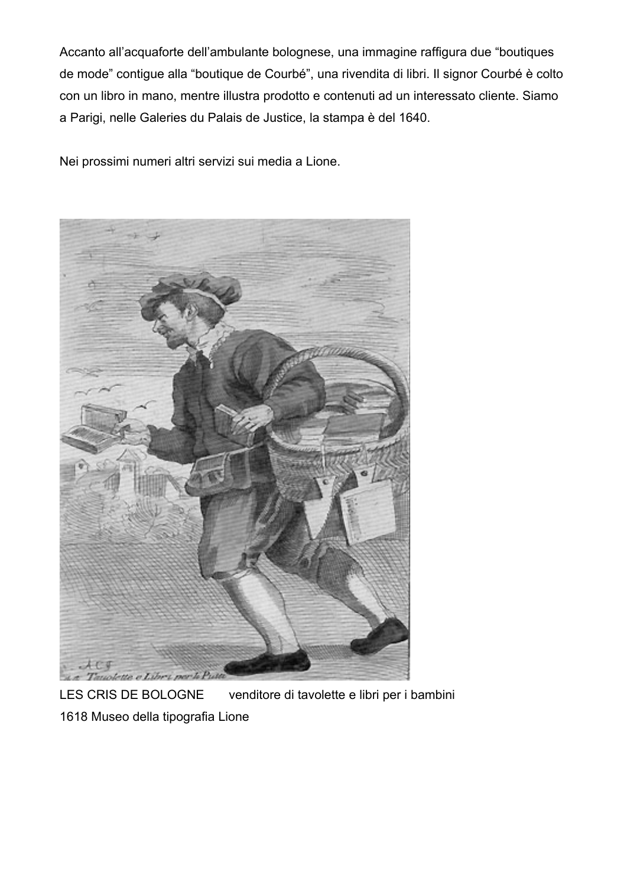Accanto all'acquaforte dell'ambulante bolognese, una immagine raffigura due "boutiques de mode" contigue alla "boutique de Courbé", una rivendita di libri. Il signor Courbé è colto con un libro in mano, mentre illustra prodotto e contenuti ad un interessato cliente. Siamo a Parigi, nelle Galeries du Palais de Justice, la stampa è del 1640.

Nei prossimi numeri altri servizi sui media a Lione.

LES CRIS DE BOLOGNE venditore di tavolette e libri per i bambini
1618 Museo della tipografia Lione